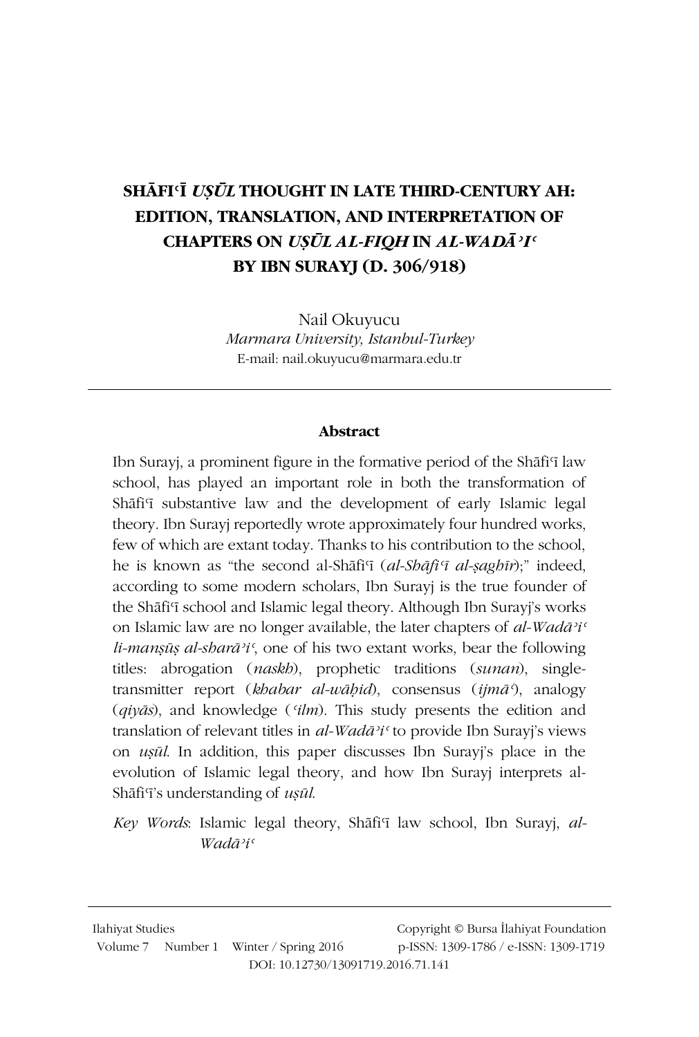# SHĀFIʿĪ *UṢŪL* THOUGHT IN LATE THIRD-CENTURY AH: EDITION, TRANSLATION, AND INTERPRETATION OF CHAPTERS ON *UṢŪL AL-FIQH* IN *AL-WADĀʾIʿ* BY IBN SURAYJ (D. 306/918)

Nail Okuyucu
*Marmara University, Istanbul-Turkey*
E-mail: nail.okuyucu@marmara.edu.tr

---

**Abstract**

Ibn Surayj, a prominent figure in the formative period of the Shāfiʿī law school, has played an important role in both the transformation of Shāfiʿī substantive law and the development of early Islamic legal theory. Ibn Surayj reportedly wrote approximately four hundred works, few of which are extant today. Thanks to his contribution to the school, he is known as "the second al-Shāfiʿī (*al-Shāfiʿī al-ṣaghīr*);" indeed, according to some modern scholars, Ibn Surayj is the true founder of the Shāfiʿī school and Islamic legal theory. Although Ibn Surayj's works on Islamic law are no longer available, the later chapters of *al-Wadāʾiʿ li-manṣūṣ al-sharāʾiʿ*, one of his two extant works, bear the following titles: abrogation (*naskh*), prophetic traditions (*sunan*), single-transmitter report (*khabar al-wāḥid*), consensus (*ijmāʿ*), analogy (*qiyās*), and knowledge (*ʿilm*). This study presents the edition and translation of relevant titles in *al-Wadāʾiʿ* to provide Ibn Surayj's views on *uṣūl*. In addition, this paper discusses Ibn Surayj's place in the evolution of Islamic legal theory, and how Ibn Surayj interprets al-Shāfiʿī's understanding of *uṣūl*.

*Key Words*: Islamic legal theory, Shāfiʿī law school, Ibn Surayj, *al-Wadāʾiʿ*

---

Ilahiyat Studies
Volume 7 Number 1 Winter / Spring 2016
Copyright © Bursa İlahiyat Foundation
p-ISSN: 1309-1786 / e-ISSN: 1309-1719
DOI: 10.12730/13091719.2016.71.141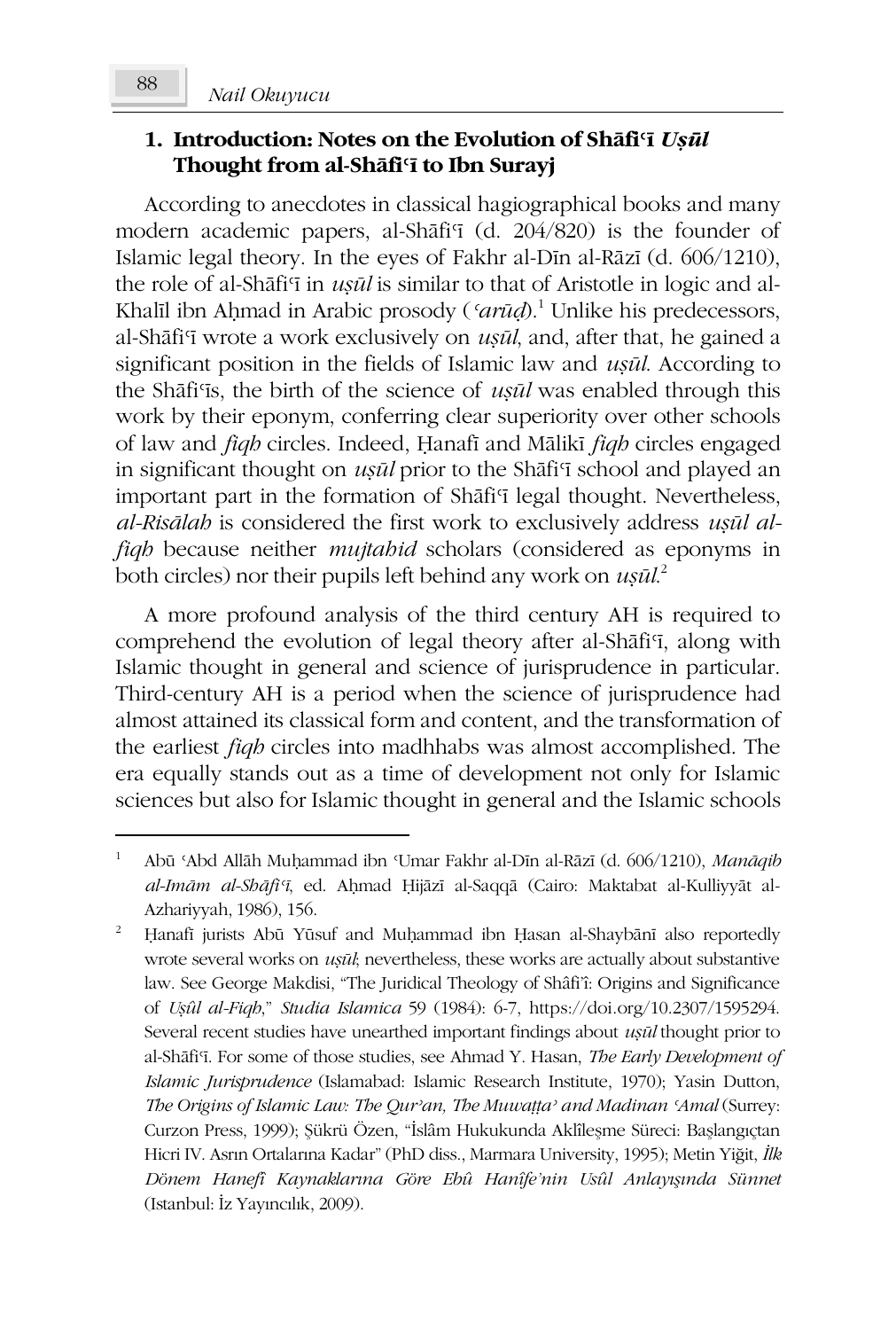## 1. Introduction: Notes on the Evolution of Shāfiʿī *Uṣūl* Thought from al-Shāfiʿī to Ibn Surayj

According to anecdotes in classical hagiographical books and many modern academic papers, al-Shāfiʿī (d. 204/820) is the founder of Islamic legal theory. In the eyes of Fakhr al-Dīn al-Rāzī (d. 606/1210), the role of al-Shāfiʿī in *uṣūl* is similar to that of Aristotle in logic and al-Khalīl ibn Aḥmad in Arabic prosody (*ʿarūḍ*).[1] Unlike his predecessors, al-Shāfiʿī wrote a work exclusively on *uṣūl*, and, after that, he gained a significant position in the fields of Islamic law and *uṣūl*. According to the Shāfiʿīs, the birth of the science of *uṣūl* was enabled through this work by their eponym, conferring clear superiority over other schools of law and *fiqh* circles. Indeed, Ḥanafī and Mālikī *fiqh* circles engaged in significant thought on *uṣūl* prior to the Shāfiʿī school and played an important part in the formation of Shāfiʿī legal thought. Nevertheless, *al-Risālah* is considered the first work to exclusively address *uṣūl al-fiqh* because neither *mujtahid* scholars (considered as eponyms in both circles) nor their pupils left behind any work on *uṣūl*.[2]

A more profound analysis of the third century AH is required to comprehend the evolution of legal theory after al-Shāfiʿī, along with Islamic thought in general and science of jurisprudence in particular. Third-century AH is a period when the science of jurisprudence had almost attained its classical form and content, and the transformation of the earliest *fiqh* circles into madhhabs was almost accomplished. The era equally stands out as a time of development not only for Islamic sciences but also for Islamic thought in general and the Islamic schools

---

1 Abū ʿAbd Allāh Muḥammad ibn ʿUmar Fakhr al-Dīn al-Rāzī (d. 606/1210), *Manāqib al-Imām al-Shāfiʿī*, ed. Aḥmad Ḥijāzī al-Saqqā (Cairo: Maktabat al-Kulliyyāt al-Azhariyyah, 1986), 156.

2 Ḥanafī jurists Abū Yūsuf and Muḥammad ibn Ḥasan al-Shaybānī also reportedly wrote several works on *uṣūl*; nevertheless, these works are actually about substantive law. See George Makdisi, "The Juridical Theology of Shâfiʿî: Origins and Significance of *Uṣûl al-Fiqh*," *Studia Islamica* 59 (1984): 6-7, https://doi.org/10.2307/1595294. Several recent studies have unearthed important findings about *uṣūl* thought prior to al-Shāfiʿī. For some of those studies, see Ahmad Y. Hasan, *The Early Development of Islamic Jurisprudence* (Islamabad: Islamic Research Institute, 1970); Yasin Dutton, *The Origins of Islamic Law: The Qurʾan, The Muwaṭṭaʾ and Madinan ʿAmal* (Surrey: Curzon Press, 1999); Şükrü Özen, "İslâm Hukukunda Aklîleşme Süreci: Başlangıçtan Hicri IV. Asrın Ortalarına Kadar" (PhD diss., Marmara University, 1995); Metin Yiğit, *İlk Dönem Hanefî Kaynaklarına Göre Ebû Hanîfe'nin Usûl Anlayışında Sünnet* (Istanbul: İz Yayıncılık, 2009).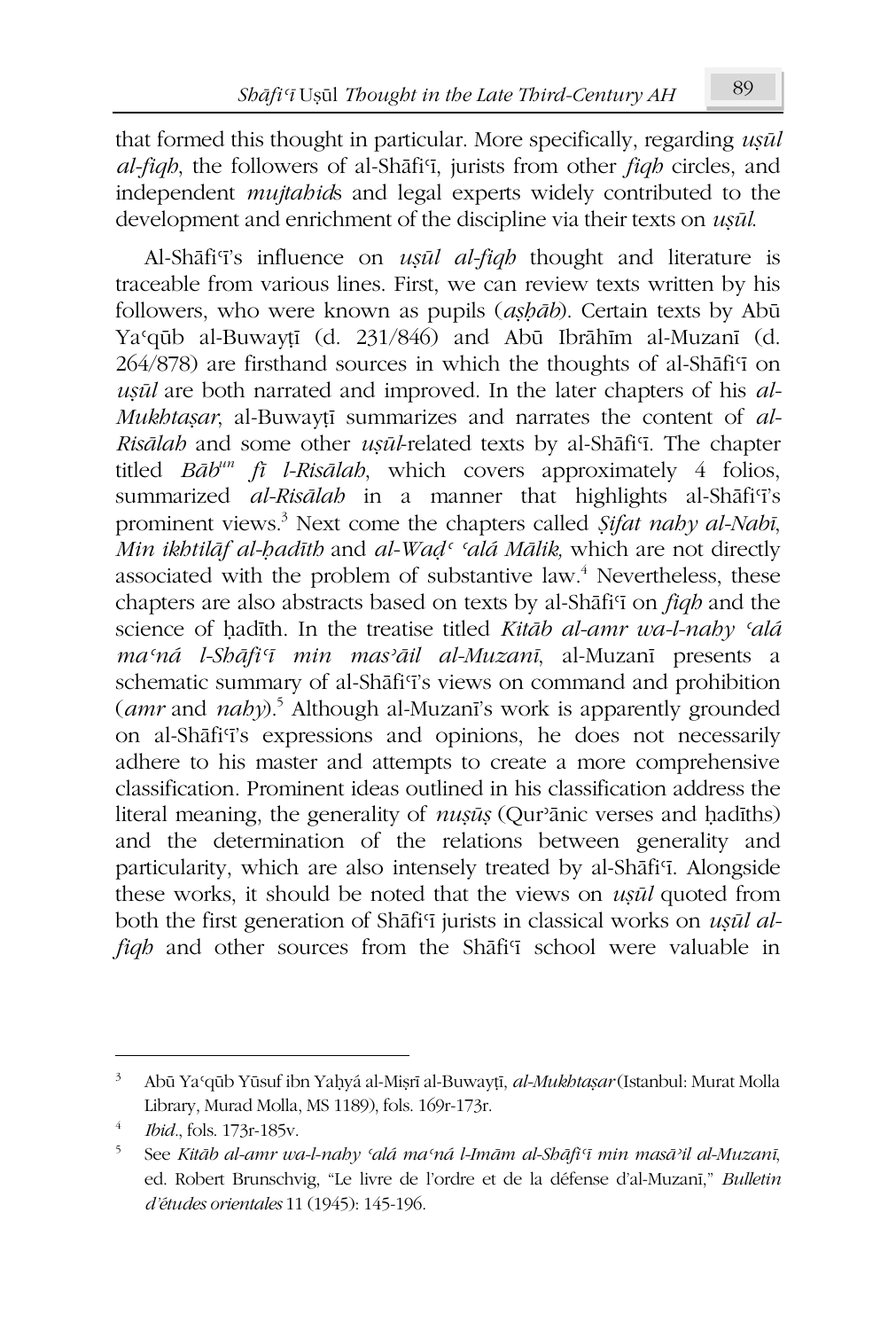that formed this thought in particular. More specifically, regarding *uṣūl al-fiqh*, the followers of al-Shāfiʿī, jurists from other *fiqh* circles, and independent *mujtahid*s and legal experts widely contributed to the development and enrichment of the discipline via their texts on *uṣūl*.

Al-Shāfiʿī's influence on *uṣūl al-fiqh* thought and literature is traceable from various lines. First, we can review texts written by his followers, who were known as pupils (*aṣḥāb*). Certain texts by Abū Yaʿqūb al-Buwayṭī (d. 231/846) and Abū Ibrāhīm al-Muzanī (d. 264/878) are firsthand sources in which the thoughts of al-Shāfiʿī on *uṣūl* are both narrated and improved. In the later chapters of his *al-Mukhtaṣar*, al-Buwayṭī summarizes and narrates the content of *al-Risālah* and some other *uṣūl*-related texts by al-Shāfiʿī. The chapter titled *Bāb^un^ fī l-Risālah*, which covers approximately 4 folios, summarized *al-Risālah* in a manner that highlights al-Shāfiʿī's prominent views.[3] Next come the chapters called *Ṣifat nahy al-Nabī*, *Min ikhtilāf al-ḥadīth* and *al-Waḍʿ ʿalá Mālik,* which are not directly associated with the problem of substantive law.[4] Nevertheless, these chapters are also abstracts based on texts by al-Shāfiʿī on *fiqh* and the science of ḥadīth. In the treatise titled *Kitāb al-amr wa-l-nahy ʿalá maʿná l-Shāfiʿī min masʾāil al-Muzanī*, al-Muzanī presents a schematic summary of al-Shāfiʿī's views on command and prohibition (*amr* and *nahy*).[5] Although al-Muzanī's work is apparently grounded on al-Shāfiʿī's expressions and opinions, he does not necessarily adhere to his master and attempts to create a more comprehensive classification. Prominent ideas outlined in his classification address the literal meaning, the generality of *nuṣūṣ* (Qurʾānic verses and ḥadīths) and the determination of the relations between generality and particularity, which are also intensely treated by al-Shāfiʿī. Alongside these works, it should be noted that the views on *uṣūl* quoted from both the first generation of Shāfiʿī jurists in classical works on *uṣūl al-fiqh* and other sources from the Shāfiʿī school were valuable in

---

[3] Abū Yaʿqūb Yūsuf ibn Yaḥyá al-Miṣrī al-Buwayṭī, *al-Mukhtaṣar* (Istanbul: Murat Molla Library, Murad Molla, MS 1189), fols. 169r-173r.

[4] *Ibid*., fols. 173r-185v.

[5] See *Kitāb al-amr wa-l-nahy ʿalá maʿná l-Imām al-Shāfiʿī min masāʾil al-Muzanī*, ed. Robert Brunschvig, "Le livre de l'ordre et de la défense d'al-Muzanī," *Bulletin d'études orientales* 11 (1945): 145-196.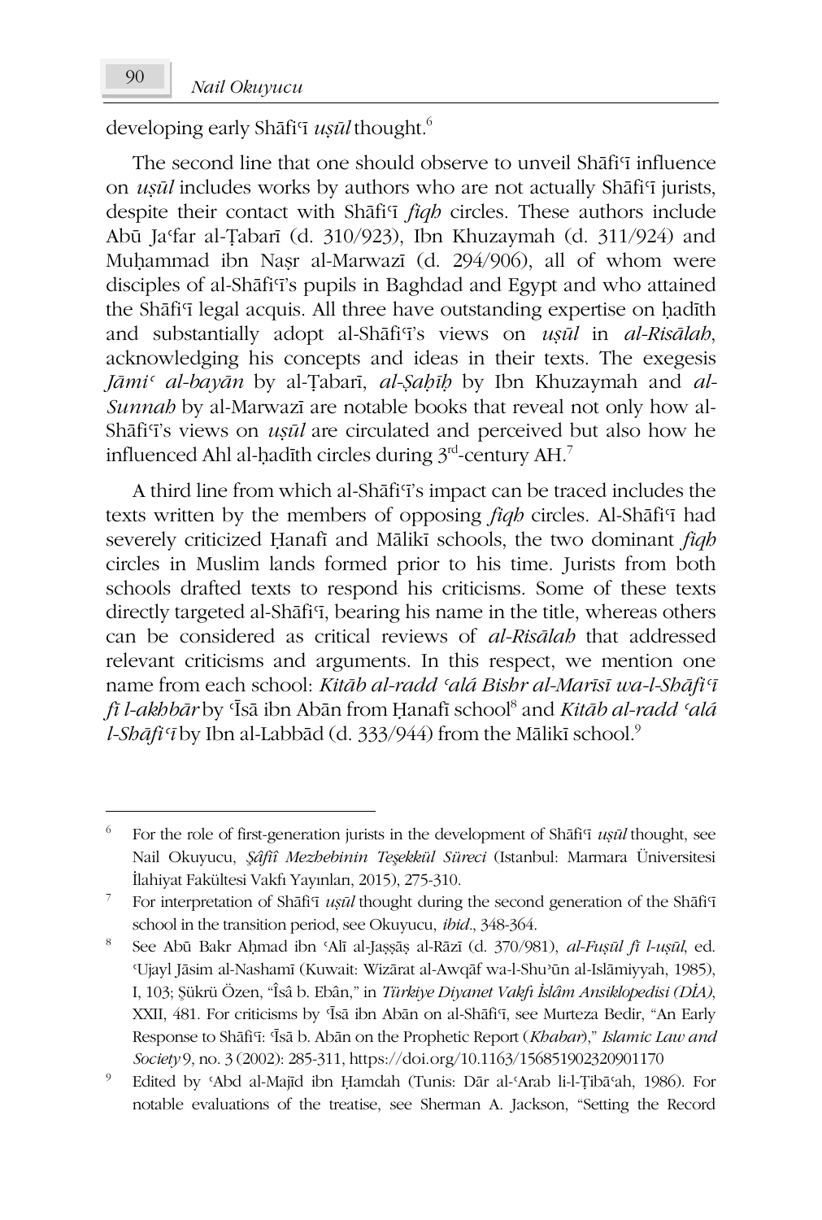developing early Shāfiʿī *uṣūl* thought.[6]

The second line that one should observe to unveil Shāfiʿī influence on *uṣūl* includes works by authors who are not actually Shāfiʿī jurists, despite their contact with Shāfiʿī *fiqh* circles. These authors include Abū Jaʿfar al-Ṭabarī (d. 310/923), Ibn Khuzaymah (d. 311/924) and Muḥammad ibn Naṣr al-Marwazī (d. 294/906), all of whom were disciples of al-Shāfiʿī's pupils in Baghdad and Egypt and who attained the Shāfiʿī legal acquis. All three have outstanding expertise on ḥadīth and substantially adopt al-Shāfiʿī's views on *uṣūl* in *al-Risālah*, acknowledging his concepts and ideas in their texts. The exegesis *Jāmiʿ al-bayān* by al-Ṭabarī, *al-Ṣaḥīḥ* by Ibn Khuzaymah and *al-Sunnah* by al-Marwazī are notable books that reveal not only how al-Shāfiʿī's views on *uṣūl* are circulated and perceived but also how he influenced Ahl al-ḥadīth circles during 3rd-century AH.[7]

A third line from which al-Shāfiʿī's impact can be traced includes the texts written by the members of opposing *fiqh* circles. Al-Shāfiʿī had severely criticized Ḥanafī and Mālikī schools, the two dominant *fiqh* circles in Muslim lands formed prior to his time. Jurists from both schools drafted texts to respond his criticisms. Some of these texts directly targeted al-Shāfiʿī, bearing his name in the title, whereas others can be considered as critical reviews of *al-Risālah* that addressed relevant criticisms and arguments. In this respect, we mention one name from each school: *Kitāb al-radd ʿalá Bishr al-Marīsī wa-l-Shāfiʿī fī l-akhbār* by ʿĪsā ibn Abān from Ḥanafī school[8] and *Kitāb al-radd ʿalá l-Shāfiʿī* by Ibn al-Labbād (d. 333/944) from the Mālikī school.[9]

---

[6] For the role of first-generation jurists in the development of Shāfiʿī *uṣūl* thought, see Nail Okuyucu, *Şâfiî Mezhebinin Teşekkül Süreci* (Istanbul: Marmara Üniversitesi İlahiyat Fakültesi Vakfı Yayınları, 2015), 275-310.

[7] For interpretation of Shāfiʿī *uṣūl* thought during the second generation of the Shāfiʿī school in the transition period, see Okuyucu, *ibid*., 348-364.

[8] See Abū Bakr Aḥmad ibn ʿAlī al-Jaṣṣāṣ al-Rāzī (d. 370/981), *al-Fuṣūl fī l-uṣūl*, ed. ʿUjayl Jāsim al-Nashamī (Kuwait: Wizārat al-Awqāf wa-l-Shuʾūn al-Islāmiyyah, 1985), I, 103; Şükrü Özen, "Îsâ b. Ebân," in *Türkiye Diyanet Vakfı İslâm Ansiklopedisi (DİA)*, XXII, 481. For criticisms by ʿĪsā ibn Abān on al-Shāfiʿī, see Murteza Bedir, "An Early Response to Shāfiʿī: ʿĪsā b. Abān on the Prophetic Report (*Khabar*)," *Islamic Law and Society* 9, no. 3 (2002): 285-311, https://doi.org/10.1163/156851902320901170

[9] Edited by ʿAbd al-Majīd ibn Ḥamdah (Tunis: Dār al-ʿArab li-l-Ṭibāʿah, 1986). For notable evaluations of the treatise, see Sherman A. Jackson, "Setting the Record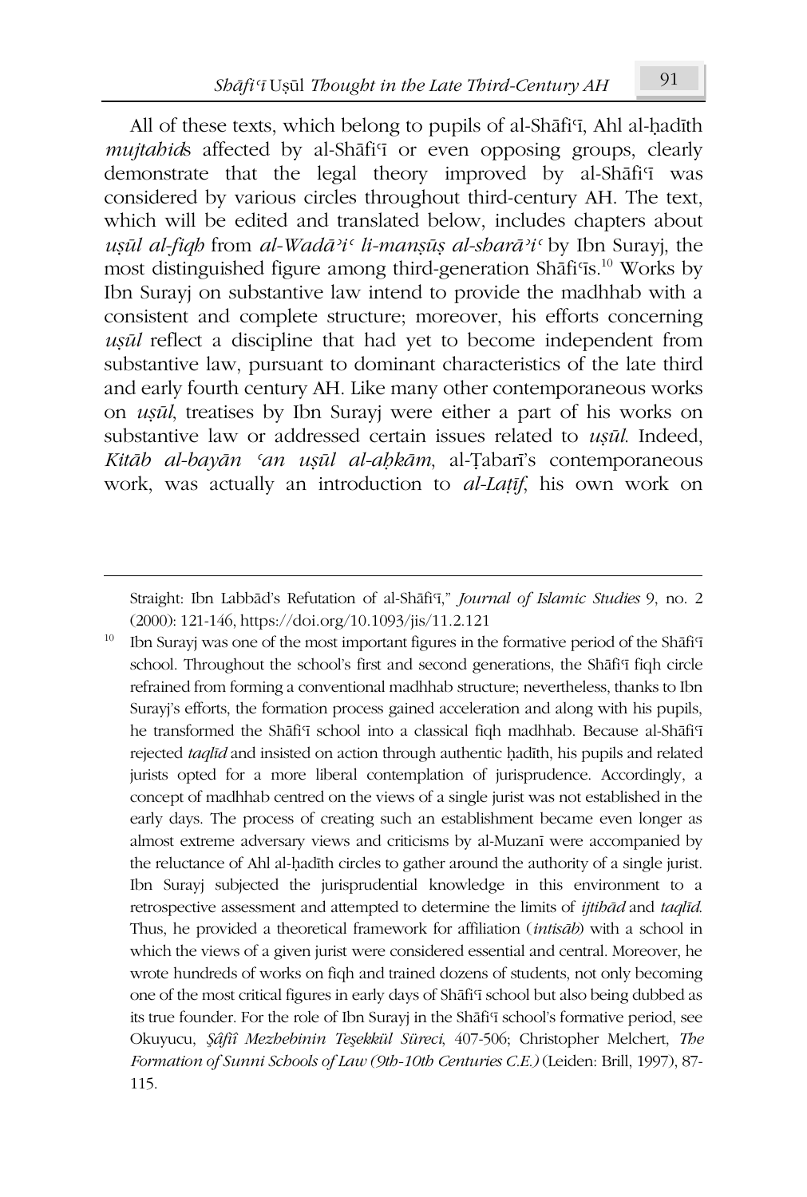All of these texts, which belong to pupils of al-Shāfiʿī, Ahl al-ḥadīth *mujtahid*s affected by al-Shāfiʿī or even opposing groups, clearly demonstrate that the legal theory improved by al-Shāfiʿī was considered by various circles throughout third-century AH. The text, which will be edited and translated below, includes chapters about *uṣūl al-fiqh* from *al-Wadāʾiʿ li-manṣūṣ al-sharāʾiʿ* by Ibn Surayj, the most distinguished figure among third-generation Shāfiʿīs.[10] Works by Ibn Surayj on substantive law intend to provide the madhhab with a consistent and complete structure; moreover, his efforts concerning *uṣūl* reflect a discipline that had yet to become independent from substantive law, pursuant to dominant characteristics of the late third and early fourth century AH. Like many other contemporaneous works on *uṣūl*, treatises by Ibn Surayj were either a part of his works on substantive law or addressed certain issues related to *uṣūl*. Indeed, *Kitāb al-bayān ʿan uṣūl al-aḥkām*, al-Ṭabarī's contemporaneous work, was actually an introduction to *al-Laṭīf*, his own work on

---

Straight: Ibn Labbād's Refutation of al-Shāfiʿī," *Journal of Islamic Studies* 9, no. 2 (2000): 121-146, https://doi.org/10.1093/jis/11.2.121

[10] Ibn Surayj was one of the most important figures in the formative period of the Shāfiʿī school. Throughout the school's first and second generations, the Shāfiʿī fiqh circle refrained from forming a conventional madhhab structure; nevertheless, thanks to Ibn Surayj's efforts, the formation process gained acceleration and along with his pupils, he transformed the Shāfiʿī school into a classical fiqh madhhab. Because al-Shāfiʿī rejected *taqlīd* and insisted on action through authentic ḥadīth, his pupils and related jurists opted for a more liberal contemplation of jurisprudence. Accordingly, a concept of madhhab centred on the views of a single jurist was not established in the early days. The process of creating such an establishment became even longer as almost extreme adversary views and criticisms by al-Muzanī were accompanied by the reluctance of Ahl al-ḥadīth circles to gather around the authority of a single jurist. Ibn Surayj subjected the jurisprudential knowledge in this environment to a retrospective assessment and attempted to determine the limits of *ijtihād* and *taqlīd*. Thus, he provided a theoretical framework for affiliation (*intisāb*) with a school in which the views of a given jurist were considered essential and central. Moreover, he wrote hundreds of works on fiqh and trained dozens of students, not only becoming one of the most critical figures in early days of Shāfiʿī school but also being dubbed as its true founder. For the role of Ibn Surayj in the Shāfiʿī school's formative period, see Okuyucu, *Şâfiî Mezhebinin Teşekkül Süreci*, 407-506; Christopher Melchert, *The Formation of Sunni Schools of Law (9th-10th Centuries C.E.)* (Leiden: Brill, 1997), 87-115.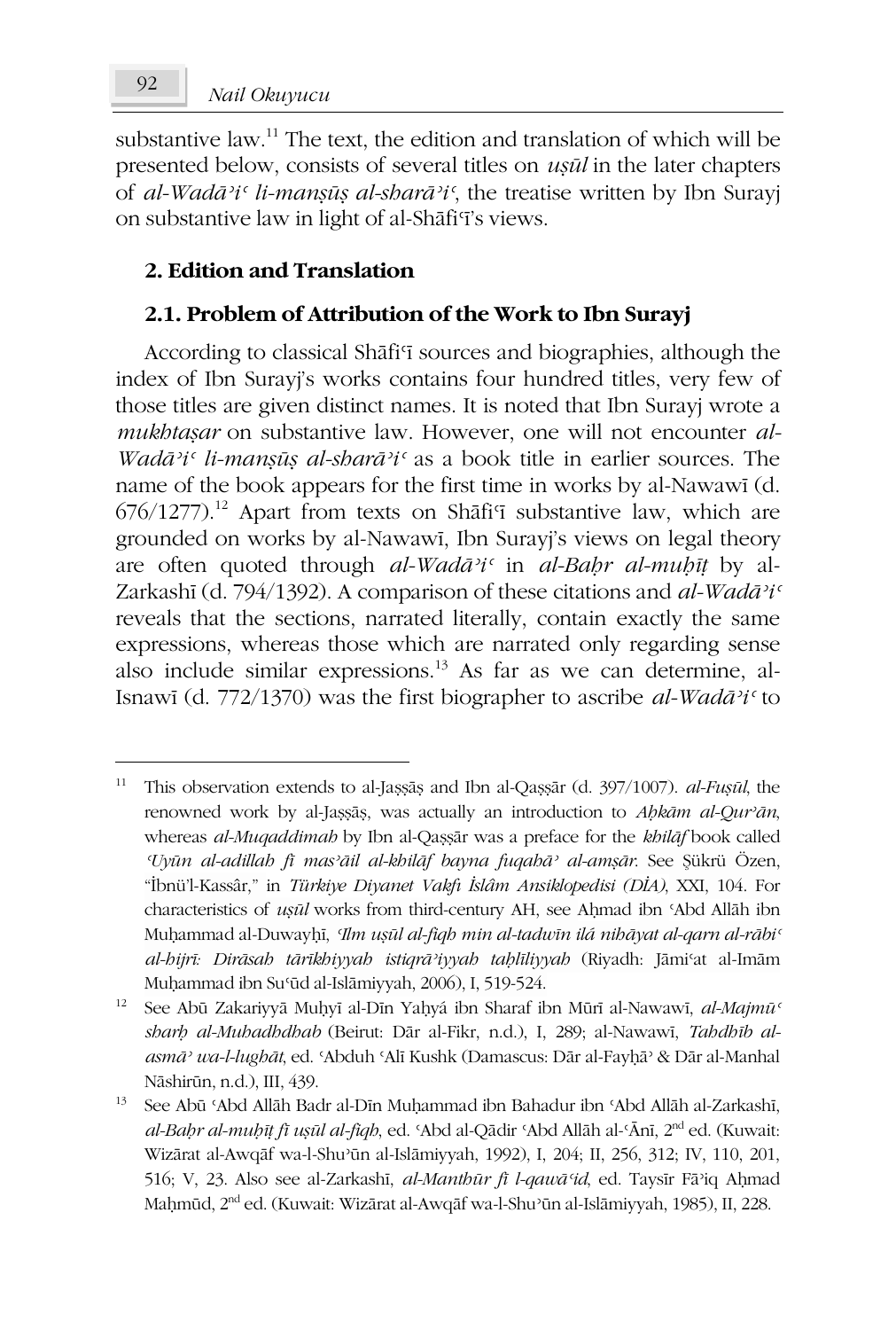substantive law.[11] The text, the edition and translation of which will be presented below, consists of several titles on *uṣūl* in the later chapters of *al-Wadāʾiʿ li-manṣūṣ al-sharāʾiʿ*, the treatise written by Ibn Surayj on substantive law in light of al-Shāfiʿī's views.

## 2. Edition and Translation

### 2.1. Problem of Attribution of the Work to Ibn Surayj

According to classical Shāfiʿī sources and biographies, although the index of Ibn Surayj's works contains four hundred titles, very few of those titles are given distinct names. It is noted that Ibn Surayj wrote a *mukhtaṣar* on substantive law. However, one will not encounter *al-Wadāʾiʿ li-manṣūṣ al-sharāʾiʿ* as a book title in earlier sources. The name of the book appears for the first time in works by al-Nawawī (d. 676/1277).[12] Apart from texts on Shāfiʿī substantive law, which are grounded on works by al-Nawawī, Ibn Surayj's views on legal theory are often quoted through *al-Wadāʾiʿ* in *al-Baḥr al-muḥīṭ* by al-Zarkashī (d. 794/1392). A comparison of these citations and *al-Wadāʾiʿ* reveals that the sections, narrated literally, contain exactly the same expressions, whereas those which are narrated only regarding sense also include similar expressions.[13] As far as we can determine, al-Isnawī (d. 772/1370) was the first biographer to ascribe *al-Wadāʾiʿ* to

---

[11] This observation extends to al-Jaṣṣāṣ and Ibn al-Qaṣṣār (d. 397/1007). *al-Fuṣūl*, the renowned work by al-Jaṣṣāṣ, was actually an introduction to *Aḥkām al-Qurʾān*, whereas *al-Muqaddimah* by Ibn al-Qaṣṣār was a preface for the *khilāf* book called *ʿUyūn al-adillah fī masʾāil al-khilāf bayna fuqahāʾ al-amṣār*. See Şükrü Özen, "İbnü'l-Kassâr," in *Türkiye Diyanet Vakfı İslâm Ansiklopedisi (DİA)*, XXI, 104. For characteristics of *uṣūl* works from third-century AH, see Aḥmad ibn ʿAbd Allāh ibn Muḥammad al-Duwayḥī, *ʿIlm uṣūl al-fiqh min al-tadwīn ilá nihāyat al-qarn al-rābiʿ al-hijrī: Dirāsah tārīkhiyyah istiqrāʾiyyah taḥlīliyyah* (Riyadh: Jāmiʿat al-Imām Muḥammad ibn Suʿūd al-Islāmiyyah, 2006), I, 519-524.

[12] See Abū Zakariyyā Muḥyī al-Dīn Yaḥyá ibn Sharaf ibn Mūrī al-Nawawī, *al-Majmūʿ sharḥ al-Muhadhdhab* (Beirut: Dār al-Fikr, n.d.), I, 289; al-Nawawī, *Tahdhīb al-asmāʾ wa-l-lughāt*, ed. ʿAbduh ʿAlī Kushk (Damascus: Dār al-Fayḥāʾ & Dār al-Manhal Nāshirūn, n.d.), III, 439.

[13] See Abū ʿAbd Allāh Badr al-Dīn Muḥammad ibn Bahadur ibn ʿAbd Allāh al-Zarkashī, *al-Baḥr al-muḥīṭ fī uṣūl al-fiqh*, ed. ʿAbd al-Qādir ʿAbd Allāh al-ʿĀnī, 2nd ed. (Kuwait: Wizārat al-Awqāf wa-l-Shuʾūn al-Islāmiyyah, 1992), I, 204; II, 256, 312; IV, 110, 201, 516; V, 23. Also see al-Zarkashī, *al-Manthūr fī l-qawāʿid*, ed. Taysīr Fāʾiq Aḥmad Maḥmūd, 2nd ed. (Kuwait: Wizārat al-Awqāf wa-l-Shuʾūn al-Islāmiyyah, 1985), II, 228.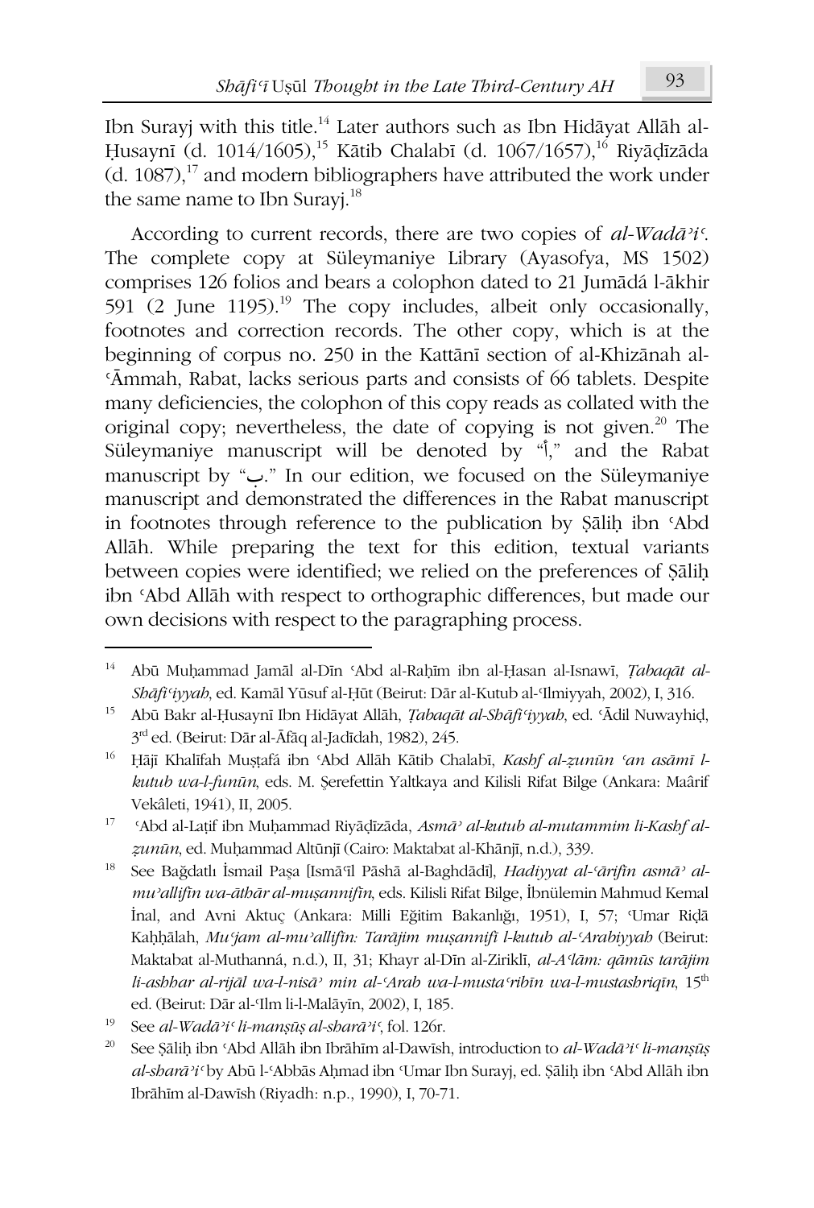Ibn Surayj with this title.[14] Later authors such as Ibn Hidāyat Allāh al-Ḥusaynī (d. 1014/1605),[15] Kātib Chalabī (d. 1067/1657),[16] Riyāḍīzāda (d. 1087),[17] and modern bibliographers have attributed the work under the same name to Ibn Surayj.[18]

According to current records, there are two copies of *al-Wadāʾiʿ*. The complete copy at Süleymaniye Library (Ayasofya, MS 1502) comprises 126 folios and bears a colophon dated to 21 Jumādá l-ākhir 591 (2 June 1195).[19] The copy includes, albeit only occasionally, footnotes and correction records. The other copy, which is at the beginning of corpus no. 250 in the Kattānī section of al-Khizānah al-ʿĀmmah, Rabat, lacks serious parts and consists of 66 tablets. Despite many deficiencies, the colophon of this copy reads as collated with the original copy; nevertheless, the date of copying is not given.[20] The Süleymaniye manuscript will be denoted by "أ," and the Rabat manuscript by "ب." In our edition, we focused on the Süleymaniye manuscript and demonstrated the differences in the Rabat manuscript in footnotes through reference to the publication by Ṣāliḥ ibn ʿAbd Allāh. While preparing the text for this edition, textual variants between copies were identified; we relied on the preferences of Ṣāliḥ ibn ʿAbd Allāh with respect to orthographic differences, but made our own decisions with respect to the paragraphing process.

---

[14] Abū Muḥammad Jamāl al-Dīn ʿAbd al-Raḥīm ibn al-Ḥasan al-Isnawī, *Ṭabaqāt al-Shāfiʿiyyah*, ed. Kamāl Yūsuf al-Ḥūt (Beirut: Dār al-Kutub al-ʿIlmiyyah, 2002), I, 316.

[15] Abū Bakr al-Ḥusaynī Ibn Hidāyat Allāh, *Ṭabaqāt al-Shāfiʿiyyah*, ed. ʿĀdil Nuwayhiḍ, 3rd ed. (Beirut: Dār al-Āfāq al-Jadīdah, 1982), 245.

[16] Ḥājī Khalīfah Muṣṭafá ibn ʿAbd Allāh Kātib Chalabī, *Kashf al-ẓunūn ʿan asāmī l-kutub wa-l-funūn*, eds. M. Şerefettin Yaltkaya and Kilisli Rifat Bilge (Ankara: Maârif Vekâleti, 1941), II, 2005.

[17] ʿAbd al-Laṭif ibn Muḥammad Riyāḍīzāda, *Asmāʾ al-kutub al-mutammim li-Kashf al-ẓunūn*, ed. Muḥammad Altūnjī (Cairo: Maktabat al-Khānjī, n.d.), 339.

[18] See Bağdatlı İsmail Paşa [Ismāʿīl Pāshā al-Baghdādī], *Hadiyyat al-ʿārifīn asmāʾ al-muʾallifīn wa-āthār al-muṣannifīn*, eds. Kilisli Rifat Bilge, İbnülemin Mahmud Kemal İnal, and Avni Aktuç (Ankara: Milli Eğitim Bakanlığı, 1951), I, 57; ʿUmar Riḍā Kaḥḥālah, *Muʿjam al-muʾallifīn: Tarājim muṣannifī l-kutub al-ʿArabiyyah* (Beirut: Maktabat al-Muthanná, n.d.), II, 31; Khayr al-Dīn al-Ziriklī, *al-Aʿlām: qāmūs tarājim li-ashhar al-rijāl wa-l-nisāʾ min al-ʿArab wa-l-mustaʿribīn wa-l-mustashriqīn*, 15th ed. (Beirut: Dār al-ʿIlm li-l-Malāyīn, 2002), I, 185.

[19] See *al-Wadāʾiʿ li-manṣūṣ al-sharāʾiʿ*, fol. 126r.

[20] See Ṣāliḥ ibn ʿAbd Allāh ibn Ibrāhīm al-Dawīsh, introduction to *al-Wadāʾiʿ li-manṣūṣ al-sharāʾiʿ* by Abū l-ʿAbbās Aḥmad ibn ʿUmar Ibn Surayj, ed. Ṣāliḥ ibn ʿAbd Allāh ibn Ibrāhīm al-Dawīsh (Riyadh: n.p., 1990), I, 70-71.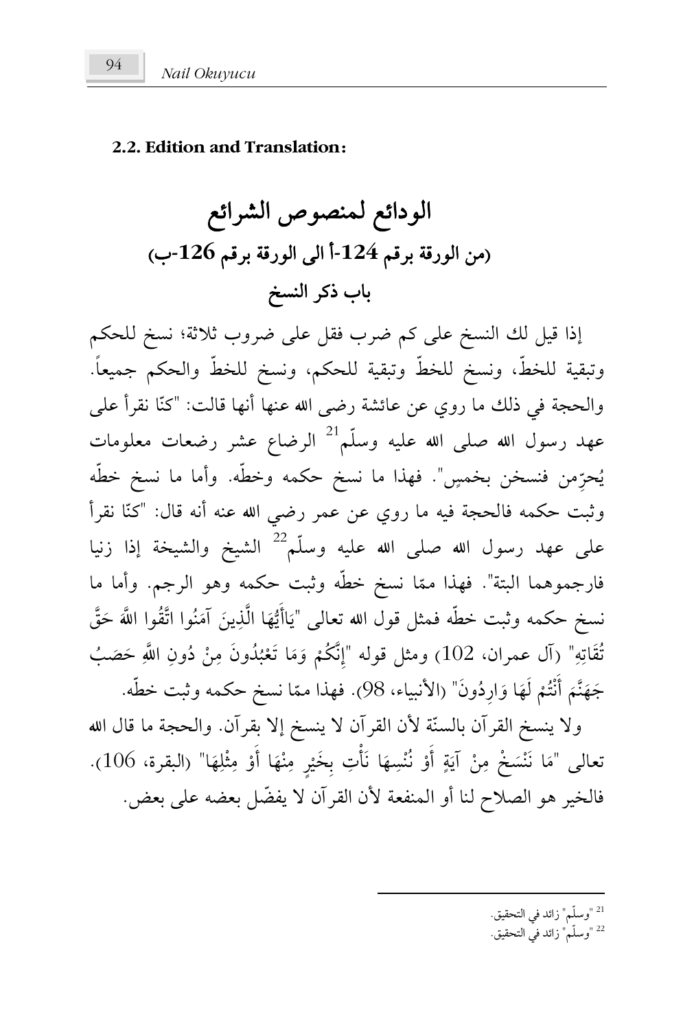### 2.2. Edition and Translation:

# الودائع لمنصوص الشرائع

## (من الورقة برقم 124-أ الى الورقة برقم 126-ب)

## باب ذكر النسخ

إذا قيل لك النسخ على كم ضرب فقل على ضروب ثلاثة؛ نسخ للحكم وتبقية للخطّ، ونسخ للخطّ وتبقية للحكم، ونسخ للخطّ والحكم جميعاً. والحجة في ذلك ما روي عن عائشة رضى الله عنها أنها قالت: "كنّا نقرأ على عهد رسول الله صلى الله عليه وسلّم[21] الرضاع عشر رضعات معلومات يُحرّمن فنسخن بخمسٍ". فهذا ما نسخ حكمه وخطّه. وأما ما نسخ خطّه وثبت حكمه فالحجة فيه ما روي عن عمر رضي الله عنه أنه قال: "كنّا نقرأ على عهد رسول الله صلى الله عليه وسلّم[22] الشيخ والشيخة إذا زنيا فارجموهما البتة". فهذا ممّا نسخ خطّه وثبت حكمه وهو الرجم. وأما ما نسخ حكمه وثبت خطّه فمثل قول الله تعالى "يَاأَيُّهَا الَّذِينَ آمَنُوا اتَّقُوا اللَّهَ حَقَّ تُقَاتِهِ" (آل عمران، 102) ومثل قوله "إِنَّكُمْ وَمَا تَعْبُدُونَ مِنْ دُونِ اللَّهِ حَصَبُ جَهَنَّمَ أَنْتُمْ لَهَا وَارِدُونَ" (الأنبياء، 98). فهذا ممّا نسخ حكمه وثبت خطّه.

ولا ينسخ القرآن بالسنّة لأن القرآن لا ينسخ إلا بقرآن. والحجة ما قال الله تعالى "مَا نَنْسَخْ مِنْ آيَةٍ أَوْ نُنْسِهَا نَأْتِ بِخَيْرٍ مِنْهَا أَوْ مِثْلِهَا" (البقرة، 106). فالخير هو الصلاح لنا أو المنفعة لأن القرآن لا يفضّل بعضه على بعض.

---

[21] "وسلّم" زائد في التحقيق.

[22] "وسلّم" زائد في التحقيق.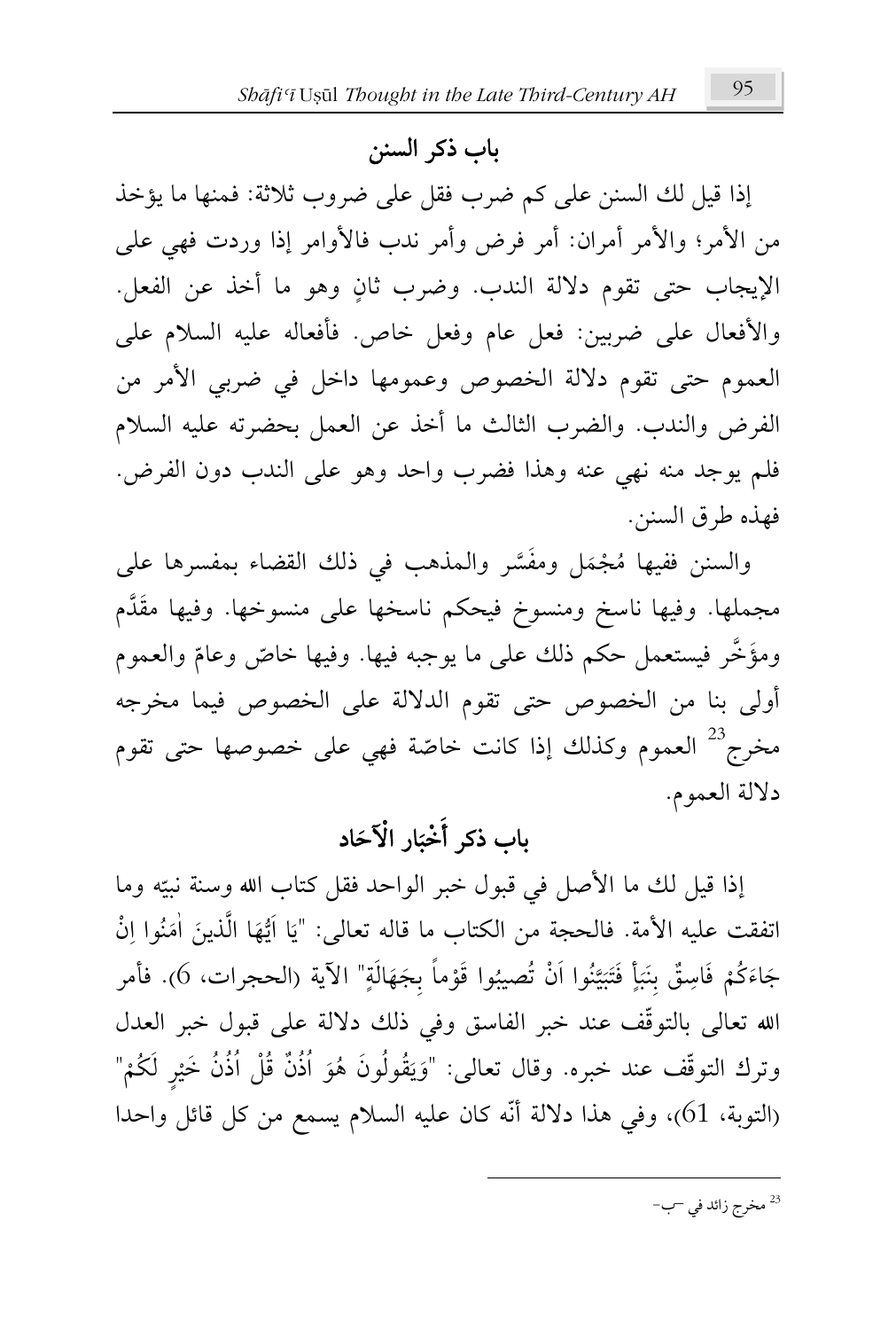## باب ذكر السنن

إذا قيل لك السنن على كم ضرب فقل على ضروب ثلاثة: فمنها ما يؤخذ من الأمر؛ والأمر أمران: أمر فرض وأمر ندب فالأوامر إذا وردت فهي على الإيجاب حتى تقوم دلالة الندب. وضرب ثانٍ وهو ما أخذ عن الفعل. والأفعال على ضربين: فعل عام وفعل خاص. فأفعاله عليه السلام على العموم حتى تقوم دلالة الخصوص وعمومها داخل في ضربي الأمر من الفرض والندب. والضرب الثالث ما أخذ عن العمل بحضرته عليه السلام فلم يوجد منه نهي عنه وهذا فضرب واحد وهو على الندب دون الفرض. فهذه طرق السنن.

والسنن ففيها مُجْمَل ومفَسَّر والمذهب في ذلك القضاء بمفسرها على مجملها. وفيها ناسخ ومنسوخ فيحكم ناسخها على منسوخها. وفيها مقَدَّم ومؤَخَّر فيستعمل حكم ذلك على ما يوجبه فيها. وفيها خاصّ وعامّ والعموم أولى بنا من الخصوص حتى تقوم الدلالة على الخصوص فيما مخرجه مخرج[23] العموم وكذلك إذا كانت خاصّة فهي على خصوصها حتى تقوم دلالة العموم.

## باب ذكر أَخْبَار الْآحَاد

إذا قيل لك ما الأصل في قبول خبر الواحد فقل كتاب الله وسنة نبيّه وما اتفقت عليه الأمة. فالحجة من الكتاب ما قاله تعالى: "يَا اَيُّهَا الَّذينَ اٰمَنُوا اِنْ جَاءَكُمْ فَاسِقٌ بِنَبَإٍ فَتَبَيَّنُوا اَنْ تُصيبُوا قَوْماً بِجَهَالَةٍ" الآية (الحجرات، 6). فأمر الله تعالى بالتوقّف عند خبر الفاسق وفي ذلك دلالة على قبول خبر العدل وترك التوقّف عند خبره. وقال تعالى: "وَيَقُولُونَ هُوَ اُذُنٌ قُلْ اُذُنُ خَيْرٍ لَكُمْ" (التوبة، 61)، وفي هذا دلالة أنّه كان عليه السلام يسمع من كل قائل واحدا

---

[23] مخرج زائد في –ب–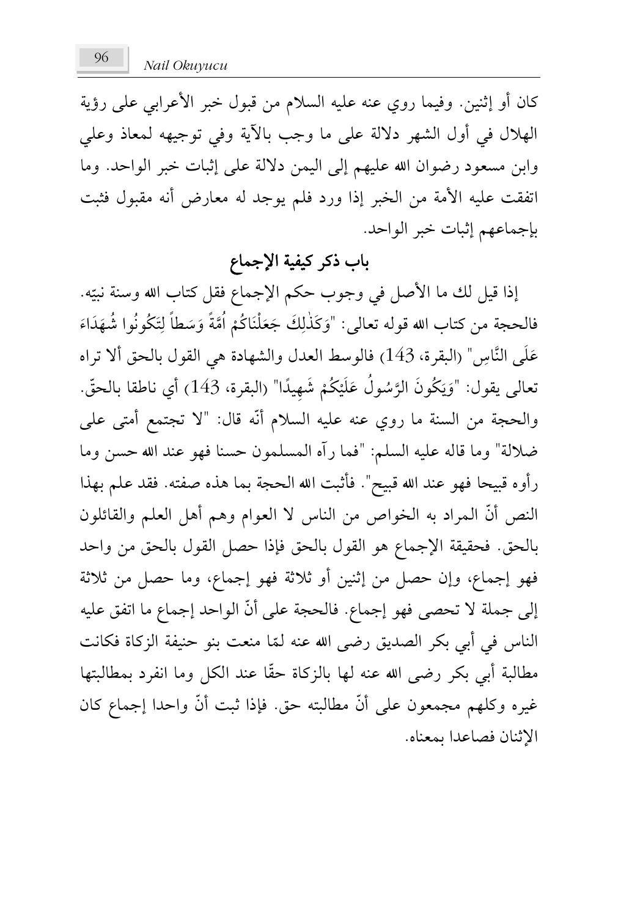كان أو إثنين. وفيما روي عنه عليه السلام من قبول خبر الأعرابي على رؤية الهلال في أول الشهر دلالة على ما وجب بالآية وفي توجيهه لمعاذ وعلي وابن مسعود رضوان الله عليهم إلى اليمن دلالة على إثبات خبر الواحد. وما اتفقت عليه الأمة من الخبر إذا ورد فلم يوجد له معارض أنه مقبول فثبت بإجماعهم إثبات خبر الواحد.

## باب ذكر كيفية الإجماع

إذا قيل لك ما الأصل في وجوب حكم الإجماع فقل كتاب الله وسنة نبيّه. فالحجة من كتاب الله قوله تعالى: "وَكَذَٰلِكَ جَعَلْنَاكُمْ أُمَّةً وَسَطاً لِتَكُونُوا شُهَدَاءَ عَلَى النَّاسِ" (البقرة، 143) فالوسط العدل والشهادة هي القول بالحق ألا تراه تعالى يقول: "وَيَكُونَ الرَّسُولُ عَلَيْكُمْ شَهِيدًا" (البقرة، 143) أي ناطقا بالحقّ. والحجة من السنة ما روي عنه عليه السلام أنّه قال: "لا تجتمع أمتى على ضلالة" وما قاله عليه السلم: "فما رآه المسلمون حسنا فهو عند الله حسن وما رأوه قبيحا فهو عند الله قبيح". فأثبت الله الحجة بما هذه صفته. فقد علم بهذا النص أنّ المراد به الخواص من الناس لا العوام وهم أهل العلم والقائلون بالحق. فحقيقة الإجماع هو القول بالحق فإذا حصل القول بالحق من واحد فهو إجماع، وإن حصل من إثنين أو ثلاثة فهو إجماع، وما حصل من ثلاثة إلى جملة لا تحصى فهو إجماع. فالحجة على أنّ الواحد إجماع ما اتفق عليه الناس في أبي بكر الصديق رضى الله عنه لمّا منعت بنو حنيفة الزكاة فكانت مطالبة أبي بكر رضى الله عنه لها بالزكاة حقّا عند الكل وما انفرد بمطالبتها غيره وكلهم مجمعون على أنّ مطالبته حق. فإذا ثبت أنّ واحدا إجماع كان الإثنان فصاعدا بمعناه.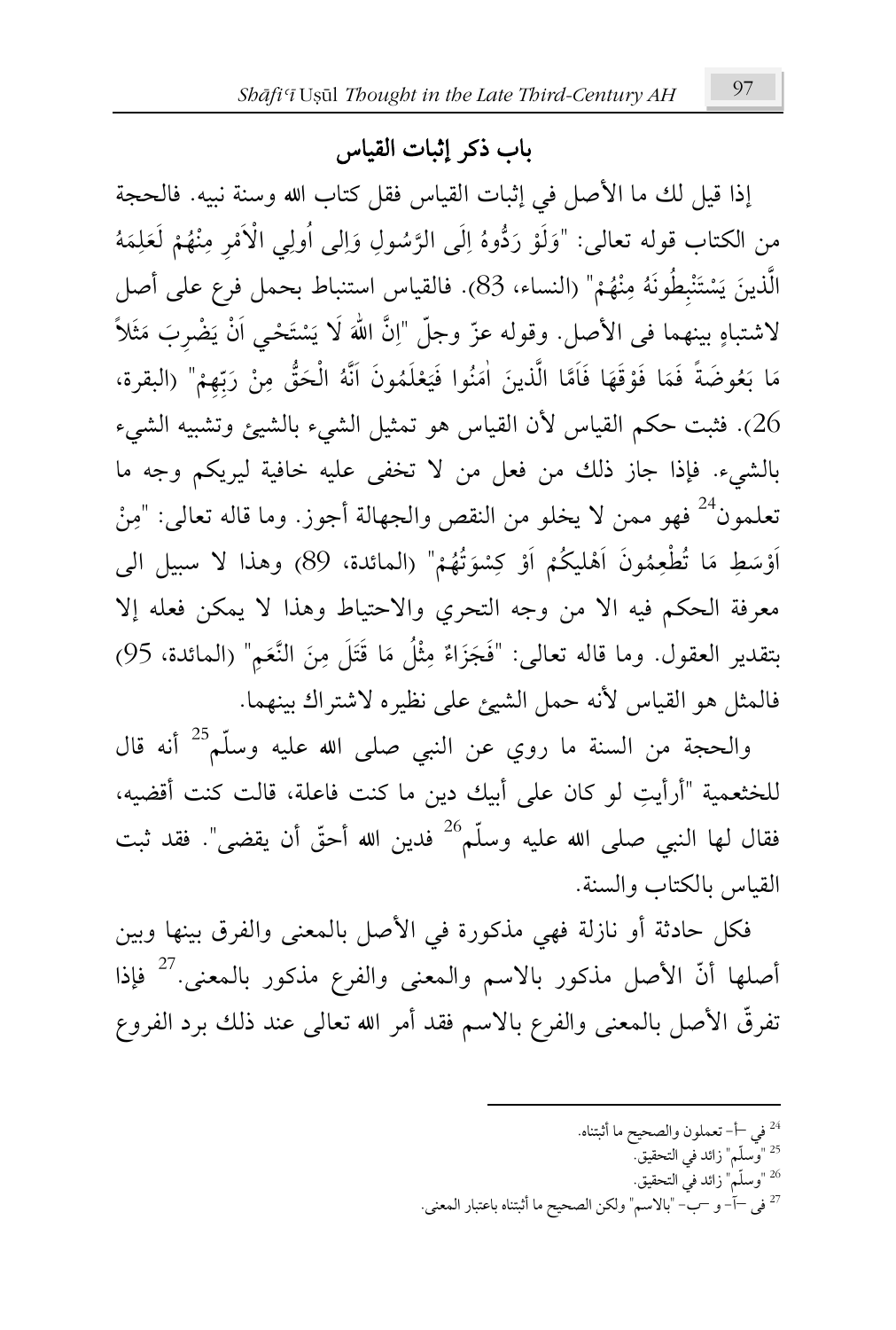## باب ذكر إثبات القياس

إذا قيل لك ما الأصل في إثبات القياس فقل كتاب الله وسنة نبيه. فالحجة من الكتاب قوله تعالى: "وَلَوْ رَدُّوهُ اِلَى الرَّسُولِ وَاِلى اُولِي الْاَمْرِ مِنْهُمْ لَعَلِمَهُ الَّذينَ يَسْتَنْبِطُونَهُ مِنْهُمْ" (النساء، 83). فالقياس استنباط بحمل فرع على أصل لاشتباهٍ بينهما في الأصل. وقوله عزّ وجلّ "اِنَّ اللّهَ لَا يَسْتَحْيي اَنْ يَضْرِبَ مَثَلاً مَا بَعُوضَةً فَمَا فَوْقَهَا فَاَمَّا الَّذينَ اٰمَنُوا فَيَعْلَمُونَ اَنَّهُ الْحَقُّ مِنْ رَبِّهِمْ" (البقرة، 26). فثبت حكم القياس لأن القياس هو تمثيل الشيء بالشيئ وتشبيه الشيء بالشيء. فإذا جاز ذلك من فعل من لا تخفى عليه خافية ليريكم وجه ما تعلمون[24] فهو ممن لا يخلو من النقص والجهالة أجوز. وما قاله تعالى: "مِنْ اَوْسَطِ مَا تُطْعِمُونَ اَهْليكُمْ اَوْ كِسْوَتُهُمْ" (المائدة، 89) وهذا لا سبيل الى معرفة الحكم فيه الا من وجه التحري والاحتياط وهذا لا يمكن فعله إلا بتقدير العقول. وما قاله تعالى: "فَجَزَاءٌ مِثْلُ مَا قَتَلَ مِنَ النَّعَمِ" (المائدة، 95) فالمثل هو القياس لأنه حمل الشيئ على نظيره لاشتراك بينهما.

والحجة من السنة ما روي عن النبي صلى الله عليه وسلّم[25] أنه قال للخثعمية "أرأيتِ لو كان على أبيك دين ما كنت فاعلة، قالت كنت أقضيه، فقال لها النبي صلى الله عليه وسلّم[26] فدين الله أحقّ أن يقضى". فقد ثبت القياس بالكتاب والسنة.

فكل حادثة أو نازلة فهي مذكورة في الأصل بالمعنى والفرق بينها وبين أصلها أنّ الأصل مذكور بالاسم والمعنى والفرع مذكور بالمعنى.[27] فإذا تفرقّ الأصل بالمعنى والفرع بالاسم فقد أمر الله تعالى عند ذلك برد الفروع

---

[24] في –أ- تعملون والصحيح ما أثبتناه.

[25] "وسلّم" زائد في التحقيق.

[26] "وسلّم" زائد في التحقيق.

[27] في –آ- و –ب- "بالاسم" ولكن الصحيح ما أثبتناه باعتبار المعنى.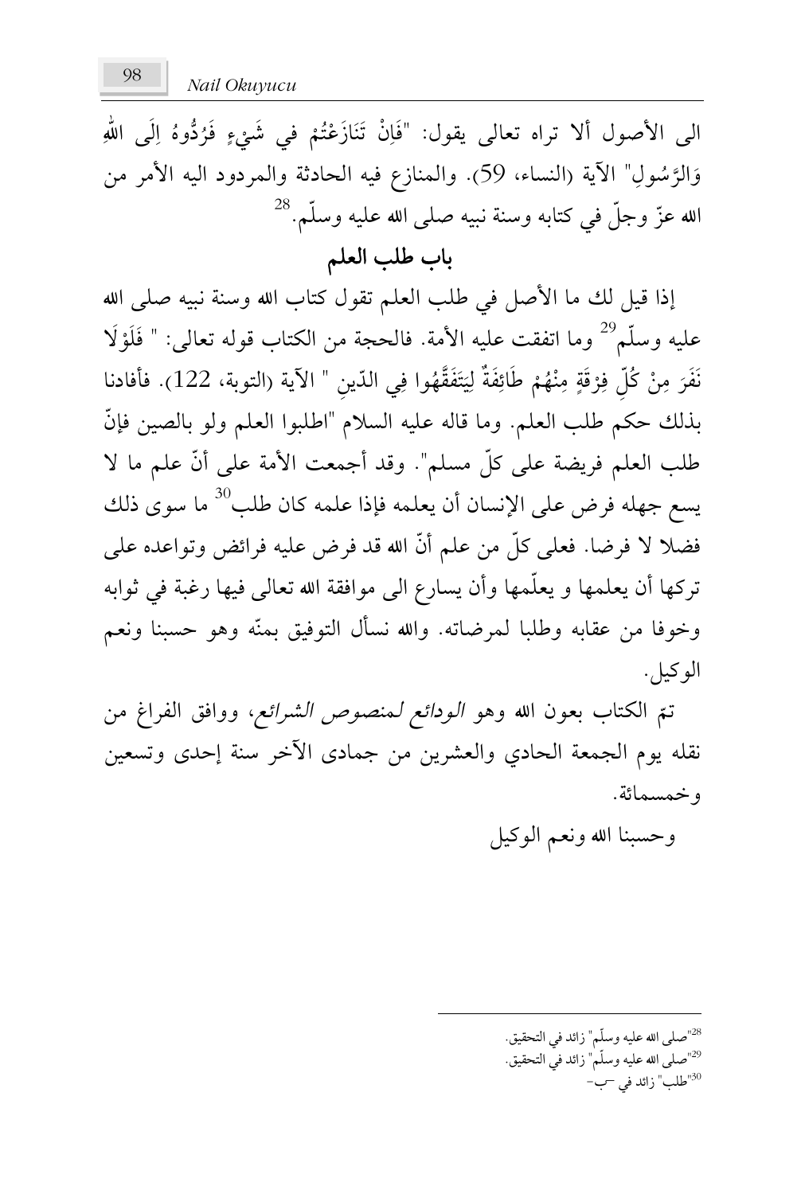الى الأصول ألا تراه تعالى يقول: "فَإِنْ تَنَازَعْتُمْ في شَيْءٍ فَرُدُّوهُ اِلَى اللّٰهِ وَالرَّسُولِ" الآية (النساء، 59). والمنازع فيه الحادثة والمردود اليه الأمر من الله عزّ وجلّ في كتابه وسنة نبيه صلى الله عليه وسلّم.[28]

## باب طلب العلم

إذا قيل لك ما الأصل في طلب العلم تقول كتاب الله وسنة نبيه صلى الله عليه وسلّم[29] وما اتفقت عليه الأمة. فالحجة من الكتاب قوله تعالى: " فَلَوْلَا نَفَرَ مِنْ كُلِّ فِرْقَةٍ مِنْهُمْ طَائِفَةٌ لِيَتَفَقَّهُوا فِي الدّينِ " الآية (التوبة، 122). فأفادنا بذلك حكم طلب العلم. وما قاله عليه السلام "اطلبوا العلم ولو بالصين فإنّ طلب العلم فريضة على كلّ مسلم". وقد أجمعت الأمة على أنّ علم ما لا يسع جهله على الإنسان أن يعلمه فإذا علمه كان طلب[30] ما سوى ذلك فضلا لا فرضا. فعلى كلّ من علم أنّ الله قد فرض عليه فرائض وتواعده على تركها أن يعلمها و يعلّمها وأن يسارع الى موافقة الله تعالى فيها رغبة في ثوابه وخوفا من عقابه وطلبا لمرضاته. والله نسأل التوفيق بمنّه وهو حسبنا ونعم الوكيل.

تمّ الكتاب بعون الله وهو *الودائع لمنصوص الشرائع*، ووافق الفراغ من نقله يوم الجمعة الحادي والعشرين من جمادى الآخر سنة إحدى وتسعين وخمسمائة.

وحسبنا الله ونعم الوكيل

---

[28] "صلى الله عليه وسلّم" زائد في التحقيق.

[29] "صلى الله عليه وسلّم" زائد في التحقيق.

[30] "طلب" زائد في -ب-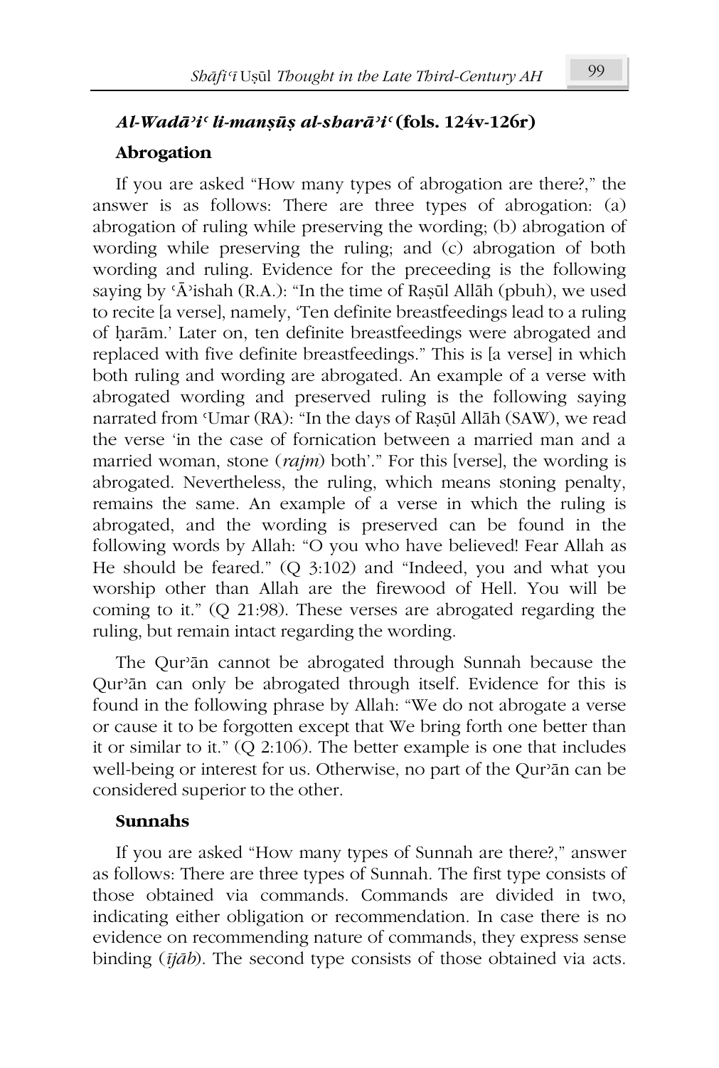### *Al-Wadāʾiʿ li-manṣūṣ al-sharāʾiʿ* (fols. 124v-126r)

#### Abrogation

If you are asked "How many types of abrogation are there?," the answer is as follows: There are three types of abrogation: (a) abrogation of ruling while preserving the wording; (b) abrogation of wording while preserving the ruling; and (c) abrogation of both wording and ruling. Evidence for the preceeding is the following saying by ʿĀʾishah (R.A.): "In the time of Raṣūl Allāh (pbuh), we used to recite [a verse], namely, 'Ten definite breastfeedings lead to a ruling of ḥarām.' Later on, ten definite breastfeedings were abrogated and replaced with five definite breastfeedings." This is [a verse] in which both ruling and wording are abrogated. An example of a verse with abrogated wording and preserved ruling is the following saying narrated from ʿUmar (RA): "In the days of Raṣūl Allāh (SAW), we read the verse 'in the case of fornication between a married man and a married woman, stone (*rajm*) both'." For this [verse], the wording is abrogated. Nevertheless, the ruling, which means stoning penalty, remains the same. An example of a verse in which the ruling is abrogated, and the wording is preserved can be found in the following words by Allah: "O you who have believed! Fear Allah as He should be feared." (Q 3:102) and "Indeed, you and what you worship other than Allah are the firewood of Hell. You will be coming to it." (Q 21:98). These verses are abrogated regarding the ruling, but remain intact regarding the wording.

The Qurʾān cannot be abrogated through Sunnah because the Qurʾān can only be abrogated through itself. Evidence for this is found in the following phrase by Allah: "We do not abrogate a verse or cause it to be forgotten except that We bring forth one better than it or similar to it." (Q 2:106). The better example is one that includes well-being or interest for us. Otherwise, no part of the Qurʾān can be considered superior to the other.

#### Sunnahs

If you are asked "How many types of Sunnah are there?," answer as follows: There are three types of Sunnah. The first type consists of those obtained via commands. Commands are divided in two, indicating either obligation or recommendation. In case there is no evidence on recommending nature of commands, they express sense binding (*ījāb*). The second type consists of those obtained via acts.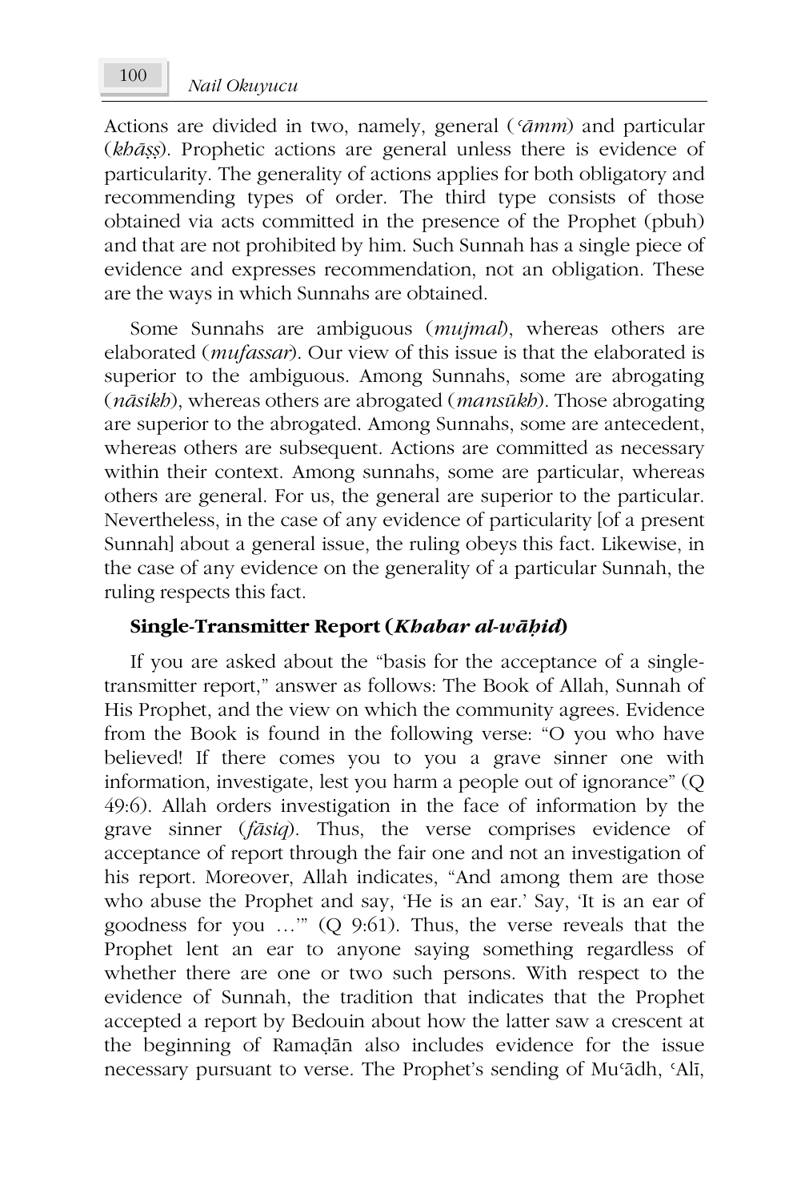Actions are divided in two, namely, general (*ʿāmm*) and particular (*khāṣṣ*). Prophetic actions are general unless there is evidence of particularity. The generality of actions applies for both obligatory and recommending types of order. The third type consists of those obtained via acts committed in the presence of the Prophet (pbuh) and that are not prohibited by him. Such Sunnah has a single piece of evidence and expresses recommendation, not an obligation. These are the ways in which Sunnahs are obtained.

Some Sunnahs are ambiguous (*mujmal*), whereas others are elaborated (*mufassar*). Our view of this issue is that the elaborated is superior to the ambiguous. Among Sunnahs, some are abrogating (*nāsikh*), whereas others are abrogated (*mansūkh*). Those abrogating are superior to the abrogated. Among Sunnahs, some are antecedent, whereas others are subsequent. Actions are committed as necessary within their context. Among sunnahs, some are particular, whereas others are general. For us, the general are superior to the particular. Nevertheless, in the case of any evidence of particularity [of a present Sunnah] about a general issue, the ruling obeys this fact. Likewise, in the case of any evidence on the generality of a particular Sunnah, the ruling respects this fact.

### Single-Transmitter Report (*Khabar al-wāḥid*)

If you are asked about the "basis for the acceptance of a single-transmitter report," answer as follows: The Book of Allah, Sunnah of His Prophet, and the view on which the community agrees. Evidence from the Book is found in the following verse: "O you who have believed! If there comes you to you a grave sinner one with information, investigate, lest you harm a people out of ignorance" (Q 49:6). Allah orders investigation in the face of information by the grave sinner (*fāsiq*). Thus, the verse comprises evidence of acceptance of report through the fair one and not an investigation of his report. Moreover, Allah indicates, "And among them are those who abuse the Prophet and say, 'He is an ear.' Say, 'It is an ear of goodness for you …'" (Q 9:61). Thus, the verse reveals that the Prophet lent an ear to anyone saying something regardless of whether there are one or two such persons. With respect to the evidence of Sunnah, the tradition that indicates that the Prophet accepted a report by Bedouin about how the latter saw a crescent at the beginning of Ramaḍān also includes evidence for the issue necessary pursuant to verse. The Prophet's sending of Muʿādh, ʿAlī,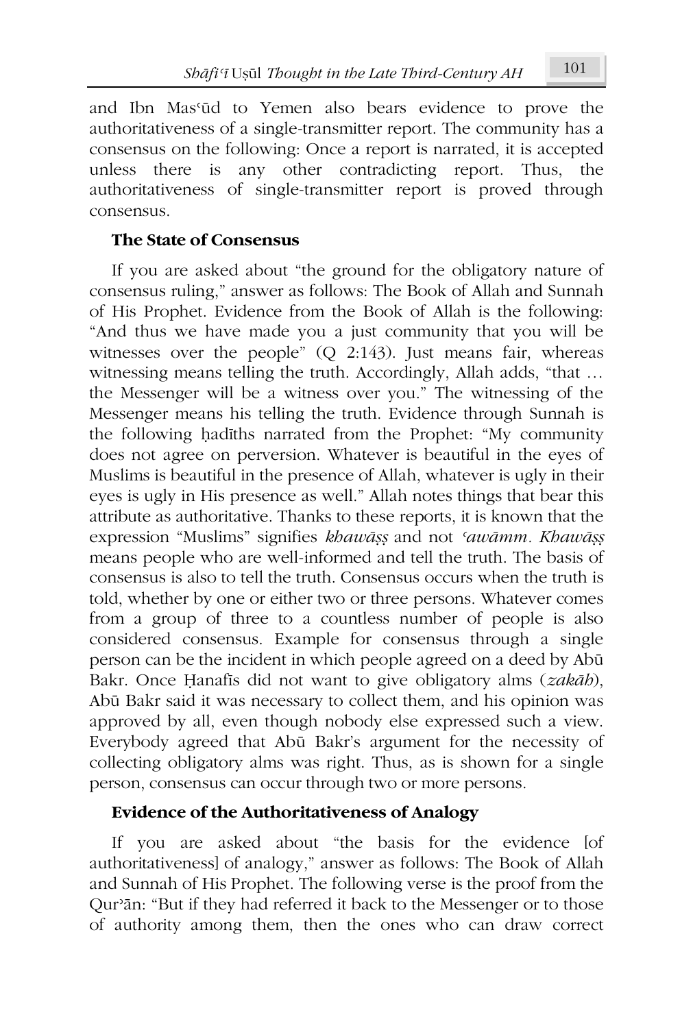and Ibn Masʿūd to Yemen also bears evidence to prove the authoritativeness of a single-transmitter report. The community has a consensus on the following: Once a report is narrated, it is accepted unless there is any other contradicting report. Thus, the authoritativeness of single-transmitter report is proved through consensus.

### The State of Consensus

If you are asked about "the ground for the obligatory nature of consensus ruling," answer as follows: The Book of Allah and Sunnah of His Prophet. Evidence from the Book of Allah is the following: "And thus we have made you a just community that you will be witnesses over the people" (Q 2:143). Just means fair, whereas witnessing means telling the truth. Accordingly, Allah adds, "that … the Messenger will be a witness over you." The witnessing of the Messenger means his telling the truth. Evidence through Sunnah is the following ḥadīths narrated from the Prophet: "My community does not agree on perversion. Whatever is beautiful in the eyes of Muslims is beautiful in the presence of Allah, whatever is ugly in their eyes is ugly in His presence as well." Allah notes things that bear this attribute as authoritative. Thanks to these reports, it is known that the expression "Muslims" signifies *khawāṣṣ* and not *ʿawāmm*. *Khawāṣṣ* means people who are well-informed and tell the truth. The basis of consensus is also to tell the truth. Consensus occurs when the truth is told, whether by one or either two or three persons. Whatever comes from a group of three to a countless number of people is also considered consensus. Example for consensus through a single person can be the incident in which people agreed on a deed by Abū Bakr. Once Ḥanafīs did not want to give obligatory alms (*zakāh*), Abū Bakr said it was necessary to collect them, and his opinion was approved by all, even though nobody else expressed such a view. Everybody agreed that Abū Bakr's argument for the necessity of collecting obligatory alms was right. Thus, as is shown for a single person, consensus can occur through two or more persons.

### Evidence of the Authoritativeness of Analogy

If you are asked about "the basis for the evidence [of authoritativeness] of analogy," answer as follows: The Book of Allah and Sunnah of His Prophet. The following verse is the proof from the Qurʾān: "But if they had referred it back to the Messenger or to those of authority among them, then the ones who can draw correct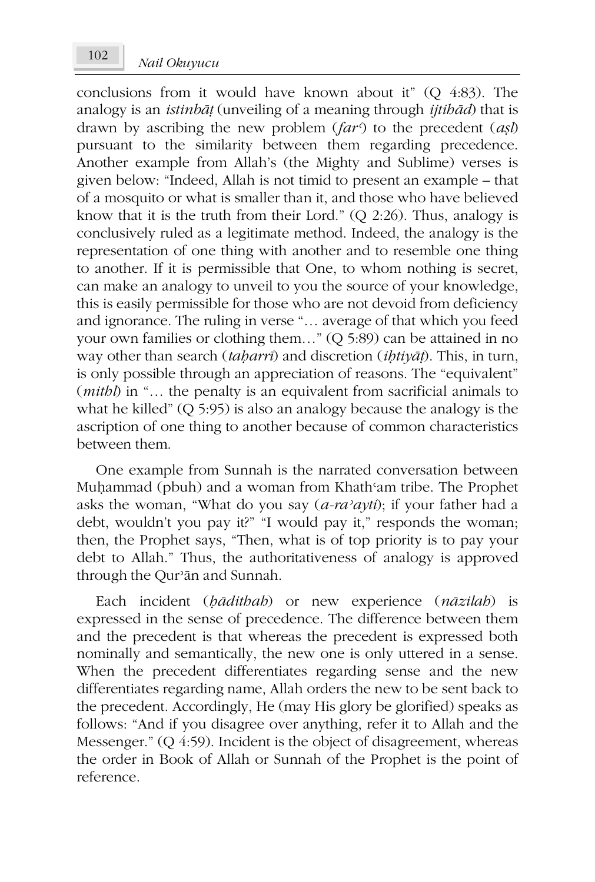conclusions from it would have known about it" (Q 4:83). The analogy is an *istinbāṭ* (unveiling of a meaning through *ijtihād*) that is drawn by ascribing the new problem (*farʿ*) to the precedent (*aṣl*) pursuant to the similarity between them regarding precedence. Another example from Allah's (the Mighty and Sublime) verses is given below: "Indeed, Allah is not timid to present an example – that of a mosquito or what is smaller than it, and those who have believed know that it is the truth from their Lord." (Q 2:26). Thus, analogy is conclusively ruled as a legitimate method. Indeed, the analogy is the representation of one thing with another and to resemble one thing to another. If it is permissible that One, to whom nothing is secret, can make an analogy to unveil to you the source of your knowledge, this is easily permissible for those who are not devoid from deficiency and ignorance. The ruling in verse "… average of that which you feed your own families or clothing them…" (Q 5:89) can be attained in no way other than search (*taḥarrī*) and discretion (*iḥtiyāṭ*). This, in turn, is only possible through an appreciation of reasons. The "equivalent" (*mithl*) in "… the penalty is an equivalent from sacrificial animals to what he killed" (Q 5:95) is also an analogy because the analogy is the ascription of one thing to another because of common characteristics between them.

One example from Sunnah is the narrated conversation between Muḥammad (pbuh) and a woman from Khathʿam tribe. The Prophet asks the woman, "What do you say (*a-raʾayti*); if your father had a debt, wouldn't you pay it?" "I would pay it," responds the woman; then, the Prophet says, "Then, what is of top priority is to pay your debt to Allah." Thus, the authoritativeness of analogy is approved through the Qurʾān and Sunnah.

Each incident (*ḥādithah*) or new experience (*nāzilah*) is expressed in the sense of precedence. The difference between them and the precedent is that whereas the precedent is expressed both nominally and semantically, the new one is only uttered in a sense. When the precedent differentiates regarding sense and the new differentiates regarding name, Allah orders the new to be sent back to the precedent. Accordingly, He (may His glory be glorified) speaks as follows: "And if you disagree over anything, refer it to Allah and the Messenger." (Q 4:59). Incident is the object of disagreement, whereas the order in Book of Allah or Sunnah of the Prophet is the point of reference.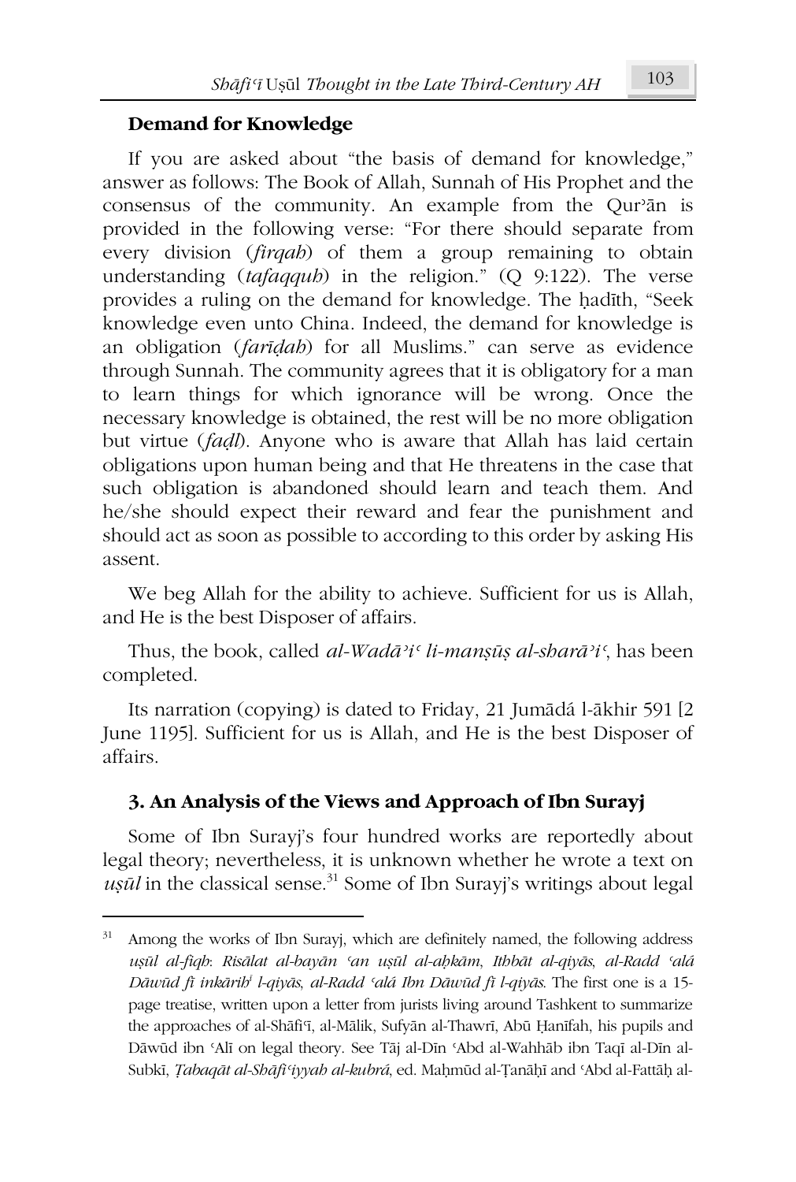**Demand for Knowledge**

If you are asked about "the basis of demand for knowledge," answer as follows: The Book of Allah, Sunnah of His Prophet and the consensus of the community. An example from the Qurʾān is provided in the following verse: "For there should separate from every division (*firqah*) of them a group remaining to obtain understanding (*tafaqquh*) in the religion." (Q 9:122). The verse provides a ruling on the demand for knowledge. The ḥadīth, "Seek knowledge even unto China. Indeed, the demand for knowledge is an obligation (*farīḍah*) for all Muslims." can serve as evidence through Sunnah. The community agrees that it is obligatory for a man to learn things for which ignorance will be wrong. Once the necessary knowledge is obtained, the rest will be no more obligation but virtue (*faḍl*). Anyone who is aware that Allah has laid certain obligations upon human being and that He threatens in the case that such obligation is abandoned should learn and teach them. And he/she should expect their reward and fear the punishment and should act as soon as possible to according to this order by asking His assent.

We beg Allah for the ability to achieve. Sufficient for us is Allah, and He is the best Disposer of affairs.

Thus, the book, called *al-Wadāʾiʿ li-manṣūṣ al-sharāʾiʿ*, has been completed.

Its narration (copying) is dated to Friday, 21 Jumādá l-ākhir 591 [2 June 1195]. Sufficient for us is Allah, and He is the best Disposer of affairs.

## 3. An Analysis of the Views and Approach of Ibn Surayj

Some of Ibn Surayj's four hundred works are reportedly about legal theory; nevertheless, it is unknown whether he wrote a text on *uṣūl* in the classical sense.[31] Some of Ibn Surayj's writings about legal

---

[31] Among the works of Ibn Surayj, which are definitely named, the following address *uṣūl al-fiqh*: *Risālat al-bayān ʿan uṣūl al-aḥkām*, *Ithbāt al-qiyās*, *al-Radd ʿalá Dāwūd fī inkārih[i] l-qiyās*, *al-Radd ʿalá Ibn Dāwūd fī l-qiyās*. The first one is a 15-page treatise, written upon a letter from jurists living around Tashkent to summarize the approaches of al-Shāfiʿī, al-Mālik, Sufyān al-Thawrī, Abū Ḥanīfah, his pupils and Dāwūd ibn ʿAlī on legal theory. See Tāj al-Dīn ʿAbd al-Wahhāb ibn Taqī al-Dīn al-Subkī, *Ṭabaqāt al-Shāfiʿiyyah al-kubrá*, ed. Maḥmūd al-Ṭanāḥī and ʿAbd al-Fattāḥ al-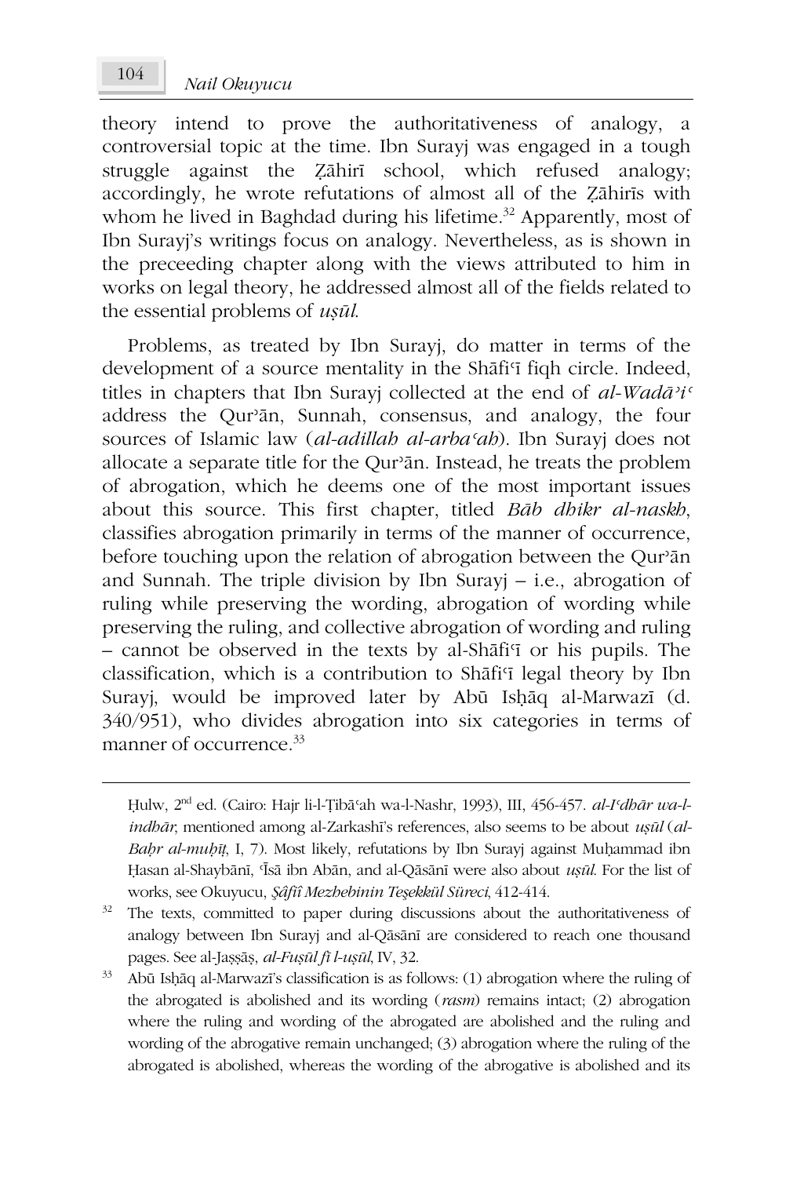theory intend to prove the authoritativeness of analogy, a controversial topic at the time. Ibn Surayj was engaged in a tough struggle against the Ẓāhirī school, which refused analogy; accordingly, he wrote refutations of almost all of the Ẓāhirīs with whom he lived in Baghdad during his lifetime.[32] Apparently, most of Ibn Surayj's writings focus on analogy. Nevertheless, as is shown in the preceeding chapter along with the views attributed to him in works on legal theory, he addressed almost all of the fields related to the essential problems of *uṣūl*.

Problems, as treated by Ibn Surayj, do matter in terms of the development of a source mentality in the Shāfiʿī fiqh circle. Indeed, titles in chapters that Ibn Surayj collected at the end of *al-Wadāʾiʿ* address the Qurʾān, Sunnah, consensus, and analogy, the four sources of Islamic law (*al-adillah al-arbaʿah*). Ibn Surayj does not allocate a separate title for the Qurʾān. Instead, he treats the problem of abrogation, which he deems one of the most important issues about this source. This first chapter, titled *Bāb dhikr al-naskh*, classifies abrogation primarily in terms of the manner of occurrence, before touching upon the relation of abrogation between the Qurʾān and Sunnah. The triple division by Ibn Surayj – i.e., abrogation of ruling while preserving the wording, abrogation of wording while preserving the ruling, and collective abrogation of wording and ruling – cannot be observed in the texts by al-Shāfiʿī or his pupils. The classification, which is a contribution to Shāfiʿī legal theory by Ibn Surayj, would be improved later by Abū Isḥāq al-Marwazī (d. 340/951), who divides abrogation into six categories in terms of manner of occurrence.[33]

---

Ḥulw, 2nd ed. (Cairo: Hajr li-l-Ṭibāʿah wa-l-Nashr, 1993), III, 456-457. *al-Iʿdhār wa-l-indhār*, mentioned among al-Zarkashī's references, also seems to be about *uṣūl* (*al-Baḥr al-muḥīṭ*, I, 7). Most likely, refutations by Ibn Surayj against Muḥammad ibn Ḥasan al-Shaybānī, ʿĪsā ibn Abān, and al-Qāsānī were also about *uṣūl*. For the list of works, see Okuyucu, *Şâfiî Mezhebinin Teşekkül Süreci*, 412-414.

[32] The texts, committed to paper during discussions about the authoritativeness of analogy between Ibn Surayj and al-Qāsānī are considered to reach one thousand pages. See al-Jaṣṣāṣ, *al-Fuṣūl fī l-uṣūl*, IV, 32.

[33] Abū Isḥāq al-Marwazī's classification is as follows: (1) abrogation where the ruling of the abrogated is abolished and its wording (*rasm*) remains intact; (2) abrogation where the ruling and wording of the abrogated are abolished and the ruling and wording of the abrogative remain unchanged; (3) abrogation where the ruling of the abrogated is abolished, whereas the wording of the abrogative is abolished and its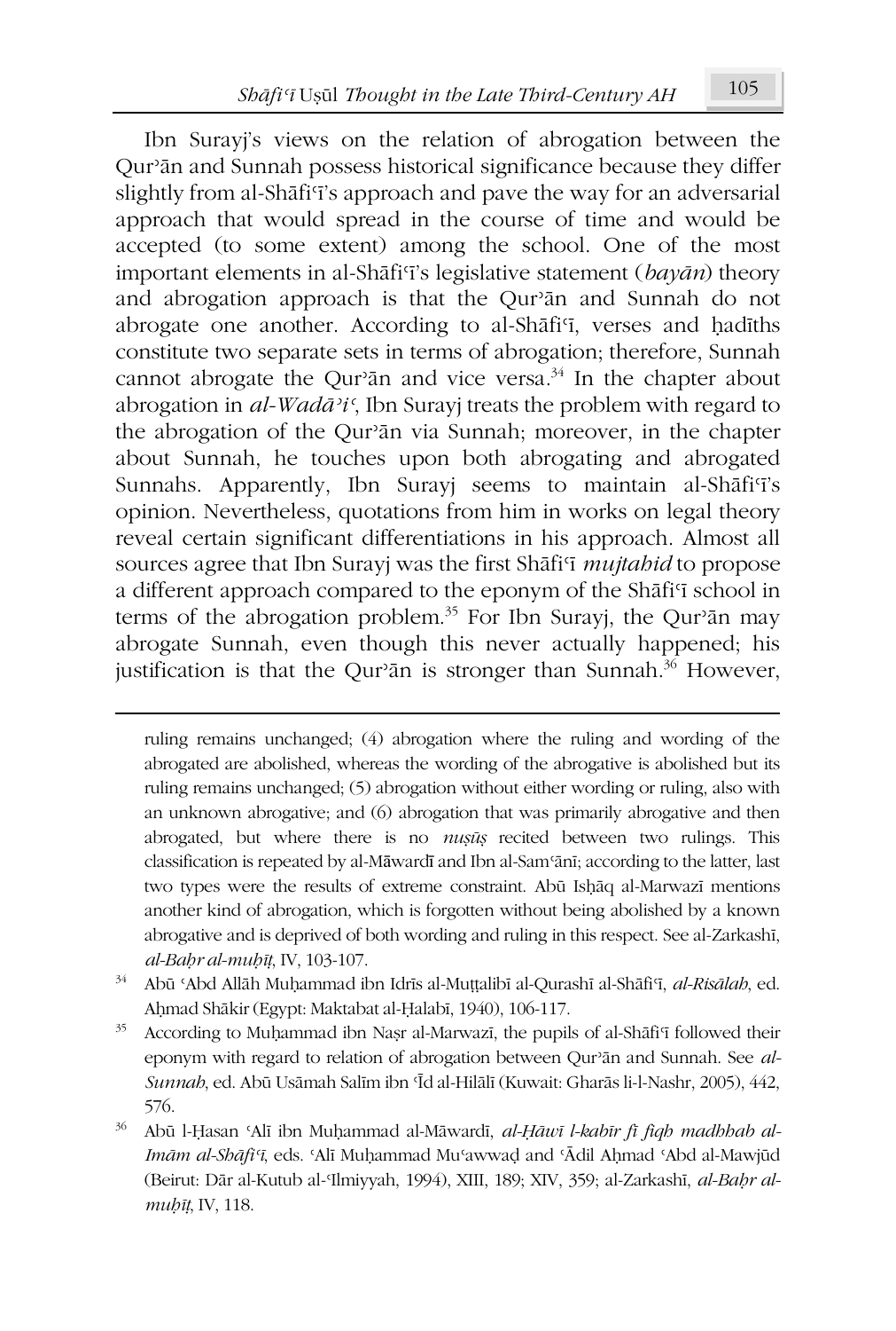Ibn Surayj's views on the relation of abrogation between the Qurʾān and Sunnah possess historical significance because they differ slightly from al-Shāfiʿī's approach and pave the way for an adversarial approach that would spread in the course of time and would be accepted (to some extent) among the school. One of the most important elements in al-Shāfiʿī's legislative statement (*bayān*) theory and abrogation approach is that the Qurʾān and Sunnah do not abrogate one another. According to al-Shāfiʿī, verses and ḥadīths constitute two separate sets in terms of abrogation; therefore, Sunnah cannot abrogate the Qurʾān and vice versa.[34] In the chapter about abrogation in *al-Wadāʾiʿ*, Ibn Surayj treats the problem with regard to the abrogation of the Qurʾān via Sunnah; moreover, in the chapter about Sunnah, he touches upon both abrogating and abrogated Sunnahs. Apparently, Ibn Surayj seems to maintain al-Shāfiʿī's opinion. Nevertheless, quotations from him in works on legal theory reveal certain significant differentiations in his approach. Almost all sources agree that Ibn Surayj was the first Shāfiʿī *mujtahid* to propose a different approach compared to the eponym of the Shāfiʿī school in terms of the abrogation problem.[35] For Ibn Surayj, the Qurʾān may abrogate Sunnah, even though this never actually happened; his justification is that the Qurʾān is stronger than Sunnah.[36] However,

---

ruling remains unchanged; (4) abrogation where the ruling and wording of the abrogated are abolished, whereas the wording of the abrogative is abolished but its ruling remains unchanged; (5) abrogation without either wording or ruling, also with an unknown abrogative; and (6) abrogation that was primarily abrogative and then abrogated, but where there is no *nuṣūṣ* recited between two rulings. This classification is repeated by al-Māwardī and Ibn al-Samʿānī; according to the latter, last two types were the results of extreme constraint. Abū Isḥāq al-Marwazī mentions another kind of abrogation, which is forgotten without being abolished by a known abrogative and is deprived of both wording and ruling in this respect. See al-Zarkashī, *al-Baḥr al-muḥīṭ*, IV, 103-107.

[34] Abū ʿAbd Allāh Muḥammad ibn Idrīs al-Muṭṭalibī al-Qurashī al-Shāfiʿī, *al-Risālah*, ed. Aḥmad Shākir (Egypt: Maktabat al-Ḥalabī, 1940), 106-117.

[35] According to Muḥammad ibn Naṣr al-Marwazī, the pupils of al-Shāfiʿī followed their eponym with regard to relation of abrogation between Qurʾān and Sunnah. See *al-Sunnah*, ed. Abū Usāmah Salīm ibn ʿĪd al-Hilālī (Kuwait: Gharās li-l-Nashr, 2005), 442, 576.

[36] Abū l-Ḥasan ʿAlī ibn Muḥammad al-Māwardī, *al-Ḥāwī l-kabīr fī fiqh madhhab al-Imām al-Shāfiʿī*, eds. ʿAlī Muḥammad Muʿawwaḍ and ʿĀdil Aḥmad ʿAbd al-Mawjūd (Beirut: Dār al-Kutub al-ʿIlmiyyah, 1994), XIII, 189; XIV, 359; al-Zarkashī, *al-Baḥr al-muḥīṭ*, IV, 118.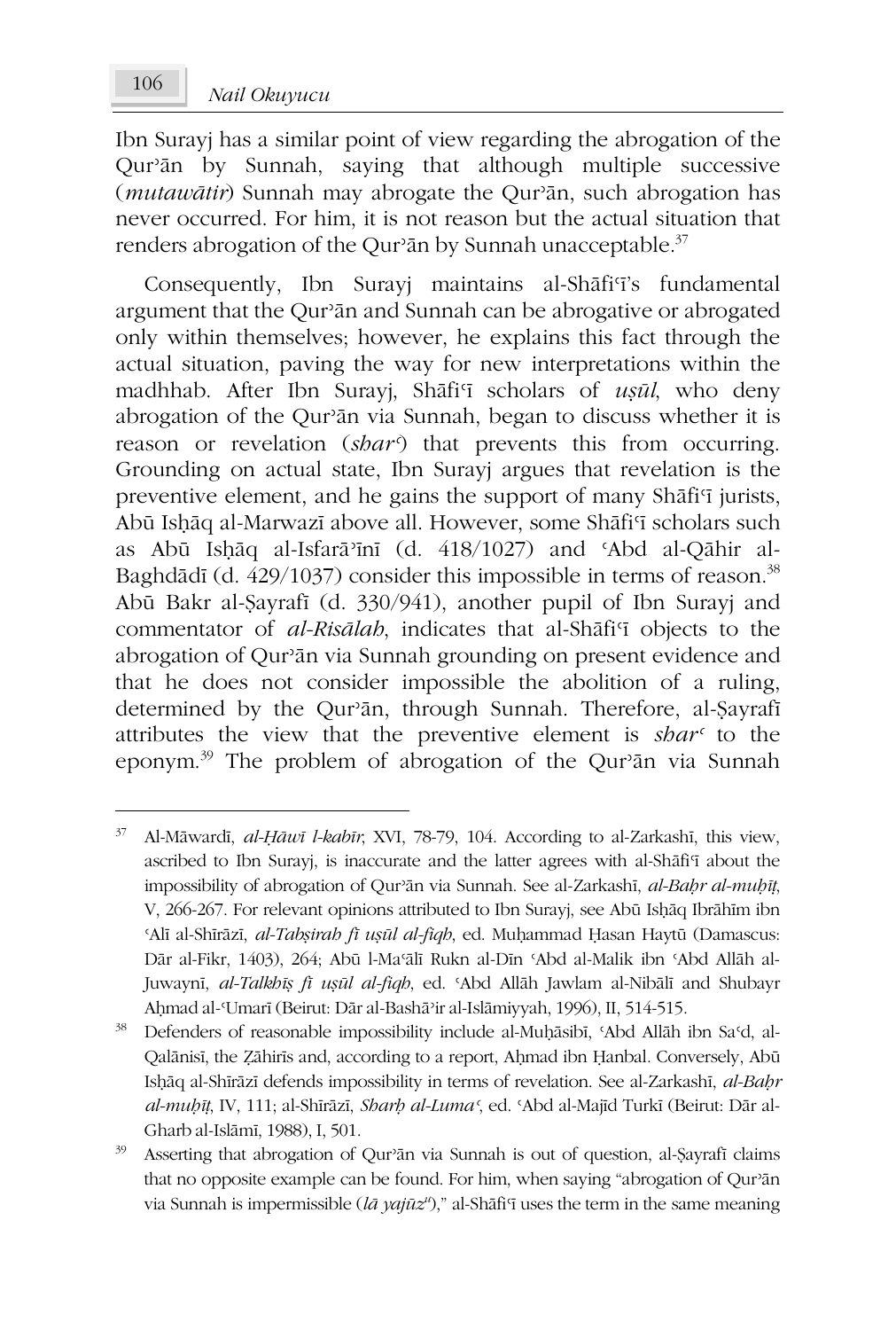Ibn Surayj has a similar point of view regarding the abrogation of the Qurʾān by Sunnah, saying that although multiple successive (*mutawātir*) Sunnah may abrogate the Qurʾān, such abrogation has never occurred. For him, it is not reason but the actual situation that renders abrogation of the Qurʾān by Sunnah unacceptable.[37]

Consequently, Ibn Surayj maintains al-Shāfiʿī's fundamental argument that the Qurʾān and Sunnah can be abrogative or abrogated only within themselves; however, he explains this fact through the actual situation, paving the way for new interpretations within the madhhab. After Ibn Surayj, Shāfiʿī scholars of *uṣūl*, who deny abrogation of the Qurʾān via Sunnah, began to discuss whether it is reason or revelation (*sharʿ*) that prevents this from occurring. Grounding on actual state, Ibn Surayj argues that revelation is the preventive element, and he gains the support of many Shāfiʿī jurists, Abū Isḥāq al-Marwazī above all. However, some Shāfiʿī scholars such as Abū Isḥāq al-Isfarāʾīnī (d. 418/1027) and ʿAbd al-Qāhir al-Baghdādī (d. 429/1037) consider this impossible in terms of reason.[38] Abū Bakr al-Ṣayrafī (d. 330/941), another pupil of Ibn Surayj and commentator of *al-Risālah*, indicates that al-Shāfiʿī objects to the abrogation of Qurʾān via Sunnah grounding on present evidence and that he does not consider impossible the abolition of a ruling, determined by the Qurʾān, through Sunnah. Therefore, al-Ṣayrafī attributes the view that the preventive element is *sharʿ* to the eponym.[39] The problem of abrogation of the Qurʾān via Sunnah

---

[37] Al-Māwardī, *al-Ḥāwī l-kabīr*, XVI, 78-79, 104. According to al-Zarkashī, this view, ascribed to Ibn Surayj, is inaccurate and the latter agrees with al-Shāfiʿī about the impossibility of abrogation of Qurʾān via Sunnah. See al-Zarkashī, *al-Baḥr al-muḥīṭ*, V, 266-267. For relevant opinions attributed to Ibn Surayj, see Abū Isḥāq Ibrāhīm ibn ʿAlī al-Shīrāzī, *al-Tabṣirah fī uṣūl al-fiqh*, ed. Muḥammad Ḥasan Haytū (Damascus: Dār al-Fikr, 1403), 264; Abū l-Maʿālī Rukn al-Dīn ʿAbd al-Malik ibn ʿAbd Allāh al-Juwaynī, *al-Talkhīṣ fī uṣūl al-fiqh*, ed. ʿAbd Allāh Jawlam al-Nibālī and Shubayr Aḥmad al-ʿUmarī (Beirut: Dār al-Bashāʾir al-Islāmiyyah, 1996), II, 514-515.

[38] Defenders of reasonable impossibility include al-Muḥāsibī, ʿAbd Allāh ibn Saʿd, al-Qalānisī, the Ẓāhirīs and, according to a report, Aḥmad ibn Ḥanbal. Conversely, Abū Isḥāq al-Shīrāzī defends impossibility in terms of revelation. See al-Zarkashī, *al-Baḥr al-muḥīṭ*, IV, 111; al-Shīrāzī, *Sharḥ al-Lumaʿ*, ed. ʿAbd al-Majīd Turkī (Beirut: Dār al-Gharb al-Islāmī, 1988), I, 501.

[39] Asserting that abrogation of Qurʾān via Sunnah is out of question, al-Ṣayrafī claims that no opposite example can be found. For him, when saying "abrogation of Qurʾān via Sunnah is impermissible (*lā yajūzᵘ*)," al-Shāfiʿī uses the term in the same meaning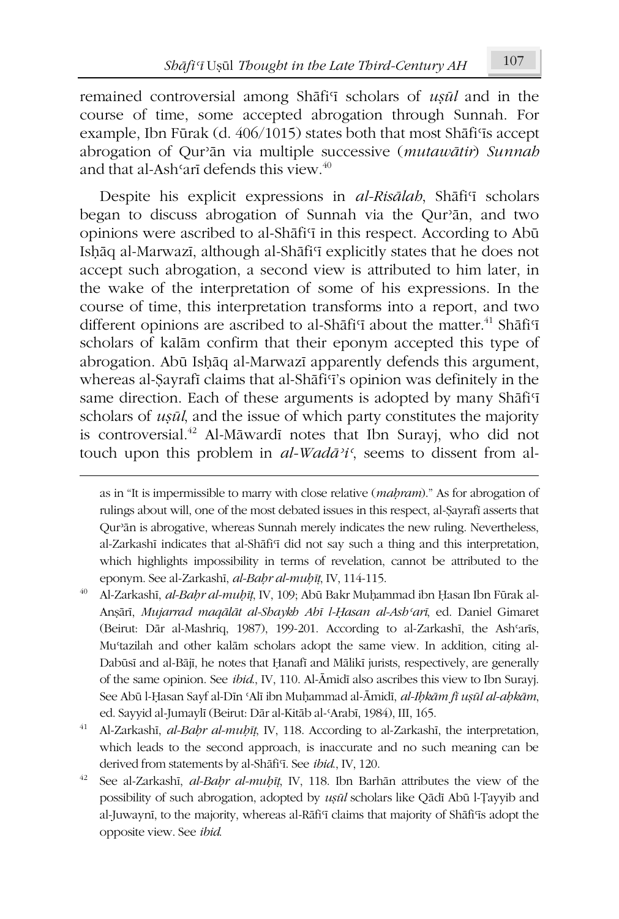remained controversial among Shāfiʿī scholars of *uṣūl* and in the course of time, some accepted abrogation through Sunnah. For example, Ibn Fūrak (d. 406/1015) states both that most Shāfiʿīs accept abrogation of Qurʾān via multiple successive (*mutawātir*) *Sunnah* and that al-Ashʿarī defends this view.[40]

Despite his explicit expressions in *al-Risālah*, Shāfiʿī scholars began to discuss abrogation of Sunnah via the Qurʾān, and two opinions were ascribed to al-Shāfiʿī in this respect. According to Abū Isḥāq al-Marwazī, although al-Shāfiʿī explicitly states that he does not accept such abrogation, a second view is attributed to him later, in the wake of the interpretation of some of his expressions. In the course of time, this interpretation transforms into a report, and two different opinions are ascribed to al-Shāfiʿī about the matter.[41] Shāfiʿī scholars of kalām confirm that their eponym accepted this type of abrogation. Abū Isḥāq al-Marwazī apparently defends this argument, whereas al-Ṣayrafī claims that al-Shāfiʿī's opinion was definitely in the same direction. Each of these arguments is adopted by many Shāfiʿī scholars of *uṣūl*, and the issue of which party constitutes the majority is controversial.[42] Al-Māwardī notes that Ibn Surayj, who did not touch upon this problem in *al-Wadāʾiʿ*, seems to dissent from al-

---

as in "It is impermissible to marry with close relative (*maḥram*)." As for abrogation of rulings about will, one of the most debated issues in this respect, al-Ṣayrafī asserts that Qurʾān is abrogative, whereas Sunnah merely indicates the new ruling. Nevertheless, al-Zarkashī indicates that al-Shāfiʿī did not say such a thing and this interpretation, which highlights impossibility in terms of revelation, cannot be attributed to the eponym. See al-Zarkashī, *al-Baḥr al-muḥīṭ*, IV, 114-115.

[40] Al-Zarkashī, *al-Baḥr al-muḥīṭ*, IV, 109; Abū Bakr Muḥammad ibn Ḥasan Ibn Fūrak al-Anṣārī, *Mujarrad maqālāt al-Shaykh Abī l-Ḥasan al-Ashʿarī*, ed. Daniel Gimaret (Beirut: Dār al-Mashriq, 1987), 199-201. According to al-Zarkashī, the Ashʿarīs, Muʿtazilah and other kalām scholars adopt the same view. In addition, citing al-Dabūsī and al-Bājī, he notes that Ḥanafī and Mālikī jurists, respectively, are generally of the same opinion. See *ibid.*, IV, 110. Al-Āmidī also ascribes this view to Ibn Surayj. See Abū l-Ḥasan Sayf al-Dīn ʿAlī ibn Muḥammad al-Āmidī, *al-Iḥkām fī uṣūl al-aḥkām*, ed. Sayyid al-Jumaylī (Beirut: Dār al-Kitāb al-ʿArabī, 1984), III, 165.

[41] Al-Zarkashī, *al-Baḥr al-muḥīṭ*, IV, 118. According to al-Zarkashī, the interpretation, which leads to the second approach, is inaccurate and no such meaning can be derived from statements by al-Shāfiʿī. See *ibid.*, IV, 120.

[42] See al-Zarkashī, *al-Baḥr al-muḥīṭ*, IV, 118. Ibn Barhān attributes the view of the possibility of such abrogation, adopted by *uṣūl* scholars like Qāḍī Abū l-Ṭayyib and al-Juwaynī, to the majority, whereas al-Rāfiʿī claims that majority of Shāfiʿīs adopt the opposite view. See *ibid.*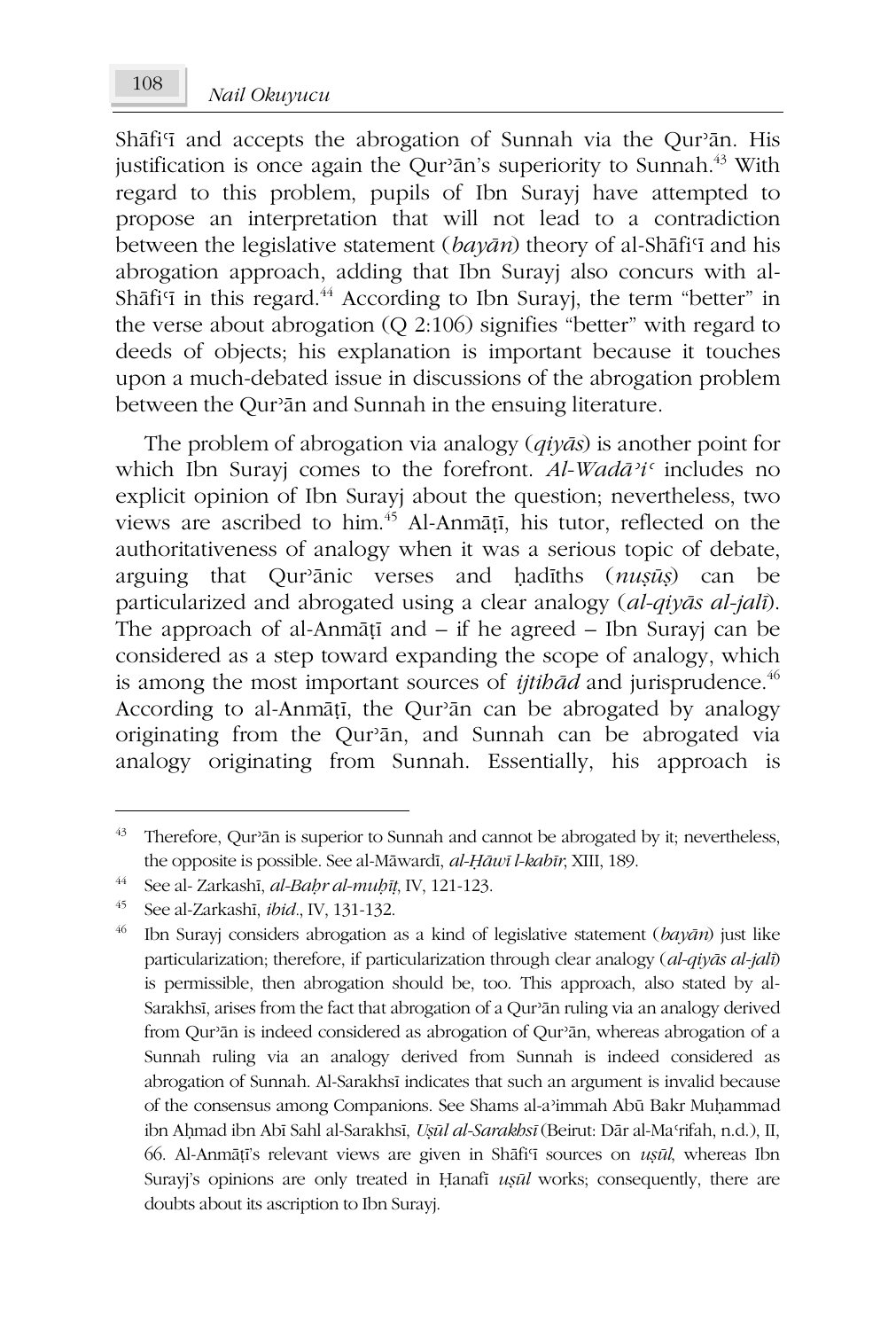Shāfiʿī and accepts the abrogation of Sunnah via the Qurʾān. His justification is once again the Qurʾān's superiority to Sunnah.[43] With regard to this problem, pupils of Ibn Surayj have attempted to propose an interpretation that will not lead to a contradiction between the legislative statement (*bayān*) theory of al-Shāfiʿī and his abrogation approach, adding that Ibn Surayj also concurs with al-Shāfiʿī in this regard.[44] According to Ibn Surayj, the term "better" in the verse about abrogation (Q 2:106) signifies "better" with regard to deeds of objects; his explanation is important because it touches upon a much-debated issue in discussions of the abrogation problem between the Qurʾān and Sunnah in the ensuing literature.

The problem of abrogation via analogy (*qiyās*) is another point for which Ibn Surayj comes to the forefront. *Al-Wadāʾiʿ* includes no explicit opinion of Ibn Surayj about the question; nevertheless, two views are ascribed to him.[45] Al-Anmāṭī, his tutor, reflected on the authoritativeness of analogy when it was a serious topic of debate, arguing that Qurʾānic verses and ḥadīths (*nuṣūṣ*) can be particularized and abrogated using a clear analogy (*al-qiyās al-jalī*). The approach of al-Anmāṭī and – if he agreed – Ibn Surayj can be considered as a step toward expanding the scope of analogy, which is among the most important sources of *ijtihād* and jurisprudence.[46] According to al-Anmāṭī, the Qurʾān can be abrogated by analogy originating from the Qurʾān, and Sunnah can be abrogated via analogy originating from Sunnah. Essentially, his approach is

---

[43] Therefore, Qurʾān is superior to Sunnah and cannot be abrogated by it; nevertheless, the opposite is possible. See al-Māwardī, *al-Ḥāwī l-kabīr*, XIII, 189.

[44] See al- Zarkashī, *al-Baḥr al-muḥīṭ*, IV, 121-123.

[45] See al-Zarkashī, *ibid*., IV, 131-132.

[46] Ibn Surayj considers abrogation as a kind of legislative statement (*bayān*) just like particularization; therefore, if particularization through clear analogy (*al-qiyās al-jalī*) is permissible, then abrogation should be, too. This approach, also stated by al-Sarakhsī, arises from the fact that abrogation of a Qurʾān ruling via an analogy derived from Qurʾān is indeed considered as abrogation of Qurʾān, whereas abrogation of a Sunnah ruling via an analogy derived from Sunnah is indeed considered as abrogation of Sunnah. Al-Sarakhsī indicates that such an argument is invalid because of the consensus among Companions. See Shams al-aʾimmah Abū Bakr Muḥammad ibn Aḥmad ibn Abī Sahl al-Sarakhsī, *Uṣūl al-Sarakhsī* (Beirut: Dār al-Maʿrifah, n.d.), II, 66. Al-Anmāṭī's relevant views are given in Shāfiʿī sources on *uṣūl*, whereas Ibn Surayj's opinions are only treated in Ḥanafī *uṣūl* works; consequently, there are doubts about its ascription to Ibn Surayj.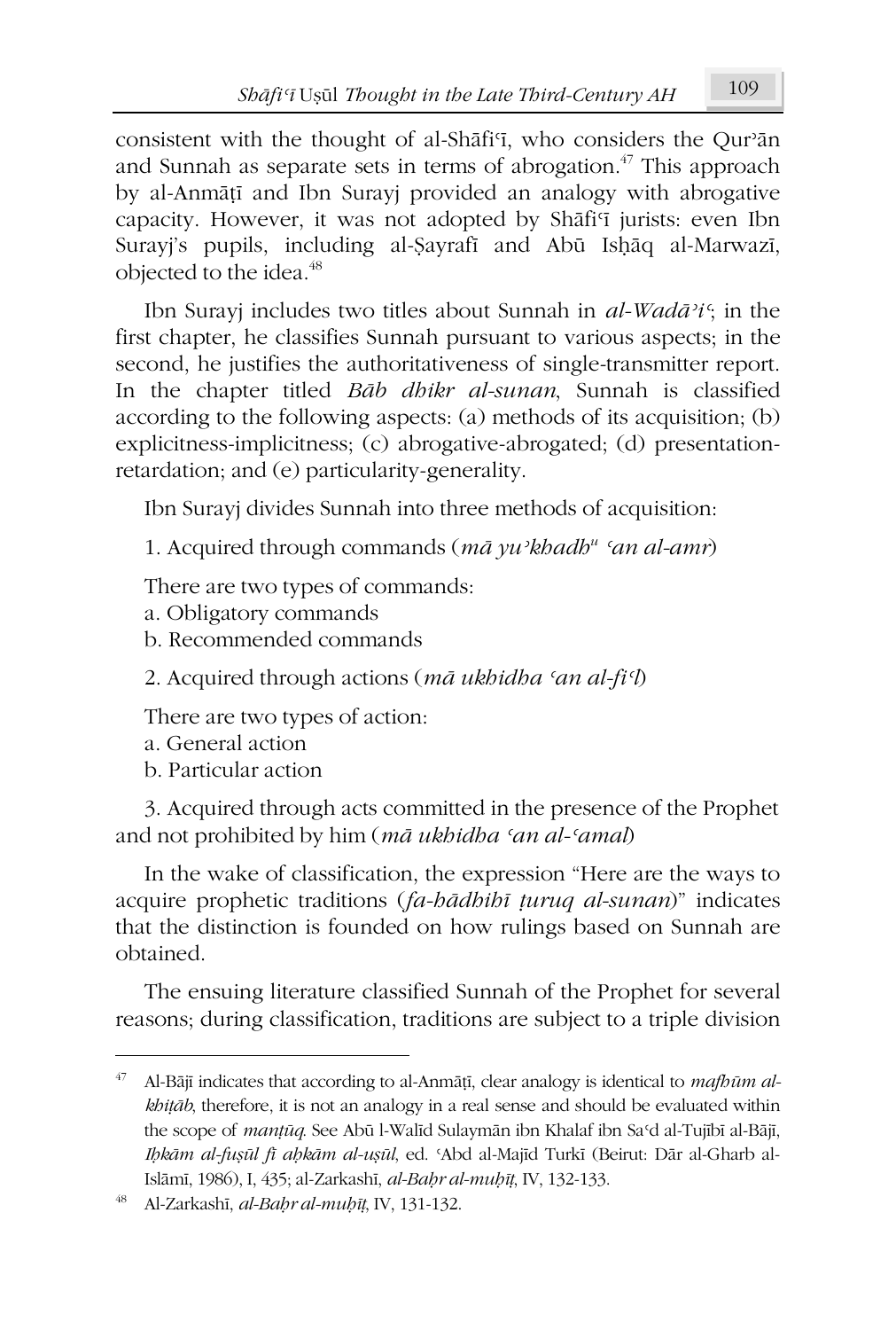consistent with the thought of al-Shāfiʿī, who considers the Qurʾān and Sunnah as separate sets in terms of abrogation.[47] This approach by al-Anmāṭī and Ibn Surayj provided an analogy with abrogative capacity. However, it was not adopted by Shāfiʿī jurists: even Ibn Surayj's pupils, including al-Ṣayrafī and Abū Isḥāq al-Marwazī, objected to the idea.[48]

Ibn Surayj includes two titles about Sunnah in *al-Wadāʾiʿ*; in the first chapter, he classifies Sunnah pursuant to various aspects; in the second, he justifies the authoritativeness of single-transmitter report. In the chapter titled *Bāb dhikr al-sunan*, Sunnah is classified according to the following aspects: (a) methods of its acquisition; (b) explicitness-implicitness; (c) abrogative-abrogated; (d) presentation-retardation; and (e) particularity-generality.

Ibn Surayj divides Sunnah into three methods of acquisition:

1. Acquired through commands (*mā yuʾkhadh[u] ʿan al-amr*)

There are two types of commands:
a. Obligatory commands
b. Recommended commands

2. Acquired through actions (*mā ukhidha ʿan al-fiʿl*)

There are two types of action:
a. General action
b. Particular action

3. Acquired through acts committed in the presence of the Prophet and not prohibited by him (*mā ukhidha ʿan al-ʿamal*)

In the wake of classification, the expression "Here are the ways to acquire prophetic traditions (*fa-hādhihī ṭuruq al-sunan*)" indicates that the distinction is founded on how rulings based on Sunnah are obtained.

The ensuing literature classified Sunnah of the Prophet for several reasons; during classification, traditions are subject to a triple division

---

[47] Al-Bājī indicates that according to al-Anmāṭī, clear analogy is identical to *mafhūm al-khiṭāb*, therefore, it is not an analogy in a real sense and should be evaluated within the scope of *manṭūq*. See Abū l-Walīd Sulaymān ibn Khalaf ibn Saʿd al-Tujībī al-Bājī, *Iḥkām al-fuṣūl fī aḥkām al-uṣūl*, ed. ʿAbd al-Majīd Turkī (Beirut: Dār al-Gharb al-Islāmī, 1986), I, 435; al-Zarkashī, *al-Baḥr al-muḥīṭ*, IV, 132-133.

[48] Al-Zarkashī, *al-Baḥr al-muḥīṭ*, IV, 131-132.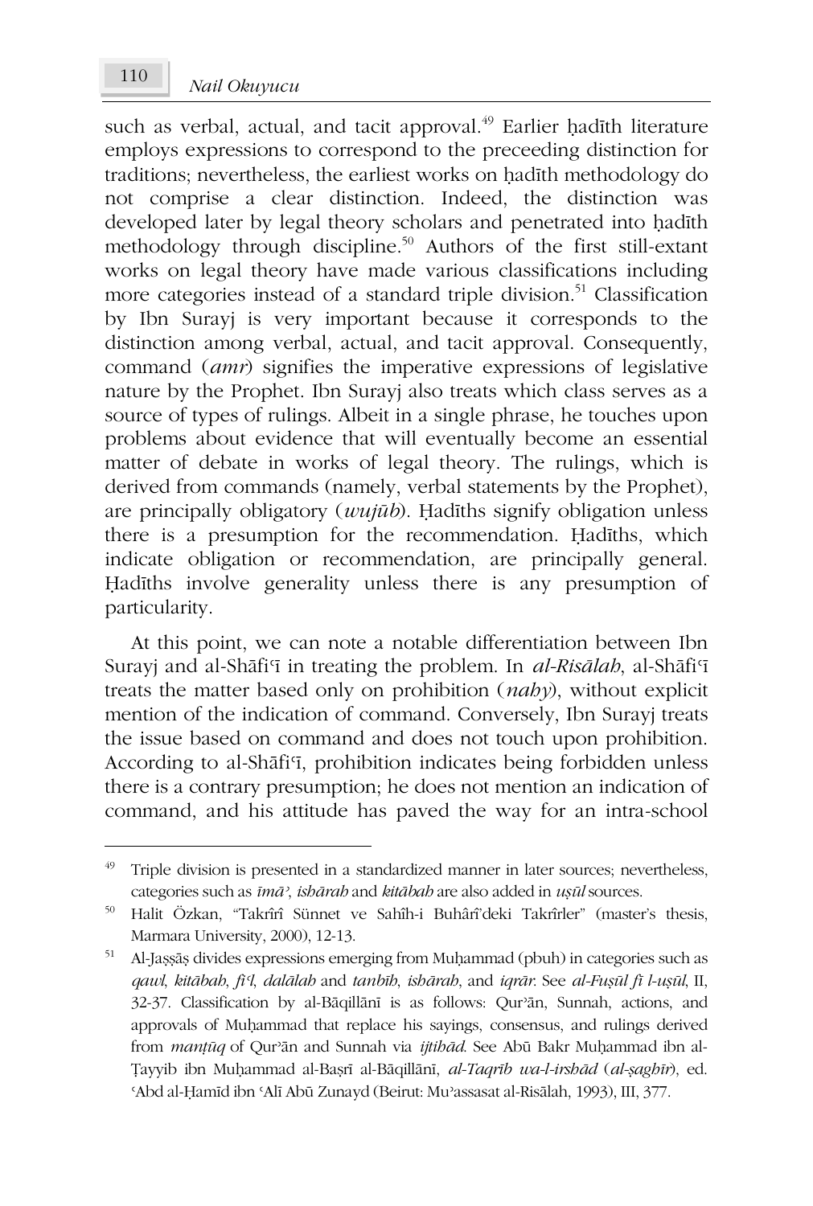such as verbal, actual, and tacit approval.[49] Earlier ḥadīth literature employs expressions to correspond to the preceeding distinction for traditions; nevertheless, the earliest works on ḥadīth methodology do not comprise a clear distinction. Indeed, the distinction was developed later by legal theory scholars and penetrated into ḥadīth methodology through discipline.[50] Authors of the first still-extant works on legal theory have made various classifications including more categories instead of a standard triple division.[51] Classification by Ibn Surayj is very important because it corresponds to the distinction among verbal, actual, and tacit approval. Consequently, command (*amr*) signifies the imperative expressions of legislative nature by the Prophet. Ibn Surayj also treats which class serves as a source of types of rulings. Albeit in a single phrase, he touches upon problems about evidence that will eventually become an essential matter of debate in works of legal theory. The rulings, which is derived from commands (namely, verbal statements by the Prophet), are principally obligatory (*wujūb*). Ḥadīths signify obligation unless there is a presumption for the recommendation. Ḥadīths, which indicate obligation or recommendation, are principally general. Ḥadīths involve generality unless there is any presumption of particularity.

At this point, we can note a notable differentiation between Ibn Surayj and al-Shāfiʿī in treating the problem. In *al-Risālah*, al-Shāfiʿī treats the matter based only on prohibition (*nahy*), without explicit mention of the indication of command. Conversely, Ibn Surayj treats the issue based on command and does not touch upon prohibition. According to al-Shāfiʿī, prohibition indicates being forbidden unless there is a contrary presumption; he does not mention an indication of command, and his attitude has paved the way for an intra-school

---

[49] Triple division is presented in a standardized manner in later sources; nevertheless, categories such as *īmāʾ*, *ishārah* and *kitābah* are also added in *uṣūl* sources.

[50] Halit Özkan, "Takrîrî Sünnet ve Sahîh-i Buhârî'deki Takrîrler" (master's thesis, Marmara University, 2000), 12-13.

[51] Al-Jaṣṣāṣ divides expressions emerging from Muḥammad (pbuh) in categories such as *qawl*, *kitābah*, *fiʿl*, *dalālah* and *tanbīh*, *ishārah*, and *iqrār*. See *al-Fuṣūl fī l-uṣūl*, II, 32-37. Classification by al-Bāqillānī is as follows: Qurʾān, Sunnah, actions, and approvals of Muḥammad that replace his sayings, consensus, and rulings derived from *manṭūq* of Qurʾān and Sunnah via *ijtihād*. See Abū Bakr Muḥammad ibn al-Ṭayyib ibn Muḥammad al-Baṣrī al-Bāqillānī, *al-Taqrīb wa-l-irshād* (*al-ṣaghīr*), ed. ʿAbd al-Ḥamīd ibn ʿAlī Abū Zunayd (Beirut: Muʾassasat al-Risālah, 1993), III, 377.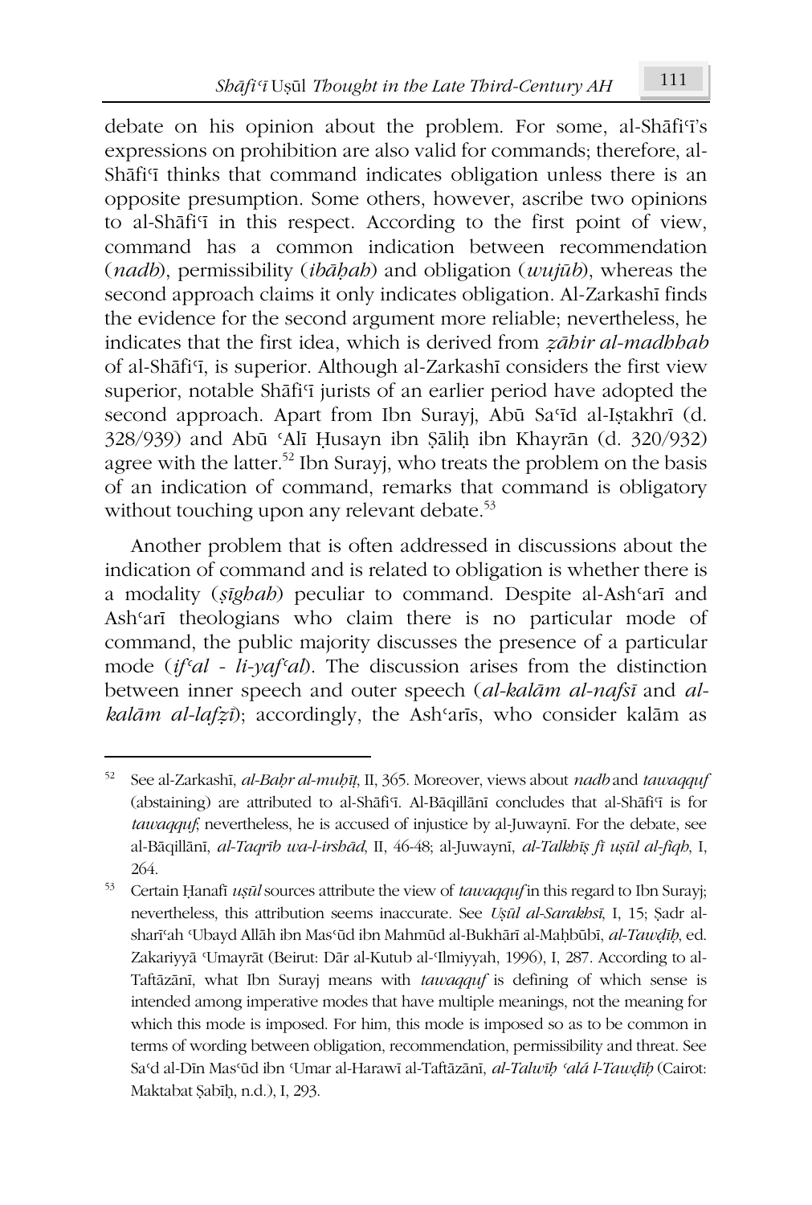debate on his opinion about the problem. For some, al-Shāfiʿī's expressions on prohibition are also valid for commands; therefore, al-Shāfiʿī thinks that command indicates obligation unless there is an opposite presumption. Some others, however, ascribe two opinions to al-Shāfiʿī in this respect. According to the first point of view, command has a common indication between recommendation (*nadb*), permissibility (*ibāḥah*) and obligation (*wujūb*), whereas the second approach claims it only indicates obligation. Al-Zarkashī finds the evidence for the second argument more reliable; nevertheless, he indicates that the first idea, which is derived from *ẓāhir al-madhhab* of al-Shāfiʿī, is superior. Although al-Zarkashī considers the first view superior, notable Shāfiʿī jurists of an earlier period have adopted the second approach. Apart from Ibn Surayj, Abū Saʿīd al-Iṣṭakhrī (d. 328/939) and Abū ʿAlī Ḥusayn ibn Ṣāliḥ ibn Khayrān (d. 320/932) agree with the latter.[52] Ibn Surayj, who treats the problem on the basis of an indication of command, remarks that command is obligatory without touching upon any relevant debate.[53]

Another problem that is often addressed in discussions about the indication of command and is related to obligation is whether there is a modality (*ṣīghah*) peculiar to command. Despite al-Ashʿarī and Ashʿarī theologians who claim there is no particular mode of command, the public majority discusses the presence of a particular mode (*ifʿal - li-yafʿal*). The discussion arises from the distinction between inner speech and outer speech (*al-kalām al-nafsī* and *al-kalām al-lafẓī*); accordingly, the Ashʿarīs, who consider kalām as

---

[52] See al-Zarkashī, *al-Baḥr al-muḥīṭ*, II, 365. Moreover, views about *nadb* and *tawaqquf* (abstaining) are attributed to al-Shāfiʿī. Al-Bāqillānī concludes that al-Shāfiʿī is for *tawaqquf*; nevertheless, he is accused of injustice by al-Juwaynī. For the debate, see al-Bāqillānī, *al-Taqrīb wa-l-irshād*, II, 46-48; al-Juwaynī, *al-Talkhīṣ fī uṣūl al-fiqh*, I, 264.

[53] Certain Ḥanafī *uṣūl* sources attribute the view of *tawaqquf* in this regard to Ibn Surayj; nevertheless, this attribution seems inaccurate. See *Uṣūl al-Sarakhsī*, I, 15; Ṣadr al-sharīʿah ʿUbayd Allāh ibn Masʿūd ibn Mahmūd al-Bukhārī al-Maḥbūbī, *al-Tawḍīḥ*, ed. Zakariyyā ʿUmayrāt (Beirut: Dār al-Kutub al-ʿIlmiyyah, 1996), I, 287. According to al-Taftāzānī, what Ibn Surayj means with *tawaqquf* is defining of which sense is intended among imperative modes that have multiple meanings, not the meaning for which this mode is imposed. For him, this mode is imposed so as to be common in terms of wording between obligation, recommendation, permissibility and threat. See Saʿd al-Dīn Masʿūd ibn ʿUmar al-Harawī al-Taftāzānī, *al-Talwīḥ ʿalá l-Tawḍīḥ* (Cairot: Maktabat Ṣabīḥ, n.d.), I, 293.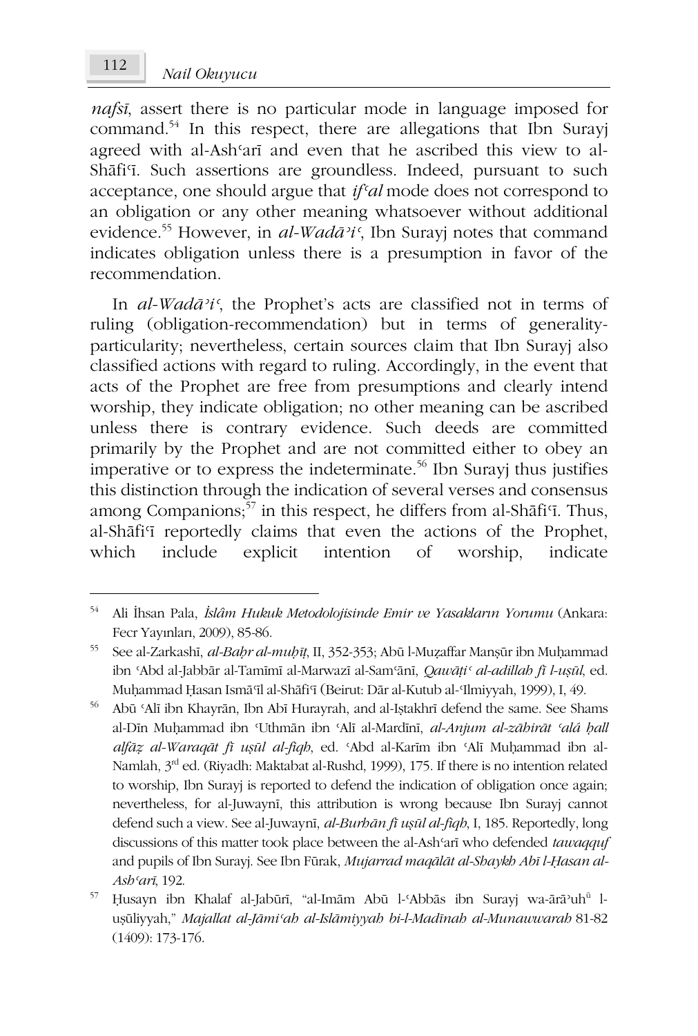*nafsī*, assert there is no particular mode in language imposed for command.[54] In this respect, there are allegations that Ibn Surayj agreed with al-Ashʿarī and even that he ascribed this view to al-Shāfiʿī. Such assertions are groundless. Indeed, pursuant to such acceptance, one should argue that *ifʿal* mode does not correspond to an obligation or any other meaning whatsoever without additional evidence.[55] However, in *al-Wadāʾiʿ*, Ibn Surayj notes that command indicates obligation unless there is a presumption in favor of the recommendation.

In *al-Wadāʾiʿ*, the Prophet's acts are classified not in terms of ruling (obligation-recommendation) but in terms of generality-particularity; nevertheless, certain sources claim that Ibn Surayj also classified actions with regard to ruling. Accordingly, in the event that acts of the Prophet are free from presumptions and clearly intend worship, they indicate obligation; no other meaning can be ascribed unless there is contrary evidence. Such deeds are committed primarily by the Prophet and are not committed either to obey an imperative or to express the indeterminate.[56] Ibn Surayj thus justifies this distinction through the indication of several verses and consensus among Companions;[57] in this respect, he differs from al-Shāfiʿī. Thus, al-Shāfiʿī reportedly claims that even the actions of the Prophet, which include explicit intention of worship, indicate

---

[54] Ali İhsan Pala, *İslâm Hukuk Metodolojisinde Emir ve Yasakların Yorumu* (Ankara: Fecr Yayınları, 2009), 85-86.

[55] See al-Zarkashī, *al-Baḥr al-muḥīṭ*, II, 352-353; Abū l-Muẓaffar Manṣūr ibn Muḥammad ibn ʿAbd al-Jabbār al-Tamīmī al-Marwazī al-Samʿānī, *Qawāṭiʿ al-adillah fī l-uṣūl*, ed. Muḥammad Ḥasan Ismāʿīl al-Shāfiʿī (Beirut: Dār al-Kutub al-ʿIlmiyyah, 1999), I, 49.

[56] Abū ʿAlī ibn Khayrān, Ibn Abī Hurayrah, and al-Iṣṭakhrī defend the same. See Shams al-Dīn Muḥammad ibn ʿUthmān ibn ʿAlī al-Mardīnī, *al-Anjum al-zāhirāt ʿalá ḥall alfāẓ al-Waraqāt fī uṣūl al-fiqh*, ed. ʿAbd al-Karīm ibn ʿAlī Muḥammad ibn al-Namlah, 3rd ed. (Riyadh: Maktabat al-Rushd, 1999), 175. If there is no intention related to worship, Ibn Surayj is reported to defend the indication of obligation once again; nevertheless, for al-Juwaynī, this attribution is wrong because Ibn Surayj cannot defend such a view. See al-Juwaynī, *al-Burhān fī uṣūl al-fiqh*, I, 185. Reportedly, long discussions of this matter took place between the al-Ashʿarī who defended *tawaqquf* and pupils of Ibn Surayj. See Ibn Fūrak, *Mujarrad maqālāt al-Shaykh Abī l-Ḥasan al-Ashʿarī*, 192.

[57] Ḥusayn ibn Khalaf al-Jabūrī, "al-Imām Abū l-ʿAbbās ibn Surayj wa-ārāʾuh[ū] l-uṣūliyyah," *Majallat al-Jāmiʿah al-Islāmiyyah bi-l-Madīnah al-Munawwarah* 81-82 (1409): 173-176.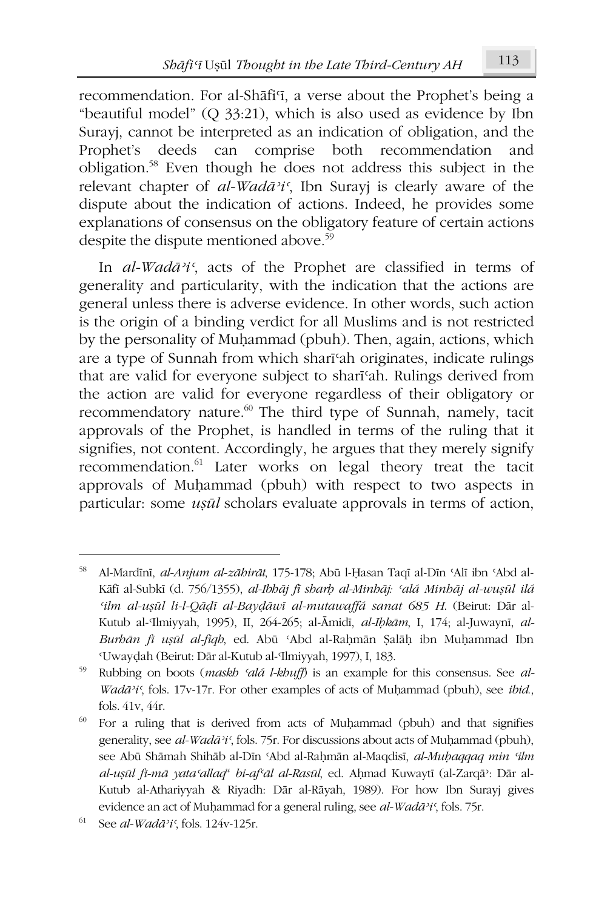recommendation. For al-Shāfiʿī, a verse about the Prophet's being a "beautiful model" (Q 33:21), which is also used as evidence by Ibn Surayj, cannot be interpreted as an indication of obligation, and the Prophet's deeds can comprise both recommendation and obligation.[58] Even though he does not address this subject in the relevant chapter of *al-Wadāʾiʿ*, Ibn Surayj is clearly aware of the dispute about the indication of actions. Indeed, he provides some explanations of consensus on the obligatory feature of certain actions despite the dispute mentioned above.[59]

In *al-Wadāʾiʿ*, acts of the Prophet are classified in terms of generality and particularity, with the indication that the actions are general unless there is adverse evidence. In other words, such action is the origin of a binding verdict for all Muslims and is not restricted by the personality of Muḥammad (pbuh). Then, again, actions, which are a type of Sunnah from which sharīʿah originates, indicate rulings that are valid for everyone subject to sharīʿah. Rulings derived from the action are valid for everyone regardless of their obligatory or recommendatory nature.[60] The third type of Sunnah, namely, tacit approvals of the Prophet, is handled in terms of the ruling that it signifies, not content. Accordingly, he argues that they merely signify recommendation.[61] Later works on legal theory treat the tacit approvals of Muḥammad (pbuh) with respect to two aspects in particular: some *uṣūl* scholars evaluate approvals in terms of action,

---

[58] Al-Mardīnī, *al-Anjum al-zāhirāt*, 175-178; Abū l-Ḥasan Taqī al-Dīn ʿAlī ibn ʿAbd al-Kāfī al-Subkī (d. 756/1355), *al-Ibhāj fī sharḥ al-Minhāj: ʿalá Minhāj al-wuṣūl ilá ʿilm al-uṣūl li-l-Qāḍī al-Bayḍāwī al-mutawaffá sanat 685 H.* (Beirut: Dār al-Kutub al-ʿIlmiyyah, 1995), II, 264-265; al-Āmidī, *al-Iḥkām*, I, 174; al-Juwaynī, *al-Burhān fī uṣūl al-fiqh*, ed. Abū ʿAbd al-Raḥmān Ṣalāḥ ibn Muḥammad Ibn ʿUwayḍah (Beirut: Dār al-Kutub al-ʿIlmiyyah, 1997), I, 183.

[59] Rubbing on boots (*maskh ʿalá l-khuff*) is an example for this consensus. See *al-Wadāʾiʿ*, fols. 17v-17r. For other examples of acts of Muḥammad (pbuh), see *ibid.*, fols. 41v, 44r.

[60] For a ruling that is derived from acts of Muḥammad (pbuh) and that signifies generality, see *al-Wadāʾiʿ*, fols. 75r. For discussions about acts of Muḥammad (pbuh), see Abū Shāmah Shihāb al-Dīn ʿAbd al-Raḥmān al-Maqdisī, *al-Muḥaqqaq min ʿilm al-uṣūl fī-mā yataʿallaqᵘ bi-afʿāl al-Rasūl*, ed. Aḥmad Kuwaytī (al-Zarqāʾ: Dār al-Kutub al-Athariyyah & Riyadh: Dār al-Rāyah, 1989). For how Ibn Surayj gives evidence an act of Muḥammad for a general ruling, see *al-Wadāʾiʿ*, fols. 75r.

[61] See *al-Wadāʾiʿ*, fols. 124v-125r.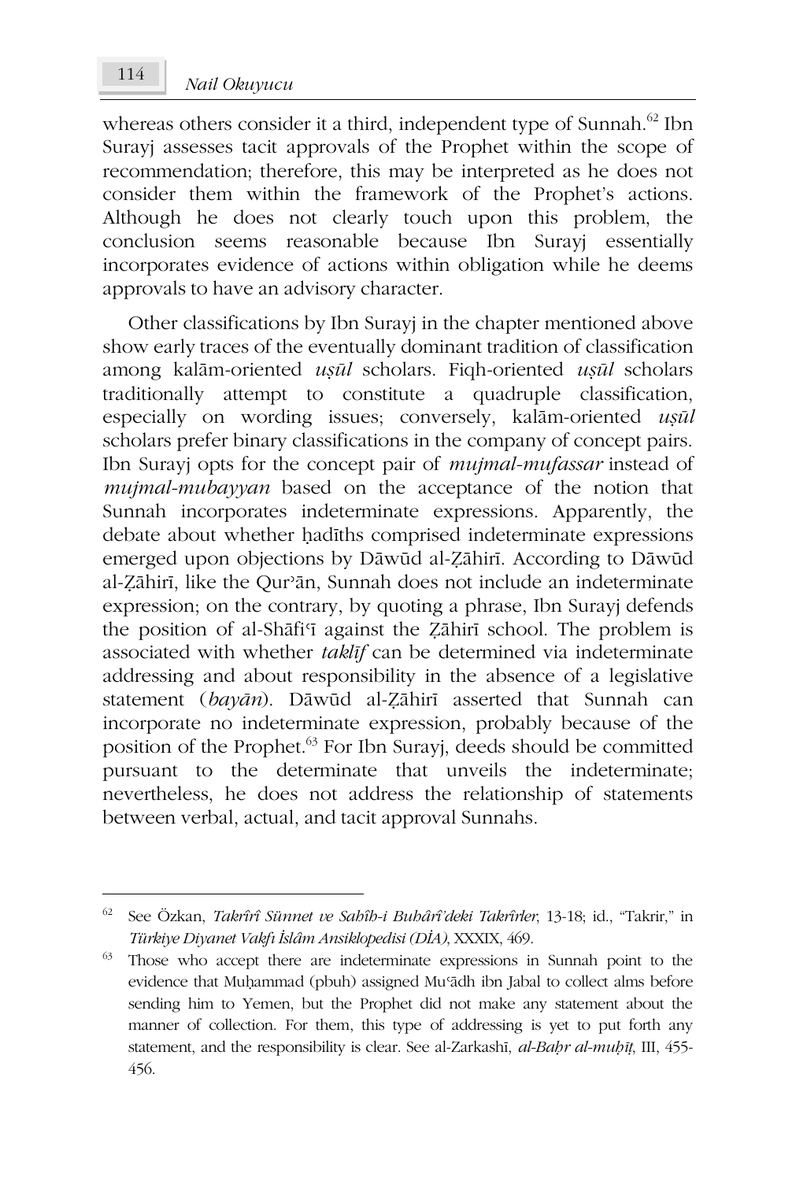whereas others consider it a third, independent type of Sunnah.[62] Ibn Surayj assesses tacit approvals of the Prophet within the scope of recommendation; therefore, this may be interpreted as he does not consider them within the framework of the Prophet's actions. Although he does not clearly touch upon this problem, the conclusion seems reasonable because Ibn Surayj essentially incorporates evidence of actions within obligation while he deems approvals to have an advisory character.

Other classifications by Ibn Surayj in the chapter mentioned above show early traces of the eventually dominant tradition of classification among kalām-oriented *uṣūl* scholars. Fiqh-oriented *uṣūl* scholars traditionally attempt to constitute a quadruple classification, especially on wording issues; conversely, kalām-oriented *uṣūl* scholars prefer binary classifications in the company of concept pairs. Ibn Surayj opts for the concept pair of *mujmal-mufassar* instead of *mujmal-mubayyan* based on the acceptance of the notion that Sunnah incorporates indeterminate expressions. Apparently, the debate about whether ḥadīths comprised indeterminate expressions emerged upon objections by Dāwūd al-Ẓāhirī. According to Dāwūd al-Ẓāhirī, like the Qurʾān, Sunnah does not include an indeterminate expression; on the contrary, by quoting a phrase, Ibn Surayj defends the position of al-Shāfiʿī against the Ẓāhirī school. The problem is associated with whether *taklīf* can be determined via indeterminate addressing and about responsibility in the absence of a legislative statement (*bayān*). Dāwūd al-Ẓāhirī asserted that Sunnah can incorporate no indeterminate expression, probably because of the position of the Prophet.[63] For Ibn Surayj, deeds should be committed pursuant to the determinate that unveils the indeterminate; nevertheless, he does not address the relationship of statements between verbal, actual, and tacit approval Sunnahs.

---

[62] See Özkan, *Takrîrî Sünnet ve Sahîh-i Buhârî'deki Takrîrler*, 13-18; id., "Takrir," in *Türkiye Diyanet Vakfı İslâm Ansiklopedisi (DİA)*, XXXIX, 469.

[63] Those who accept there are indeterminate expressions in Sunnah point to the evidence that Muḥammad (pbuh) assigned Muʿādh ibn Jabal to collect alms before sending him to Yemen, but the Prophet did not make any statement about the manner of collection. For them, this type of addressing is yet to put forth any statement, and the responsibility is clear. See al-Zarkashī, *al-Baḥr al-muḥīṭ*, III, 455-456.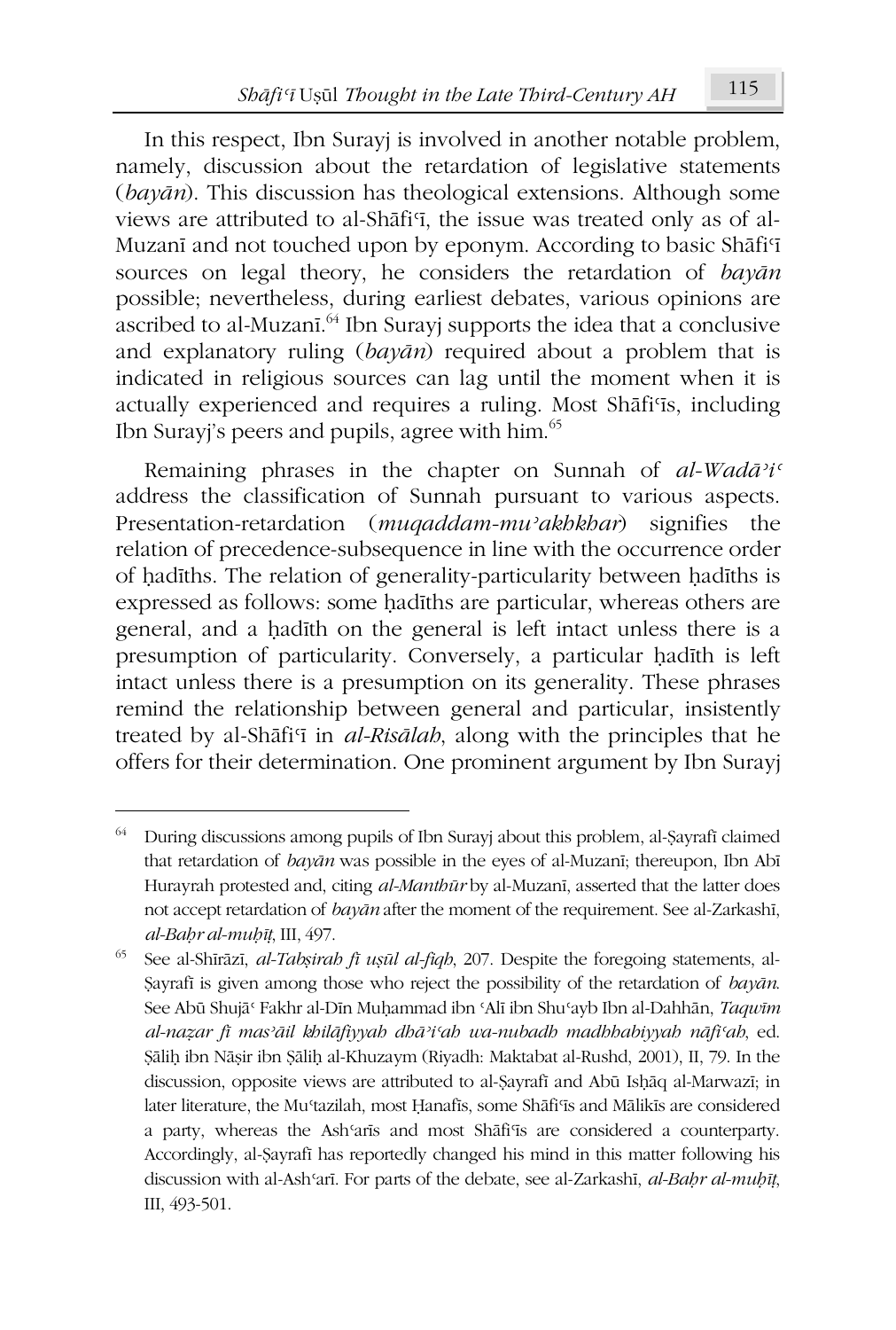In this respect, Ibn Surayj is involved in another notable problem, namely, discussion about the retardation of legislative statements (*bayān*). This discussion has theological extensions. Although some views are attributed to al-Shāfiʿī, the issue was treated only as of al-Muzanī and not touched upon by eponym. According to basic Shāfiʿī sources on legal theory, he considers the retardation of *bayān* possible; nevertheless, during earliest debates, various opinions are ascribed to al-Muzanī.[64] Ibn Surayj supports the idea that a conclusive and explanatory ruling (*bayān*) required about a problem that is indicated in religious sources can lag until the moment when it is actually experienced and requires a ruling. Most Shāfiʿīs, including Ibn Surayj's peers and pupils, agree with him.[65]

Remaining phrases in the chapter on Sunnah of *al-Wadāʾiʿ* address the classification of Sunnah pursuant to various aspects. Presentation-retardation (*muqaddam-muʾakhkhar*) signifies the relation of precedence-subsequence in line with the occurrence order of ḥadīths. The relation of generality-particularity between ḥadīths is expressed as follows: some ḥadīths are particular, whereas others are general, and a ḥadīth on the general is left intact unless there is a presumption of particularity. Conversely, a particular ḥadīth is left intact unless there is a presumption on its generality. These phrases remind the relationship between general and particular, insistently treated by al-Shāfiʿī in *al-Risālah*, along with the principles that he offers for their determination. One prominent argument by Ibn Surayj

---

[64] During discussions among pupils of Ibn Surayj about this problem, al-Ṣayrafī claimed that retardation of *bayān* was possible in the eyes of al-Muzanī; thereupon, Ibn Abī Hurayrah protested and, citing *al-Manthūr* by al-Muzanī, asserted that the latter does not accept retardation of *bayān* after the moment of the requirement. See al-Zarkashī, *al-Baḥr al-muḥīṭ*, III, 497.

[65] See al-Shīrāzī, *al-Tabṣirah fī uṣūl al-fiqh*, 207. Despite the foregoing statements, al-Ṣayrafī is given among those who reject the possibility of the retardation of *bayān*. See Abū Shujāʿ Fakhr al-Dīn Muḥammad ibn ʿAlī ibn Shuʿayb Ibn al-Dahhān, *Taqwīm al-naẓar fī masʾāil khilāfiyyah dhāʾiʿah wa-nubadh madhhabiyyah nāfiʿah*, ed. Ṣāliḥ ibn Nāṣir ibn Ṣāliḥ al-Khuzaym (Riyadh: Maktabat al-Rushd, 2001), II, 79. In the discussion, opposite views are attributed to al-Ṣayrafī and Abū Isḥāq al-Marwazī; in later literature, the Muʿtazilah, most Ḥanafīs, some Shāfiʿīs and Mālikīs are considered a party, whereas the Ashʿarīs and most Shāfiʿīs are considered a counterparty. Accordingly, al-Ṣayrafī has reportedly changed his mind in this matter following his discussion with al-Ashʿarī. For parts of the debate, see al-Zarkashī, *al-Baḥr al-muḥīṭ*, III, 493-501.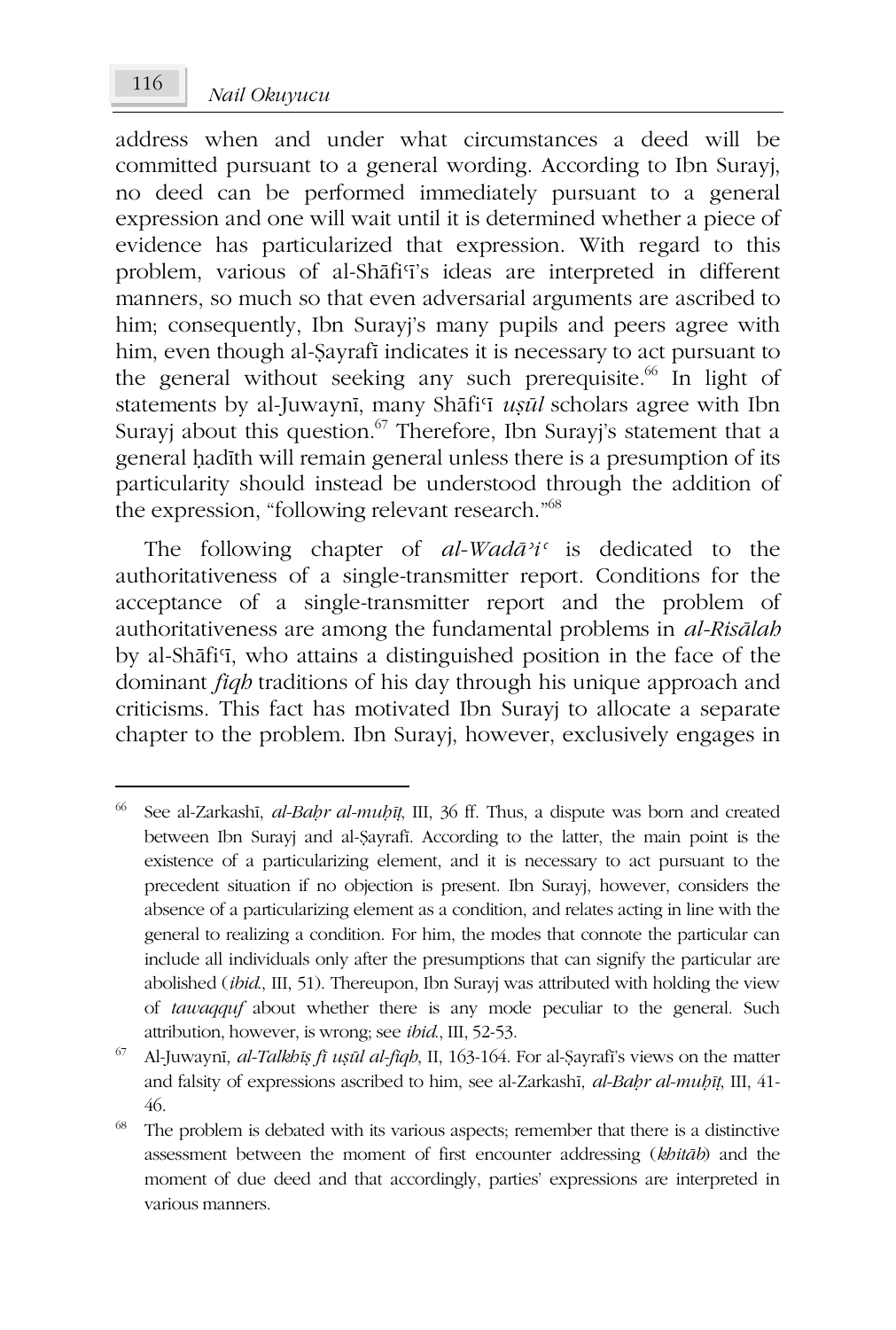address when and under what circumstances a deed will be committed pursuant to a general wording. According to Ibn Surayj, no deed can be performed immediately pursuant to a general expression and one will wait until it is determined whether a piece of evidence has particularized that expression. With regard to this problem, various of al-Shāfiʿī's ideas are interpreted in different manners, so much so that even adversarial arguments are ascribed to him; consequently, Ibn Surayj's many pupils and peers agree with him, even though al-Ṣayrafī indicates it is necessary to act pursuant to the general without seeking any such prerequisite.[66] In light of statements by al-Juwaynī, many Shāfiʿī *uṣūl* scholars agree with Ibn Surayj about this question.[67] Therefore, Ibn Surayj's statement that a general ḥadīth will remain general unless there is a presumption of its particularity should instead be understood through the addition of the expression, "following relevant research."[68]

The following chapter of *al-Wadāʾiʿ* is dedicated to the authoritativeness of a single-transmitter report. Conditions for the acceptance of a single-transmitter report and the problem of authoritativeness are among the fundamental problems in *al-Risālah* by al-Shāfiʿī, who attains a distinguished position in the face of the dominant *fiqh* traditions of his day through his unique approach and criticisms. This fact has motivated Ibn Surayj to allocate a separate chapter to the problem. Ibn Surayj, however, exclusively engages in

---

[66] See al-Zarkashī, *al-Baḥr al-muḥīṭ*, III, 36 ff. Thus, a dispute was born and created between Ibn Surayj and al-Ṣayrafī. According to the latter, the main point is the existence of a particularizing element, and it is necessary to act pursuant to the precedent situation if no objection is present. Ibn Surayj, however, considers the absence of a particularizing element as a condition, and relates acting in line with the general to realizing a condition. For him, the modes that connote the particular can include all individuals only after the presumptions that can signify the particular are abolished (*ibid.*, III, 51). Thereupon, Ibn Surayj was attributed with holding the view of *tawaqquf* about whether there is any mode peculiar to the general. Such attribution, however, is wrong; see *ibid.*, III, 52-53.

[67] Al-Juwaynī, *al-Talkhīṣ fī uṣūl al-fiqh*, II, 163-164. For al-Ṣayrafī's views on the matter and falsity of expressions ascribed to him, see al-Zarkashī, *al-Baḥr al-muḥīṭ*, III, 41-46.

[68] The problem is debated with its various aspects; remember that there is a distinctive assessment between the moment of first encounter addressing (*khitāb*) and the moment of due deed and that accordingly, parties' expressions are interpreted in various manners.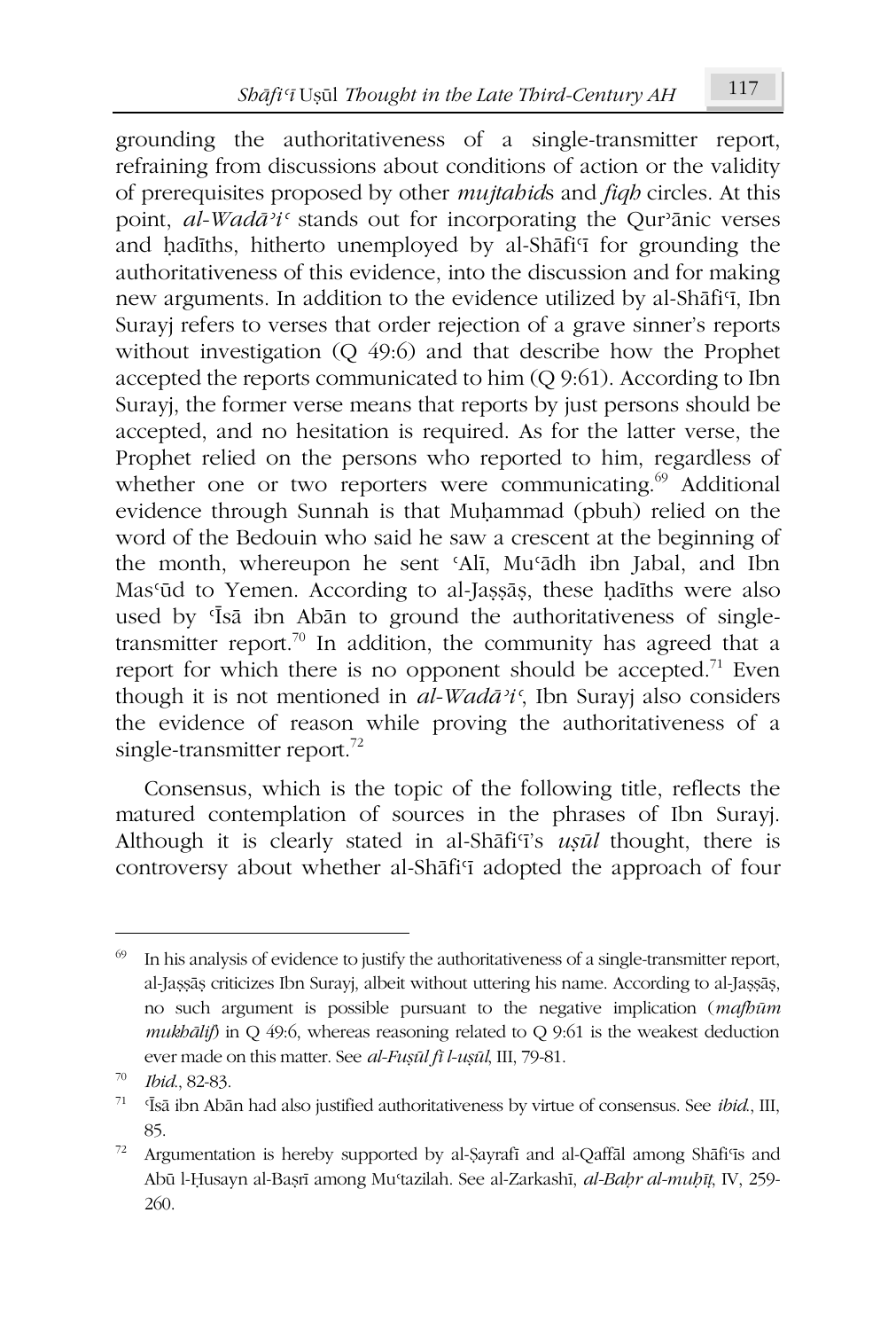grounding the authoritativeness of a single-transmitter report, refraining from discussions about conditions of action or the validity of prerequisites proposed by other *mujtahid*s and *fiqh* circles. At this point, *al-Waḍāʾiʿ* stands out for incorporating the Qurʾānic verses and ḥadīths, hitherto unemployed by al-Shāfiʿī for grounding the authoritativeness of this evidence, into the discussion and for making new arguments. In addition to the evidence utilized by al-Shāfiʿī, Ibn Surayj refers to verses that order rejection of a grave sinner's reports without investigation (Q 49:6) and that describe how the Prophet accepted the reports communicated to him (Q 9:61). According to Ibn Surayj, the former verse means that reports by just persons should be accepted, and no hesitation is required. As for the latter verse, the Prophet relied on the persons who reported to him, regardless of whether one or two reporters were communicating.[69] Additional evidence through Sunnah is that Muḥammad (pbuh) relied on the word of the Bedouin who said he saw a crescent at the beginning of the month, whereupon he sent ʿAlī, Muʿādh ibn Jabal, and Ibn Masʿūd to Yemen. According to al-Jaṣṣāṣ, these ḥadīths were also used by ʿĪsā ibn Abān to ground the authoritativeness of single-transmitter report.[70] In addition, the community has agreed that a report for which there is no opponent should be accepted.[71] Even though it is not mentioned in *al-Waḍāʾiʿ*, Ibn Surayj also considers the evidence of reason while proving the authoritativeness of a single-transmitter report.[72]

Consensus, which is the topic of the following title, reflects the matured contemplation of sources in the phrases of Ibn Surayj. Although it is clearly stated in al-Shāfiʿī's *uṣūl* thought, there is controversy about whether al-Shāfiʿī adopted the approach of four

---

[69] In his analysis of evidence to justify the authoritativeness of a single-transmitter report, al-Jaṣṣāṣ criticizes Ibn Surayj, albeit without uttering his name. According to al-Jaṣṣāṣ, no such argument is possible pursuant to the negative implication (*mafhūm mukhālif*) in Q 49:6, whereas reasoning related to Q 9:61 is the weakest deduction ever made on this matter. See *al-Fuṣūl fī l-uṣūl*, III, 79-81.

[70] *Ibid.*, 82-83.

[71] ʿĪsā ibn Abān had also justified authoritativeness by virtue of consensus. See *ibid.*, III, 85.

[72] Argumentation is hereby supported by al-Ṣayrafī and al-Qaffāl among Shāfiʿīs and Abū l-Ḥusayn al-Baṣrī among Muʿtazilah. See al-Zarkashī, *al-Baḥr al-muḥīṭ*, IV, 259-260.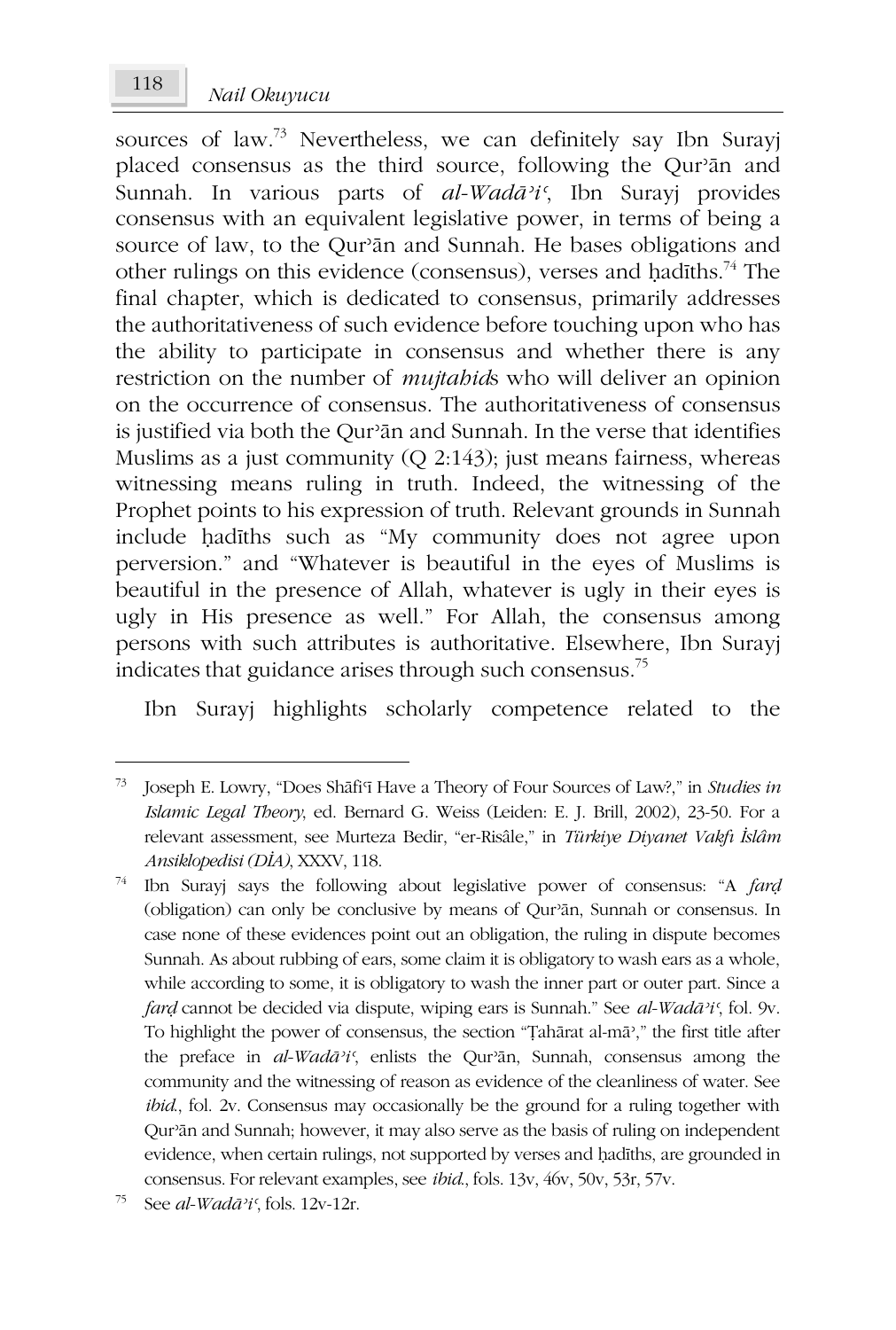sources of law.[73] Nevertheless, we can definitely say Ibn Surayj placed consensus as the third source, following the Qurʾān and Sunnah. In various parts of *al-Wadāʾiʿ*, Ibn Surayj provides consensus with an equivalent legislative power, in terms of being a source of law, to the Qurʾān and Sunnah. He bases obligations and other rulings on this evidence (consensus), verses and ḥadīths.[74] The final chapter, which is dedicated to consensus, primarily addresses the authoritativeness of such evidence before touching upon who has the ability to participate in consensus and whether there is any restriction on the number of *mujtahid*s who will deliver an opinion on the occurrence of consensus. The authoritativeness of consensus is justified via both the Qurʾān and Sunnah. In the verse that identifies Muslims as a just community (Q 2:143); just means fairness, whereas witnessing means ruling in truth. Indeed, the witnessing of the Prophet points to his expression of truth. Relevant grounds in Sunnah include ḥadīths such as "My community does not agree upon perversion." and "Whatever is beautiful in the eyes of Muslims is beautiful in the presence of Allah, whatever is ugly in their eyes is ugly in His presence as well." For Allah, the consensus among persons with such attributes is authoritative. Elsewhere, Ibn Surayj indicates that guidance arises through such consensus.[75]

Ibn Surayj highlights scholarly competence related to the

---

[73] Joseph E. Lowry, "Does Shāfiʿī Have a Theory of Four Sources of Law?," in *Studies in Islamic Legal Theory*, ed. Bernard G. Weiss (Leiden: E. J. Brill, 2002), 23-50. For a relevant assessment, see Murteza Bedir, "er-Risâle," in *Türkiye Diyanet Vakfı İslâm Ansiklopedisi (DİA)*, XXXV, 118.

[74] Ibn Surayj says the following about legislative power of consensus: "A *farḍ* (obligation) can only be conclusive by means of Qurʾān, Sunnah or consensus. In case none of these evidences point out an obligation, the ruling in dispute becomes Sunnah. As about rubbing of ears, some claim it is obligatory to wash ears as a whole, while according to some, it is obligatory to wash the inner part or outer part. Since a *farḍ* cannot be decided via dispute, wiping ears is Sunnah." See *al-Wadāʾiʿ*, fol. 9v. To highlight the power of consensus, the section "Ṭahārat al-māʾ," the first title after the preface in *al-Wadāʾiʿ*, enlists the Qurʾān, Sunnah, consensus among the community and the witnessing of reason as evidence of the cleanliness of water. See *ibid.*, fol. 2v. Consensus may occasionally be the ground for a ruling together with Qurʾān and Sunnah; however, it may also serve as the basis of ruling on independent evidence, when certain rulings, not supported by verses and ḥadīths, are grounded in consensus. For relevant examples, see *ibid.*, fols. 13v, 46v, 50v, 53r, 57v.

[75] See *al-Wadāʾiʿ*, fols. 12v-12r.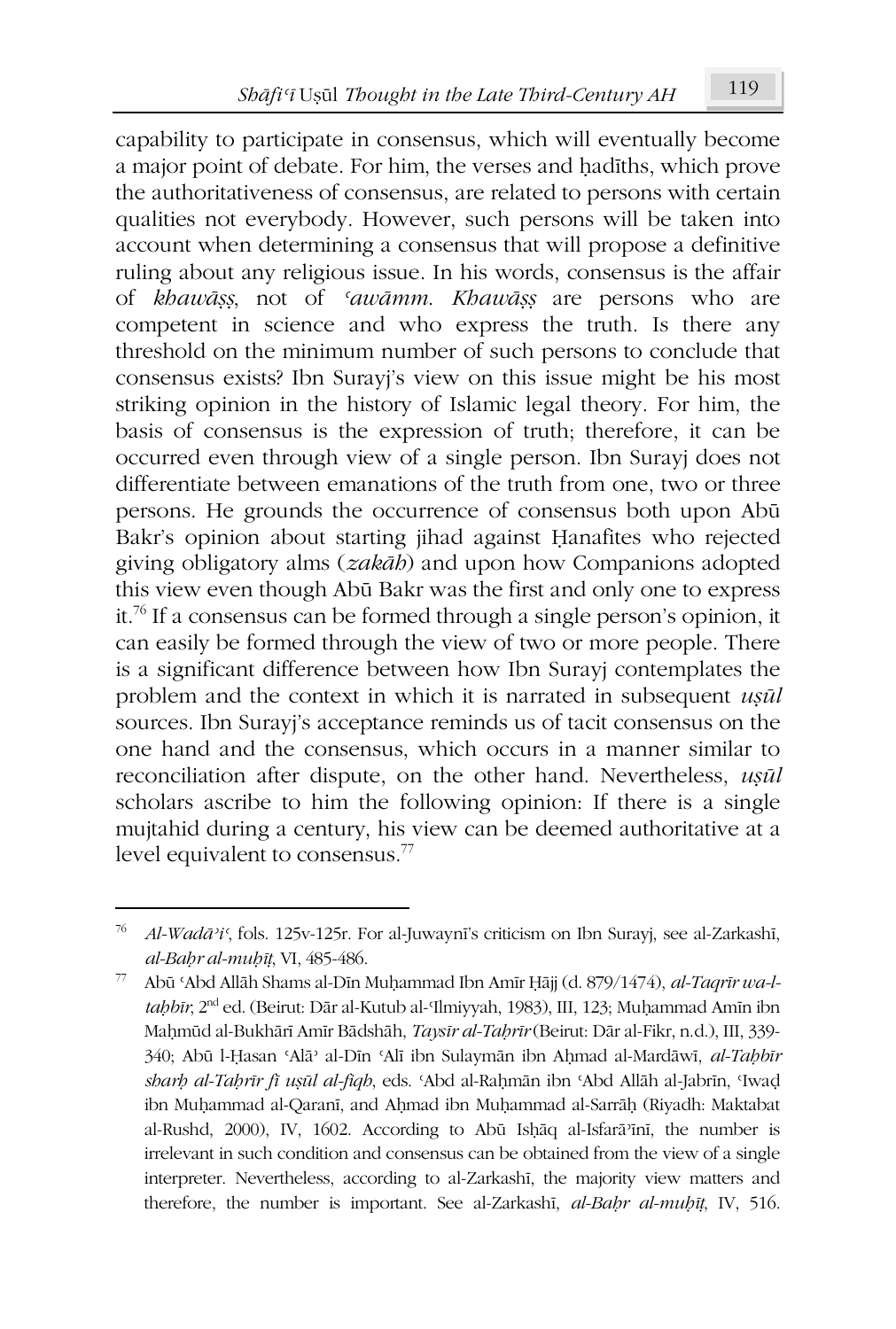capability to participate in consensus, which will eventually become a major point of debate. For him, the verses and ḥadīths, which prove the authoritativeness of consensus, are related to persons with certain qualities not everybody. However, such persons will be taken into account when determining a consensus that will propose a definitive ruling about any religious issue. In his words, consensus is the affair of *khawāṣṣ*, not of *ʿawāmm*. *Khawāṣṣ* are persons who are competent in science and who express the truth. Is there any threshold on the minimum number of such persons to conclude that consensus exists? Ibn Surayj's view on this issue might be his most striking opinion in the history of Islamic legal theory. For him, the basis of consensus is the expression of truth; therefore, it can be occurred even through view of a single person. Ibn Surayj does not differentiate between emanations of the truth from one, two or three persons. He grounds the occurrence of consensus both upon Abū Bakr's opinion about starting jihad against Ḥanafites who rejected giving obligatory alms (*zakāh*) and upon how Companions adopted this view even though Abū Bakr was the first and only one to express it.[76] If a consensus can be formed through a single person's opinion, it can easily be formed through the view of two or more people. There is a significant difference between how Ibn Surayj contemplates the problem and the context in which it is narrated in subsequent *uṣūl* sources. Ibn Surayj's acceptance reminds us of tacit consensus on the one hand and the consensus, which occurs in a manner similar to reconciliation after dispute, on the other hand. Nevertheless, *uṣūl* scholars ascribe to him the following opinion: If there is a single mujtahid during a century, his view can be deemed authoritative at a level equivalent to consensus.[77]

---

[76] *Al-Wadāʾiʿ*, fols. 125v-125r. For al-Juwaynī's criticism on Ibn Surayj, see al-Zarkashī, *al-Baḥr al-muḥīṭ*, VI, 485-486.

[77] Abū ʿAbd Allāh Shams al-Dīn Muḥammad Ibn Amīr Ḥājj (d. 879/1474), *al-Taqrīr wa-l-taḥbīr*, 2nd ed. (Beirut: Dār al-Kutub al-ʿIlmiyyah, 1983), III, 123; Muḥammad Amīn ibn Maḥmūd al-Bukhārī Amīr Bādshāh, *Taysīr al-Taḥrīr* (Beirut: Dār al-Fikr, n.d.), III, 339-340; Abū l-Ḥasan ʿAlāʾ al-Dīn ʿAlī ibn Sulaymān ibn Aḥmad al-Mardāwī, *al-Taḥbīr sharḥ al-Taḥrīr fī uṣūl al-fiqh*, eds. ʿAbd al-Raḥmān ibn ʿAbd Allāh al-Jabrīn, ʿIwaḍ ibn Muḥammad al-Qaranī, and Aḥmad ibn Muḥammad al-Sarrāḥ (Riyadh: Maktabat al-Rushd, 2000), IV, 1602. According to Abū Isḥāq al-Isfarāʾīnī, the number is irrelevant in such condition and consensus can be obtained from the view of a single interpreter. Nevertheless, according to al-Zarkashī, the majority view matters and therefore, the number is important. See al-Zarkashī, *al-Baḥr al-muḥīṭ*, IV, 516.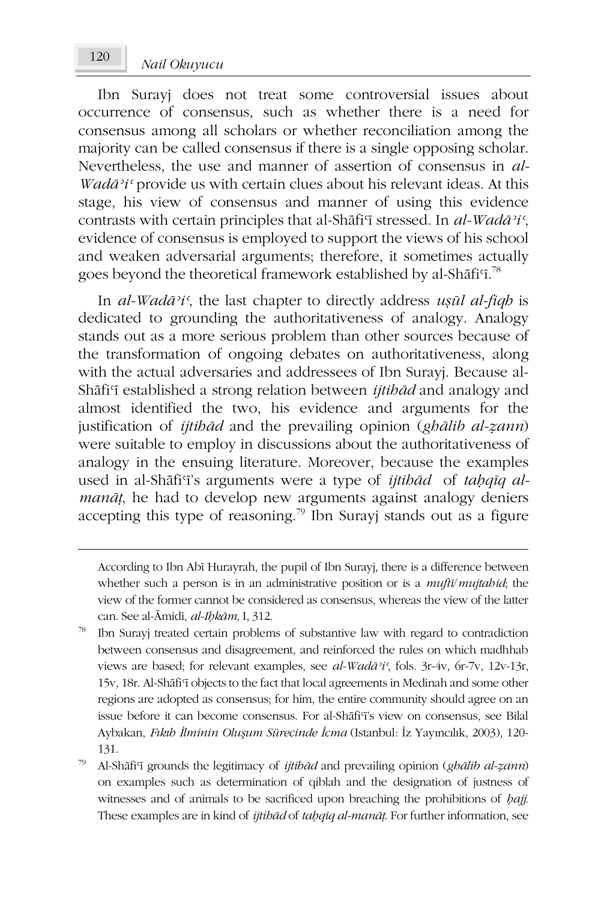Ibn Surayj does not treat some controversial issues about occurrence of consensus, such as whether there is a need for consensus among all scholars or whether reconciliation among the majority can be called consensus if there is a single opposing scholar. Nevertheless, the use and manner of assertion of consensus in *al-Wadāʾiʿ* provide us with certain clues about his relevant ideas. At this stage, his view of consensus and manner of using this evidence contrasts with certain principles that al-Shāfiʿī stressed. In *al-Wadāʾiʿ*, evidence of consensus is employed to support the views of his school and weaken adversarial arguments; therefore, it sometimes actually goes beyond the theoretical framework established by al-Shāfiʿī.[78]

In *al-Wadāʾiʿ*, the last chapter to directly address *uṣūl al-fiqh* is dedicated to grounding the authoritativeness of analogy. Analogy stands out as a more serious problem than other sources because of the transformation of ongoing debates on authoritativeness, along with the actual adversaries and addressees of Ibn Surayj. Because al-Shāfiʿī established a strong relation between *ijtihād* and analogy and almost identified the two, his evidence and arguments for the justification of *ijtihād* and the prevailing opinion (*ghālib al-ẓann*) were suitable to employ in discussions about the authoritativeness of analogy in the ensuing literature. Moreover, because the examples used in al-Shāfiʿī's arguments were a type of *ijtihād* of *taḥqīq al-manāṭ*, he had to develop new arguments against analogy deniers accepting this type of reasoning.[79] Ibn Surayj stands out as a figure

---

According to Ibn Abī Hurayrah, the pupil of Ibn Surayj, there is a difference between whether such a person is in an administrative position or is a *muftī/mujtahid*; the view of the former cannot be considered as consensus, whereas the view of the latter can. See al-Āmidī, *al-Iḥkām,* I, 312.

[78] Ibn Surayj treated certain problems of substantive law with regard to contradiction between consensus and disagreement, and reinforced the rules on which madhhab views are based; for relevant examples, see *al-Wadāʾiʿ*, fols. 3r-4v, 6r-7v, 12v-13r, 15v, 18r. Al-Shāfiʿī objects to the fact that local agreements in Medinah and some other regions are adopted as consensus; for him, the entire community should agree on an issue before it can become consensus. For al-Shāfiʿī's view on consensus, see Bilal Aybakan, *Fıkıh İlminin Oluşum Sürecinde İcma* (Istanbul: İz Yayıncılık, 2003), 120-131.

[79] Al-Shāfiʿī grounds the legitimacy of *ijtihād* and prevailing opinion (*ghālib al-ẓann*) on examples such as determination of qiblah and the designation of justness of witnesses and of animals to be sacrificed upon breaching the prohibitions of *ḥajj.* These examples are in kind of *ijtihād* of *taḥqīq al-manāṭ*. For further information, see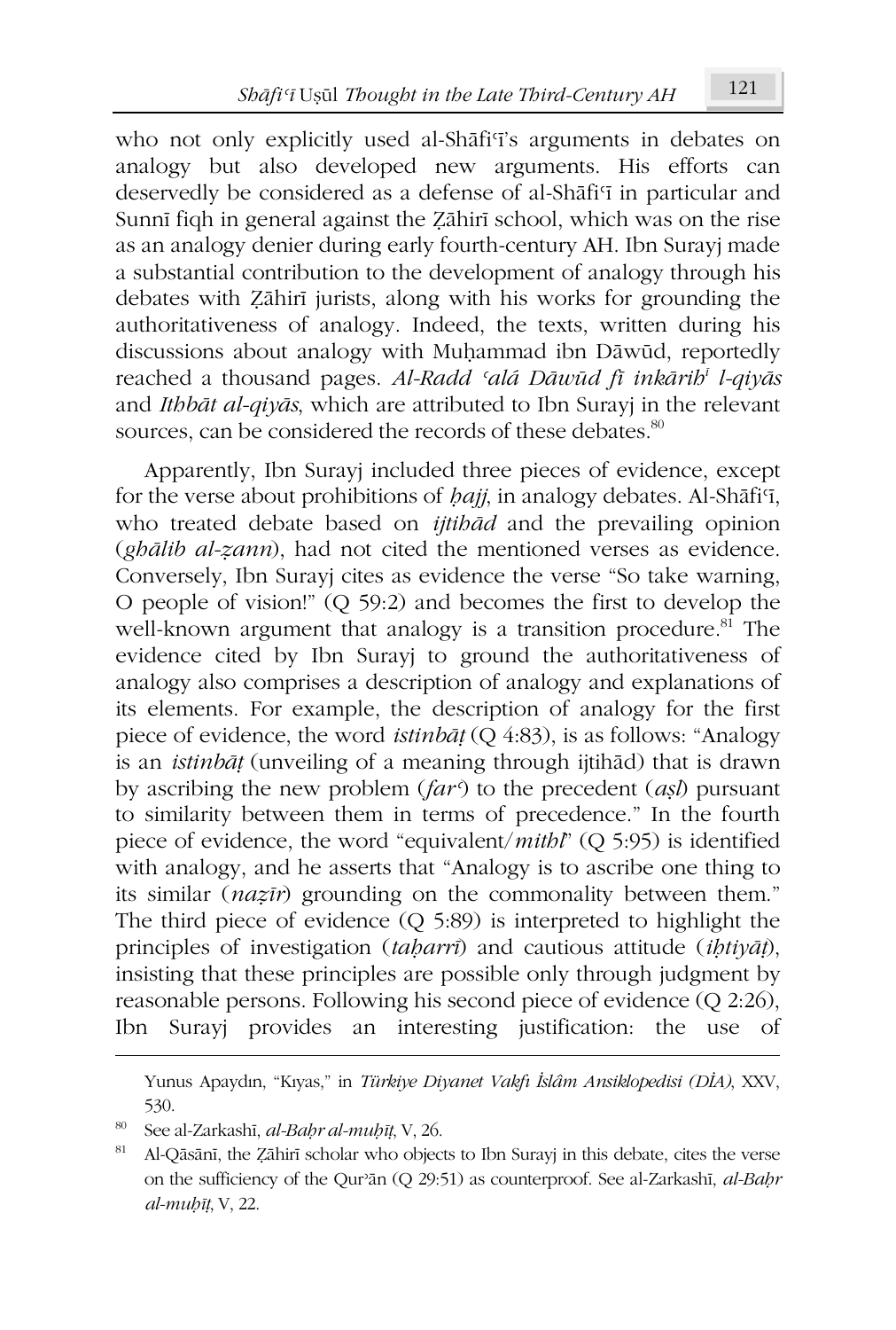who not only explicitly used al-Shāfiʿī's arguments in debates on analogy but also developed new arguments. His efforts can deservedly be considered as a defense of al-Shāfiʿī in particular and Sunnī fiqh in general against the Ẓāhirī school, which was on the rise as an analogy denier during early fourth-century AH. Ibn Surayj made a substantial contribution to the development of analogy through his debates with Ẓāhirī jurists, along with his works for grounding the authoritativeness of analogy. Indeed, the texts, written during his discussions about analogy with Muḥammad ibn Dāwūd, reportedly reached a thousand pages. *Al-Radd ʿalá Dāwūd fī inkārihⁱ l-qiyās* and *Ithbāt al-qiyās*, which are attributed to Ibn Surayj in the relevant sources, can be considered the records of these debates.[80]

Apparently, Ibn Surayj included three pieces of evidence, except for the verse about prohibitions of *ḥajj*, in analogy debates. Al-Shāfiʿī, who treated debate based on *ijtihād* and the prevailing opinion (*ghālib al-ẓann*), had not cited the mentioned verses as evidence. Conversely, Ibn Surayj cites as evidence the verse "So take warning, O people of vision!" (Q 59:2) and becomes the first to develop the well-known argument that analogy is a transition procedure.[81] The evidence cited by Ibn Surayj to ground the authoritativeness of analogy also comprises a description of analogy and explanations of its elements. For example, the description of analogy for the first piece of evidence, the word *istinbāṭ* (Q 4:83), is as follows: "Analogy is an *istinbāṭ* (unveiling of a meaning through ijtihād) that is drawn by ascribing the new problem (*farʿ*) to the precedent (*aṣl*) pursuant to similarity between them in terms of precedence." In the fourth piece of evidence, the word "equivalent/*mithl*" (Q 5:95) is identified with analogy, and he asserts that "Analogy is to ascribe one thing to its similar (*naẓīr*) grounding on the commonality between them." The third piece of evidence (Q 5:89) is interpreted to highlight the principles of investigation (*taḥarrī*) and cautious attitude (*iḥtiyāṭ*), insisting that these principles are possible only through judgment by reasonable persons. Following his second piece of evidence (Q 2:26), Ibn Surayj provides an interesting justification: the use of

---

Yunus Apaydın, "Kıyas," in *Türkiye Diyanet Vakfı İslâm Ansiklopedisi (DİA)*, XXV, 530.

[80] See al-Zarkashī, *al-Baḥr al-muḥīṭ*, V, 26.

[81] Al-Qāsānī, the Ẓāhirī scholar who objects to Ibn Surayj in this debate, cites the verse on the sufficiency of the Qurʾān (Q 29:51) as counterproof. See al-Zarkashī, *al-Baḥr al-muḥīṭ*, V, 22.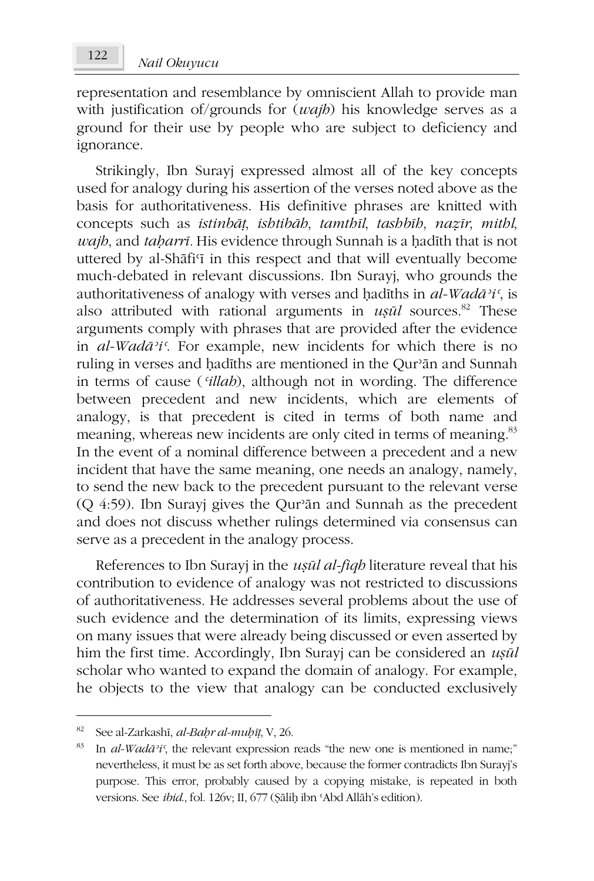representation and resemblance by omniscient Allah to provide man with justification of/grounds for (*wajh*) his knowledge serves as a ground for their use by people who are subject to deficiency and ignorance.

Strikingly, Ibn Surayj expressed almost all of the key concepts used for analogy during his assertion of the verses noted above as the basis for authoritativeness. His definitive phrases are knitted with concepts such as *istinbāṭ*, *ishtibāh*, *tamthīl*, *tashbīh*, *naẓīr*, *mithl*, *wajh*, and *taḥarrī*. His evidence through Sunnah is a ḥadīth that is not uttered by al-Shāfiʿī in this respect and that will eventually become much-debated in relevant discussions. Ibn Surayj, who grounds the authoritativeness of analogy with verses and ḥadīths in *al-Wadāʾiʿ*, is also attributed with rational arguments in *uṣūl* sources.[82] These arguments comply with phrases that are provided after the evidence in *al-Wadāʾiʿ*. For example, new incidents for which there is no ruling in verses and ḥadīths are mentioned in the Qurʾān and Sunnah in terms of cause (*ʿillah*), although not in wording. The difference between precedent and new incidents, which are elements of analogy, is that precedent is cited in terms of both name and meaning, whereas new incidents are only cited in terms of meaning.[83] In the event of a nominal difference between a precedent and a new incident that have the same meaning, one needs an analogy, namely, to send the new back to the precedent pursuant to the relevant verse (Q 4:59). Ibn Surayj gives the Qurʾān and Sunnah as the precedent and does not discuss whether rulings determined via consensus can serve as a precedent in the analogy process.

References to Ibn Surayj in the *uṣūl al-fiqh* literature reveal that his contribution to evidence of analogy was not restricted to discussions of authoritativeness. He addresses several problems about the use of such evidence and the determination of its limits, expressing views on many issues that were already being discussed or even asserted by him the first time. Accordingly, Ibn Surayj can be considered an *uṣūl* scholar who wanted to expand the domain of analogy. For example, he objects to the view that analogy can be conducted exclusively

---

[82] See al-Zarkashī, *al-Baḥr al-muḥīṭ*, V, 26.

[83] In *al-Wadāʾiʿ*, the relevant expression reads "the new one is mentioned in name;" nevertheless, it must be as set forth above, because the former contradicts Ibn Surayj's purpose. This error, probably caused by a copying mistake, is repeated in both versions. See *ibid.*, fol. 126v; II, 677 (Ṣāliḥ ibn ʿAbd Allāh's edition).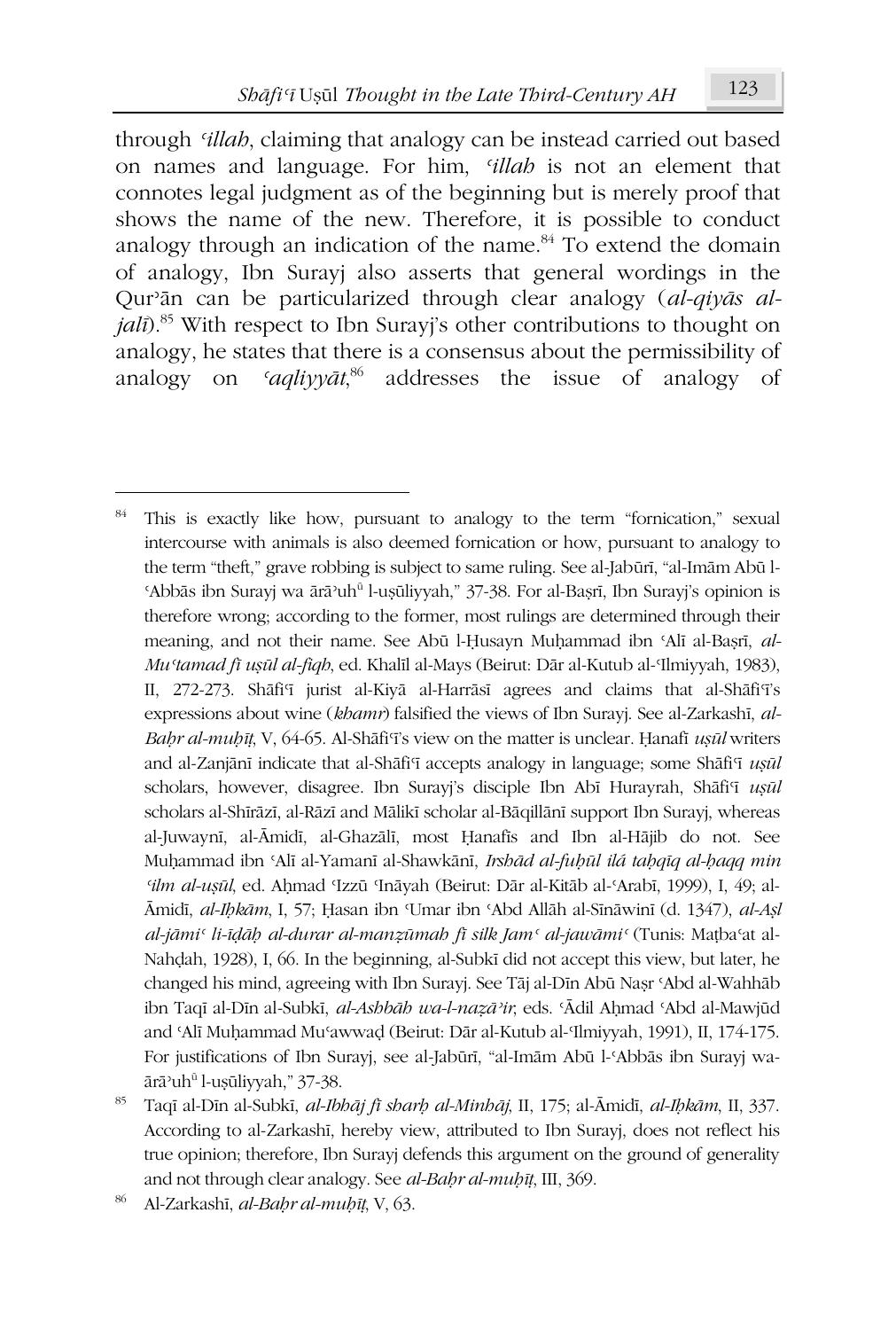through *ʿillah*, claiming that analogy can be instead carried out based on names and language. For him, *ʿillah* is not an element that connotes legal judgment as of the beginning but is merely proof that shows the name of the new. Therefore, it is possible to conduct analogy through an indication of the name.[84] To extend the domain of analogy, Ibn Surayj also asserts that general wordings in the Qurʾān can be particularized through clear analogy (*al-qiyās al-jalī*).[85] With respect to Ibn Surayj's other contributions to thought on analogy, he states that there is a consensus about the permissibility of analogy on *ʿaqliyyāt*,[86] addresses the issue of analogy of

---

[84] This is exactly like how, pursuant to analogy to the term "fornication," sexual intercourse with animals is also deemed fornication or how, pursuant to analogy to the term "theft," grave robbing is subject to same ruling. See al-Jabūrī, "al-Imām Abū l-ʿAbbās ibn Surayj wa ārāʾuhᵘ l-uṣūliyyah," 37-38. For al-Baṣrī, Ibn Surayj's opinion is therefore wrong; according to the former, most rulings are determined through their meaning, and not their name. See Abū l-Ḥusayn Muḥammad ibn ʿAlī al-Baṣrī, *al-Muʿtamad fī uṣūl al-fiqh*, ed. Khalīl al-Mays (Beirut: Dār al-Kutub al-ʿIlmiyyah, 1983), II, 272-273. Shāfiʿī jurist al-Kiyā al-Harrāsī agrees and claims that al-Shāfiʿī's expressions about wine (*khamr*) falsified the views of Ibn Surayj. See al-Zarkashī, *al-Baḥr al-muḥīṭ*, V, 64-65. Al-Shāfiʿī's view on the matter is unclear. Ḥanafī *uṣūl* writers and al-Zanjānī indicate that al-Shāfiʿī accepts analogy in language; some Shāfiʿī *uṣūl* scholars, however, disagree. Ibn Surayj's disciple Ibn Abī Hurayrah, Shāfiʿī *uṣūl* scholars al-Shīrāzī, al-Rāzī and Mālikī scholar al-Bāqillānī support Ibn Surayj, whereas al-Juwaynī, al-Āmidī, al-Ghazālī, most Ḥanafīs and Ibn al-Ḥājib do not. See Muḥammad ibn ʿAlī al-Yamanī al-Shawkānī, *Irshād al-fuḥūl ilá taḥqīq al-ḥaqq min ʿilm al-uṣūl*, ed. Aḥmad ʿIzzū ʿInāyah (Beirut: Dār al-Kitāb al-ʿArabī, 1999), I, 49; al-Āmidī, *al-Iḥkām*, I, 57; Ḥasan ibn ʿUmar ibn ʿAbd Allāh al-Sīnāwinī (d. 1347), *al-Aṣl al-jāmiʿ li-īḍāḥ al-durar al-manẓūmah fī silk Jamʿ al-jawāmiʿ* (Tunis: Maṭbaʿat al-Nahḍah, 1928), I, 66. In the beginning, al-Subkī did not accept this view, but later, he changed his mind, agreeing with Ibn Surayj. See Tāj al-Dīn Abū Naṣr ʿAbd al-Wahhāb ibn Taqī al-Dīn al-Subkī, *al-Ashbāh wa-l-naẓāʾir*, eds. ʿĀdil Aḥmad ʿAbd al-Mawjūd and ʿAlī Muḥammad Muʿawwaḍ (Beirut: Dār al-Kutub al-ʿIlmiyyah, 1991), II, 174-175. For justifications of Ibn Surayj, see al-Jabūrī, "al-Imām Abū l-ʿAbbās ibn Surayj wa-ārāʾuhᵘ l-uṣūliyyah," 37-38.

[85] Taqī al-Dīn al-Subkī, *al-Ibhāj fī sharḥ al-Minhāj*, II, 175; al-Āmidī, *al-Iḥkām*, II, 337. According to al-Zarkashī, hereby view, attributed to Ibn Surayj, does not reflect his true opinion; therefore, Ibn Surayj defends this argument on the ground of generality and not through clear analogy. See *al-Baḥr al-muḥīṭ*, III, 369.

[86] Al-Zarkashī, *al-Baḥr al-muḥīṭ*, V, 63.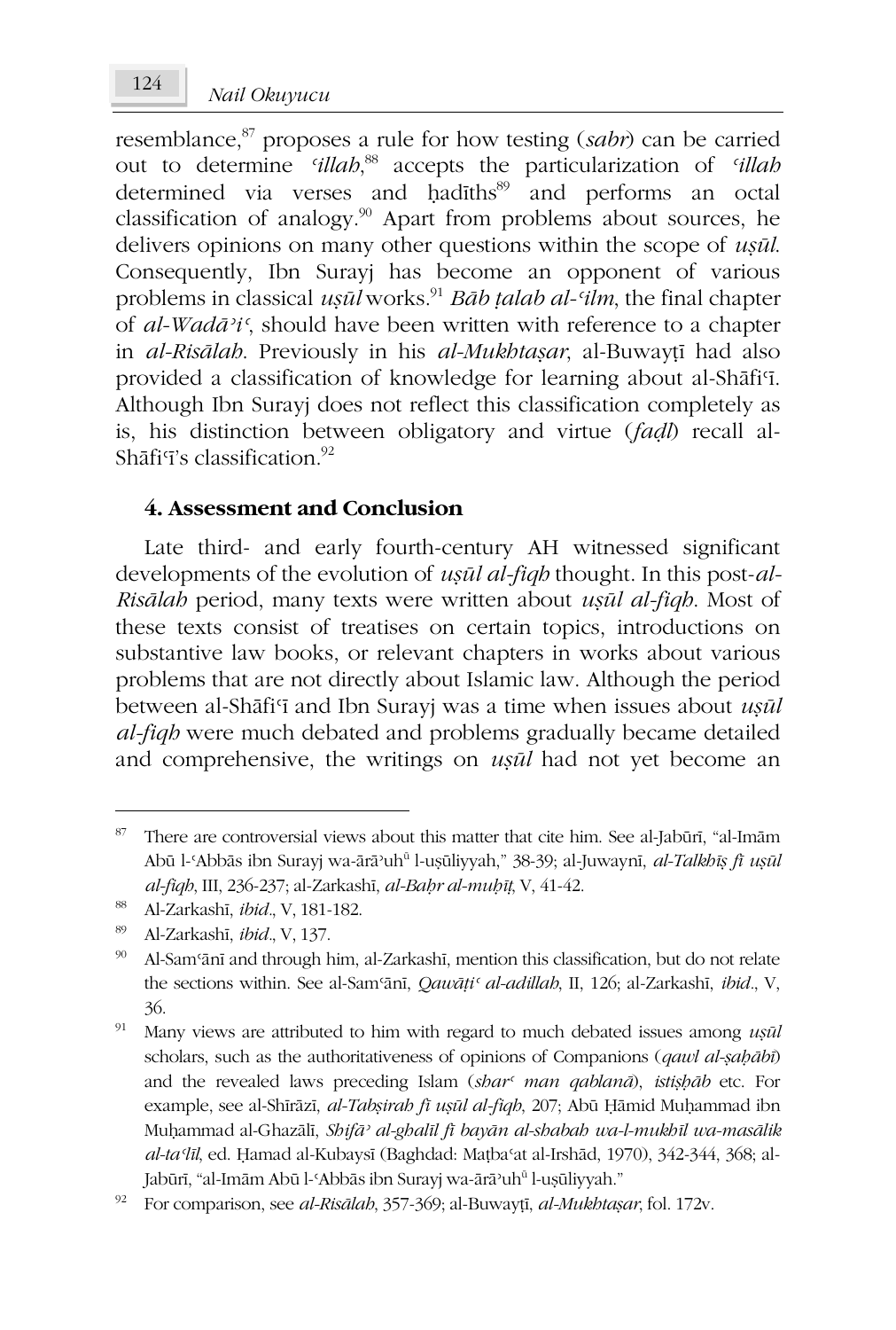resemblance,[87] proposes a rule for how testing (*sabr*) can be carried out to determine *ʿillah*,[88] accepts the particularization of *ʿillah* determined via verses and ḥadīths[89] and performs an octal classification of analogy.[90] Apart from problems about sources, he delivers opinions on many other questions within the scope of *uṣūl*. Consequently, Ibn Surayj has become an opponent of various problems in classical *uṣūl* works.[91] *Bāb ṭalab al-ʿilm*, the final chapter of *al-Wadāʾiʿ*, should have been written with reference to a chapter in *al-Risālah*. Previously in his *al-Mukhtaṣar*, al-Buwayṭī had also provided a classification of knowledge for learning about al-Shāfiʿī. Although Ibn Surayj does not reflect this classification completely as is, his distinction between obligatory and virtue (*faḍl*) recall al-Shāfiʿī's classification.[92]

## 4. Assessment and Conclusion

Late third- and early fourth-century AH witnessed significant developments of the evolution of *uṣūl al-fiqh* thought. In this post-*al-Risālah* period, many texts were written about *uṣūl al-fiqh*. Most of these texts consist of treatises on certain topics, introductions on substantive law books, or relevant chapters in works about various problems that are not directly about Islamic law. Although the period between al-Shāfiʿī and Ibn Surayj was a time when issues about *uṣūl al-fiqh* were much debated and problems gradually became detailed and comprehensive, the writings on *uṣūl* had not yet become an

---

[87] There are controversial views about this matter that cite him. See al-Jabūrī, "al-Imām Abū l-ʿAbbās ibn Surayj wa-ārāʾuhū l-uṣūliyyah," 38-39; al-Juwaynī, *al-Talkhīṣ fī uṣūl al-fiqh*, III, 236-237; al-Zarkashī, *al-Baḥr al-muḥīṭ*, V, 41-42.

[88] Al-Zarkashī, *ibid*., V, 181-182.

[89] Al-Zarkashī, *ibid*., V, 137.

[90] Al-Samʿānī and through him, al-Zarkashī, mention this classification, but do not relate the sections within. See al-Samʿānī, *Qawāṭiʿ al-adillah*, II, 126; al-Zarkashī, *ibid*., V, 36.

[91] Many views are attributed to him with regard to much debated issues among *uṣūl* scholars, such as the authoritativeness of opinions of Companions (*qawl al-ṣaḥābī*) and the revealed laws preceding Islam (*sharʿ man qablanā*), *istiṣḥāb* etc. For example, see al-Shīrāzī, *al-Tabṣirah fī uṣūl al-fiqh*, 207; Abū Ḥāmid Muḥammad ibn Muḥammad al-Ghazālī, *Shifāʾ al-ghalīl fī bayān al-shabah wa-l-mukhīl wa-masālik al-taʿlīl*, ed. Ḥamad al-Kubaysī (Baghdad: Maṭbaʿat al-Irshād, 1970), 342-344, 368; al-Jabūrī, "al-Imām Abū l-ʿAbbās ibn Surayj wa-ārāʾuhū l-uṣūliyyah."

[92] For comparison, see *al-Risālah*, 357-369; al-Buwayṭī, *al-Mukhtaṣar*, fol. 172v.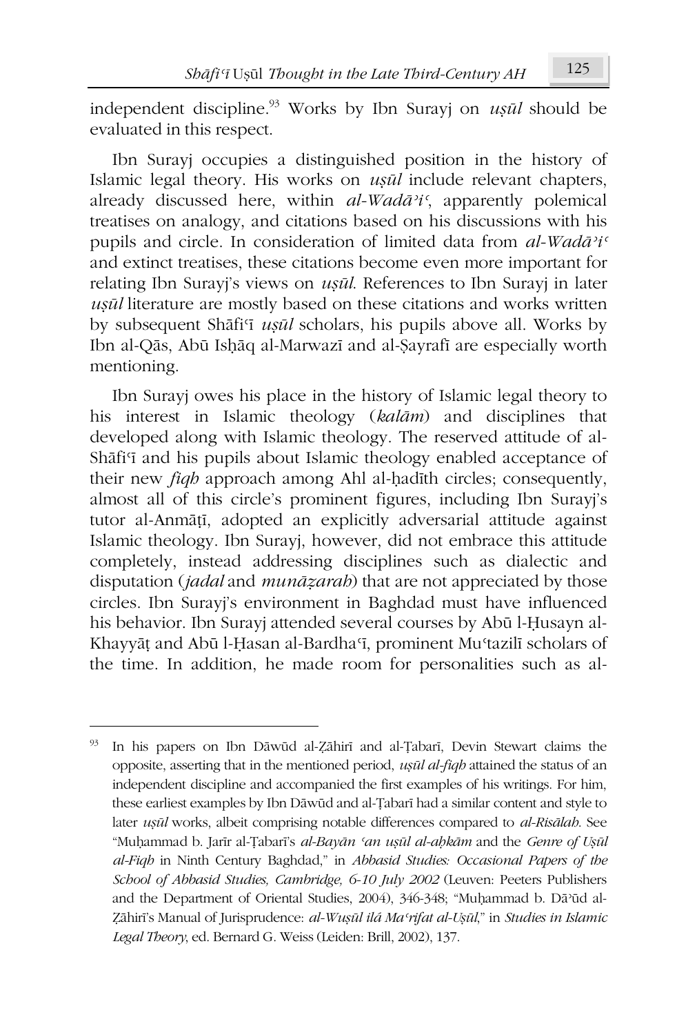independent discipline.[93] Works by Ibn Surayj on *uṣūl* should be evaluated in this respect.

Ibn Surayj occupies a distinguished position in the history of Islamic legal theory. His works on *uṣūl* include relevant chapters, already discussed here, within *al-Wadāʾiʿ*, apparently polemical treatises on analogy, and citations based on his discussions with his pupils and circle. In consideration of limited data from *al-Wadāʾiʿ* and extinct treatises, these citations become even more important for relating Ibn Surayj's views on *uṣūl*. References to Ibn Surayj in later *uṣūl* literature are mostly based on these citations and works written by subsequent Shāfiʿī *uṣūl* scholars, his pupils above all. Works by Ibn al-Qās, Abū Isḥāq al-Marwazī and al-Ṣayrafī are especially worth mentioning.

Ibn Surayj owes his place in the history of Islamic legal theory to his interest in Islamic theology (*kalām*) and disciplines that developed along with Islamic theology. The reserved attitude of al-Shāfiʿī and his pupils about Islamic theology enabled acceptance of their new *fiqh* approach among Ahl al-ḥadīth circles; consequently, almost all of this circle's prominent figures, including Ibn Surayj's tutor al-Anmāṭī, adopted an explicitly adversarial attitude against Islamic theology. Ibn Surayj, however, did not embrace this attitude completely, instead addressing disciplines such as dialectic and disputation (*jadal* and *munāẓarah*) that are not appreciated by those circles. Ibn Surayj's environment in Baghdad must have influenced his behavior. Ibn Surayj attended several courses by Abū l-Ḥusayn al-Khayyāṭ and Abū l-Ḥasan al-Bardhaʿī, prominent Muʿtazilī scholars of the time. In addition, he made room for personalities such as al-

---

[93] In his papers on Ibn Dāwūd al-Ẓāhirī and al-Ṭabarī, Devin Stewart claims the opposite, asserting that in the mentioned period, *uṣūl al-fiqh* attained the status of an independent discipline and accompanied the first examples of his writings. For him, these earliest examples by Ibn Dāwūd and al-Ṭabarī had a similar content and style to later *uṣūl* works, albeit comprising notable differences compared to *al-Risālah*. See "Muḥammad b. Jarīr al-Ṭabarī's *al-Bayān ʿan uṣūl al-aḥkām* and the *Genre of Uṣūl al-Fiqh* in Ninth Century Baghdad," in *Abbasid Studies: Occasional Papers of the School of Abbasid Studies, Cambridge, 6-10 July 2002* (Leuven: Peeters Publishers and the Department of Oriental Studies, 2004), 346-348; "Muḥammad b. Dāʾūd al-Ẓāhirī's Manual of Jurisprudence: *al-Wuṣūl ilá Maʿrifat al-Uṣūl*," in *Studies in Islamic Legal Theory*, ed. Bernard G. Weiss (Leiden: Brill, 2002), 137.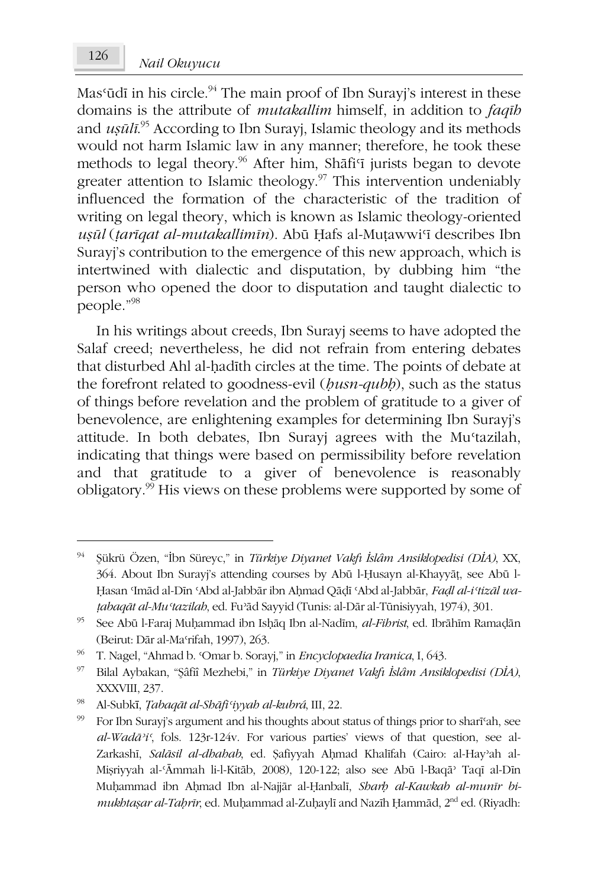Masʿūdī in his circle.[94] The main proof of Ibn Surayj's interest in these domains is the attribute of *mutakallim* himself, in addition to *faqīh* and *uṣūlī*.[95] According to Ibn Surayj, Islamic theology and its methods would not harm Islamic law in any manner; therefore, he took these methods to legal theory.[96] After him, Shāfiʿī jurists began to devote greater attention to Islamic theology.[97] This intervention undeniably influenced the formation of the characteristic of the tradition of writing on legal theory, which is known as Islamic theology-oriented *uṣūl* (*ṭarīqat al-mutakallimīn*). Abū Ḥafs al-Muṭawwiʿī describes Ibn Surayj's contribution to the emergence of this new approach, which is intertwined with dialectic and disputation, by dubbing him "the person who opened the door to disputation and taught dialectic to people."[98]

In his writings about creeds, Ibn Surayj seems to have adopted the Salaf creed; nevertheless, he did not refrain from entering debates that disturbed Ahl al-ḥadīth circles at the time. The points of debate at the forefront related to goodness-evil (*ḥusn-qubḥ*), such as the status of things before revelation and the problem of gratitude to a giver of benevolence, are enlightening examples for determining Ibn Surayj's attitude. In both debates, Ibn Surayj agrees with the Muʿtazilah, indicating that things were based on permissibility before revelation and that gratitude to a giver of benevolence is reasonably obligatory.[99] His views on these problems were supported by some of

---

[94] Şükrü Özen, "İbn Süreyc," in *Türkiye Diyanet Vakfı İslâm Ansiklopedisi (DİA)*, XX, 364. About Ibn Surayj's attending courses by Abū l-Ḥusayn al-Khayyāṭ, see Abū l-Ḥasan ʿImād al-Dīn ʿAbd al-Jabbār ibn Aḥmad Qāḍī ʿAbd al-Jabbār, *Faḍl al-iʿtizāl wa-ṭabaqāt al-Muʿtazilah*, ed. Fuʾād Sayyid (Tunis: al-Dār al-Tūnisiyyah, 1974), 301.

[95] See Abū l-Faraj Muḥammad ibn Isḥāq Ibn al-Nadīm, *al-Fihrist*, ed. Ibrāhīm Ramaḍān (Beirut: Dār al-Maʿrifah, 1997), 263.

[96] T. Nagel, "Ahmad b. ʿOmar b. Sorayj," in *Encyclopaedia Iranica*, I, 643.

[97] Bilal Aybakan, "Şâfiî Mezhebi," in *Türkiye Diyanet Vakfı İslâm Ansiklopedisi (DİA)*, XXXVIII, 237.

[98] Al-Subkī, *Ṭabaqāt al-Shāfiʿiyyah al-kubrá*, III, 22.

[99] For Ibn Surayj's argument and his thoughts about status of things prior to sharīʿah, see *al-Wadāʾiʿ*, fols. 123r-124v. For various parties' views of that question, see al-Zarkashī, *Salāsil al-dhahab*, ed. Ṣafiyyah Aḥmad Khalīfah (Cairo: al-Hayʾah al-Miṣriyyah al-ʿĀmmah li-l-Kitāb, 2008), 120-122; also see Abū l-Baqāʾ Taqī al-Dīn Muḥammad ibn Aḥmad Ibn al-Najjār al-Ḥanbalī, *Sharḥ al-Kawkab al-munīr bi-mukhtaṣar al-Taḥrīr*, ed. Muḥammad al-Zuḥaylī and Nazīh Ḥammād, 2nd ed. (Riyadh: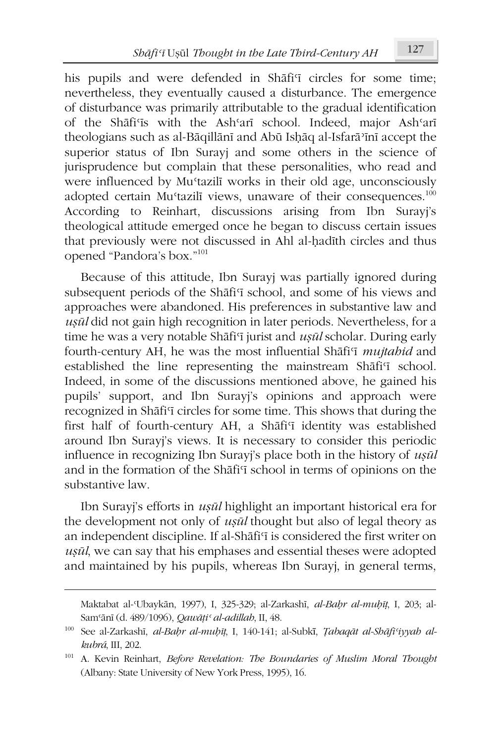his pupils and were defended in Shāfiʿī circles for some time; nevertheless, they eventually caused a disturbance. The emergence of disturbance was primarily attributable to the gradual identification of the Shāfiʿīs with the Ashʿarī school. Indeed, major Ashʿarī theologians such as al-Bāqillānī and Abū Isḥāq al-Isfarāʾīnī accept the superior status of Ibn Surayj and some others in the science of jurisprudence but complain that these personalities, who read and were influenced by Muʿtazilī works in their old age, unconsciously adopted certain Muʿtazilī views, unaware of their consequences.[100] According to Reinhart, discussions arising from Ibn Surayj's theological attitude emerged once he began to discuss certain issues that previously were not discussed in Ahl al-ḥadīth circles and thus opened "Pandora's box."[101]

Because of this attitude, Ibn Surayj was partially ignored during subsequent periods of the Shāfiʿī school, and some of his views and approaches were abandoned. His preferences in substantive law and *uṣūl* did not gain high recognition in later periods. Nevertheless, for a time he was a very notable Shāfiʿī jurist and *uṣūl* scholar. During early fourth-century AH, he was the most influential Shāfiʿī *mujtahid* and established the line representing the mainstream Shāfiʿī school. Indeed, in some of the discussions mentioned above, he gained his pupils' support, and Ibn Surayj's opinions and approach were recognized in Shāfiʿī circles for some time. This shows that during the first half of fourth-century AH, a Shāfiʿī identity was established around Ibn Surayj's views. It is necessary to consider this periodic influence in recognizing Ibn Surayj's place both in the history of *uṣūl* and in the formation of the Shāfiʿī school in terms of opinions on the substantive law.

Ibn Surayj's efforts in *uṣūl* highlight an important historical era for the development not only of *uṣūl* thought but also of legal theory as an independent discipline. If al-Shāfiʿī is considered the first writer on *uṣūl*, we can say that his emphases and essential theses were adopted and maintained by his pupils, whereas Ibn Surayj, in general terms,

---

Maktabat al-ʿUbaykān, 1997), I, 325-329; al-Zarkashī, *al-Baḥr al-muḥīṭ*, I, 203; al-Samʿānī (d. 489/1096), *Qawāṭiʿ al-adillah*, II, 48.

[100] See al-Zarkashī, *al-Baḥr al-muḥīṭ*, I, 140-141; al-Subkī, *Ṭabaqāt al-Shāfiʿiyyah al-kubrá*, III, 202.

[101] A. Kevin Reinhart, *Before Revelation: The Boundaries of Muslim Moral Thought* (Albany: State University of New York Press, 1995), 16.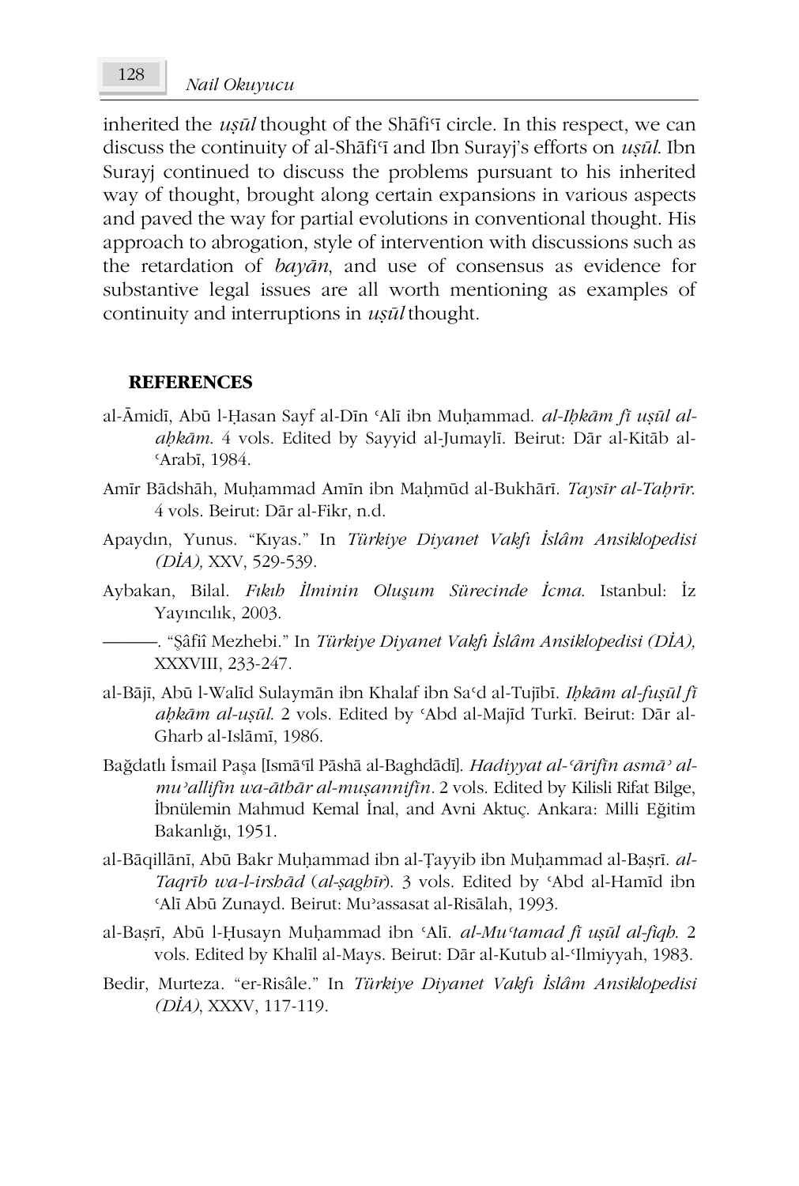inherited the *uṣūl* thought of the Shāfiʿī circle. In this respect, we can discuss the continuity of al-Shāfiʿī and Ibn Surayj's efforts on *uṣūl*. Ibn Surayj continued to discuss the problems pursuant to his inherited way of thought, brought along certain expansions in various aspects and paved the way for partial evolutions in conventional thought. His approach to abrogation, style of intervention with discussions such as the retardation of *bayān*, and use of consensus as evidence for substantive legal issues are all worth mentioning as examples of continuity and interruptions in *uṣūl* thought.

## REFERENCES

al-Āmidī, Abū l-Ḥasan Sayf al-Dīn ʿAlī ibn Muḥammad. *al-Iḥkām fī uṣūl al-aḥkām*. 4 vols. Edited by Sayyid al-Jumaylī. Beirut: Dār al-Kitāb al-ʿArabī, 1984.

Amīr Bādshāh, Muḥammad Amīn ibn Maḥmūd al-Bukhārī. *Taysīr al-Taḥrīr*. 4 vols. Beirut: Dār al-Fikr, n.d.

Apaydın, Yunus. "Kıyas." In *Türkiye Diyanet Vakfı İslâm Ansiklopedisi (DİA),* XXV, 529-539.

Aybakan, Bilal. *Fıkıh İlminin Oluşum Sürecinde İcma*. Istanbul: İz Yayıncılık, 2003.

———. "Şâfiî Mezhebi." In *Türkiye Diyanet Vakfı İslâm Ansiklopedisi (DİA),* XXXVIII, 233-247.

al-Bājī, Abū l-Walīd Sulaymān ibn Khalaf ibn Saʿd al-Tujībī. *Iḥkām al-fuṣūl fī aḥkām al-uṣūl*. 2 vols. Edited by ʿAbd al-Majīd Turkī. Beirut: Dār al-Gharb al-Islāmī, 1986.

Bağdatlı İsmail Paşa [Ismāʿīl Pāshā al-Baghdādī]. *Hadiyyat al-ʿārifīn asmāʾ al-muʾallifīn wa-āthār al-muṣannifīn*. 2 vols. Edited by Kilisli Rifat Bilge, İbnülemin Mahmud Kemal İnal, and Avni Aktuç. Ankara: Milli Eğitim Bakanlığı, 1951.

al-Bāqillānī, Abū Bakr Muḥammad ibn al-Ṭayyib ibn Muḥammad al-Baṣrī. *al-Taqrīb wa-l-irshād* (*al-ṣaghīr*). 3 vols. Edited by ʿAbd al-Hamīd ibn ʿAlī Abū Zunayd. Beirut: Muʾassasat al-Risālah, 1993.

al-Baṣrī, Abū l-Ḥusayn Muḥammad ibn ʿAlī. *al-Muʿtamad fī uṣūl al-fiqh*. 2 vols. Edited by Khalīl al-Mays. Beirut: Dār al-Kutub al-ʿIlmiyyah, 1983.

Bedir, Murteza. "er-Risâle." In *Türkiye Diyanet Vakfı İslâm Ansiklopedisi (DİA)*, XXXV, 117-119.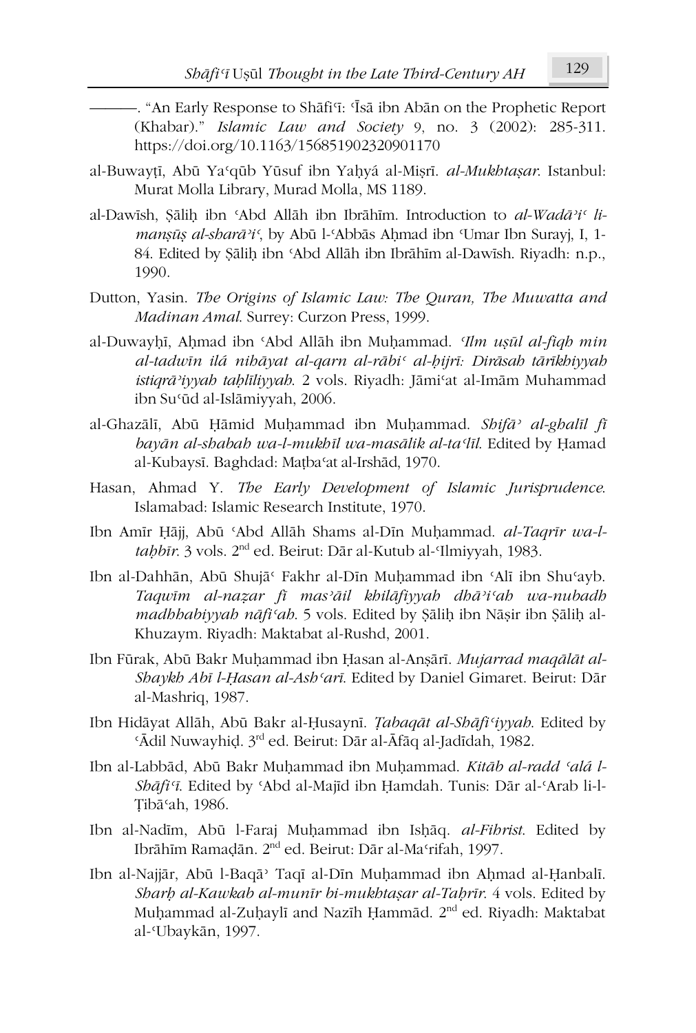———. "An Early Response to Shāfiʿī: ʿĪsā ibn Abān on the Prophetic Report (Khabar)." *Islamic Law and Society* 9, no. 3 (2002): 285-311. https://doi.org/10.1163/156851902320901170

al-Buwayṭī, Abū Yaʿqūb Yūsuf ibn Yaḥyá al-Miṣrī. *al-Mukhtaṣar*. Istanbul: Murat Molla Library, Murad Molla, MS 1189.

al-Dawīsh, Ṣāliḥ ibn ʿAbd Allāh ibn Ibrāhīm. Introduction to *al-Wadāʾiʿ li-manṣūṣ al-sharāʾiʿ*, by Abū l-ʿAbbās Aḥmad ibn ʿUmar Ibn Surayj, I, 1-84. Edited by Ṣāliḥ ibn ʿAbd Allāh ibn Ibrāhīm al-Dawīsh. Riyadh: n.p., 1990.

Dutton, Yasin. *The Origins of Islamic Law: The Quran, The Muwatta and Madinan Amal*. Surrey: Curzon Press, 1999.

al-Duwayḥī, Aḥmad ibn ʿAbd Allāh ibn Muḥammad. *ʿIlm uṣūl al-fiqh min al-tadwīn ilá nihāyat al-qarn al-rābiʿ al-hijrī: Dirāsah tārīkhiyyah istiqrāʾiyyah taḥlīliyyah*. 2 vols. Riyadh: Jāmiʿat al-Imām Muhammad ibn Suʿūd al-Islāmiyyah, 2006.

al-Ghazālī, Abū Ḥāmid Muḥammad ibn Muḥammad. *Shifāʾ al-ghalīl fī bayān al-shabah wa-l-mukhīl wa-masālik al-taʿlīl*. Edited by Ḥamad al-Kubaysī. Baghdad: Maṭbaʿat al-Irshād, 1970.

Hasan, Ahmad Y. *The Early Development of Islamic Jurisprudence*. Islamabad: Islamic Research Institute, 1970.

Ibn Amīr Ḥājj, Abū ʿAbd Allāh Shams al-Dīn Muḥammad. *al-Taqrīr wa-l-taḥbīr*. 3 vols. 2nd ed. Beirut: Dār al-Kutub al-ʿIlmiyyah, 1983.

Ibn al-Dahhān, Abū Shujāʿ Fakhr al-Dīn Muḥammad ibn ʿAlī ibn Shuʿayb. *Taqwīm al-naẓar fī masʾāil khilāfiyyah dhāʾiʿah wa-nubadh madhhabiyyah nāfiʿah*. 5 vols. Edited by Ṣāliḥ ibn Nāṣir ibn Ṣāliḥ al-Khuzaym. Riyadh: Maktabat al-Rushd, 2001.

Ibn Fūrak, Abū Bakr Muḥammad ibn Ḥasan al-Anṣārī. *Mujarrad maqālāt al-Shaykh Abī l-Ḥasan al-Ashʿarī*. Edited by Daniel Gimaret. Beirut: Dār al-Mashriq, 1987.

Ibn Hidāyat Allāh, Abū Bakr al-Ḥusaynī. *Ṭabaqāt al-Shāfiʿiyyah*. Edited by ʿĀdil Nuwayhiḍ. 3rd ed. Beirut: Dār al-Āfāq al-Jadīdah, 1982.

Ibn al-Labbād, Abū Bakr Muḥammad ibn Muḥammad. *Kitāb al-radd ʿalá l-Shāfiʿī*. Edited by ʿAbd al-Majīd ibn Ḥamdah. Tunis: Dār al-ʿArab li-l-Ṭibāʿah, 1986.

Ibn al-Nadīm, Abū l-Faraj Muḥammad ibn Isḥāq. *al-Fihrist*. Edited by Ibrāhīm Ramaḍān. 2nd ed. Beirut: Dār al-Maʿrifah, 1997.

Ibn al-Najjār, Abū l-Baqāʾ Taqī al-Dīn Muḥammad ibn Aḥmad al-Ḥanbalī. *Sharḥ al-Kawkab al-munīr bi-mukhtaṣar al-Taḥrīr*. 4 vols. Edited by Muḥammad al-Zuḥaylī and Nazīh Ḥammād. 2nd ed. Riyadh: Maktabat al-ʿUbaykān, 1997.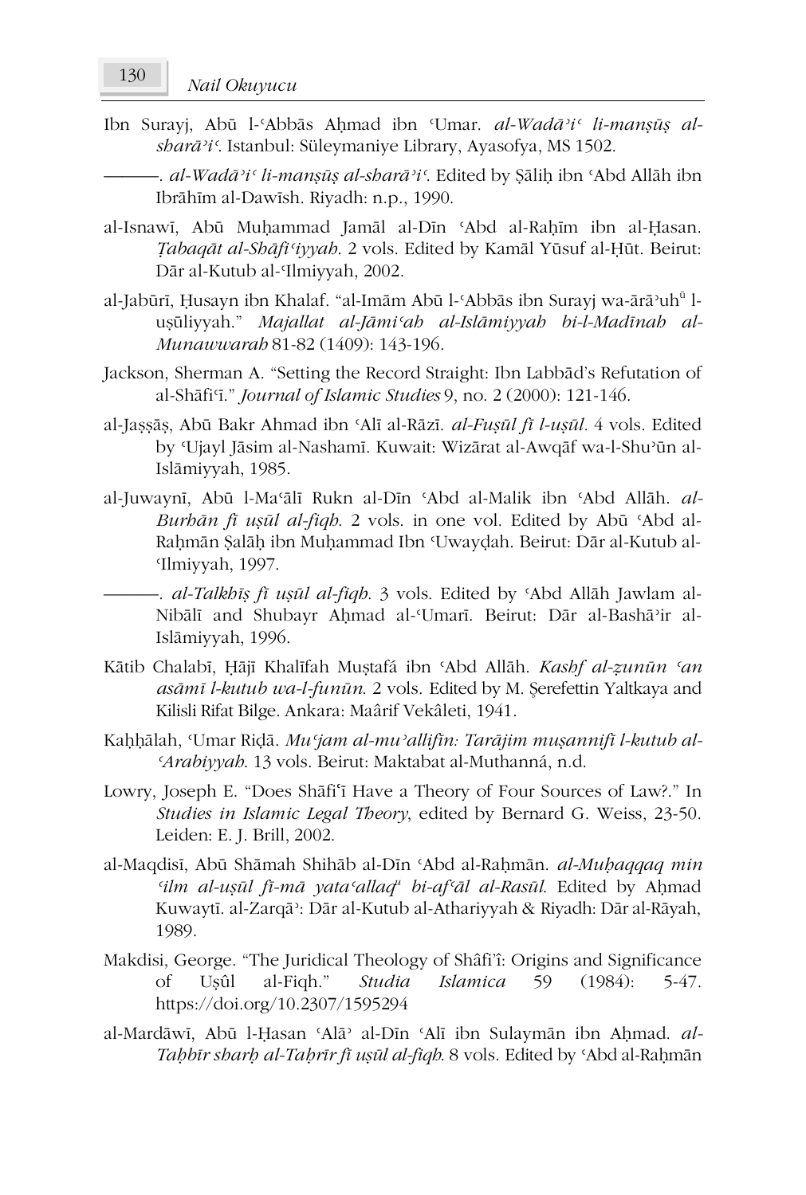Ibn Surayj, Abū l-ʿAbbās Aḥmad ibn ʿUmar. *al-Wadāʾiʿ li-manṣūṣ al-sharāʾiʿ*. Istanbul: Süleymaniye Library, Ayasofya, MS 1502.

———. *al-Wadāʾiʿ li-manṣūṣ al-sharāʾiʿ*. Edited by Ṣāliḥ ibn ʿAbd Allāh ibn Ibrāhīm al-Dawīsh. Riyadh: n.p., 1990.

al-Isnawī, Abū Muḥammad Jamāl al-Dīn ʿAbd al-Raḥīm ibn al-Ḥasan. *Ṭabaqāt al-Shāfiʿiyyah*. 2 vols. Edited by Kamāl Yūsuf al-Ḥūt. Beirut: Dār al-Kutub al-ʿIlmiyyah, 2002.

al-Jabūrī, Ḥusayn ibn Khalaf. "al-Imām Abū l-ʿAbbās ibn Surayj wa-ārāʾuh[ū] l-uṣūliyyah." *Majallat al-Jāmiʿah al-Islāmiyyah bi-l-Madīnah al-Munawwarah* 81-82 (1409): 143-196.

Jackson, Sherman A. "Setting the Record Straight: Ibn Labbād's Refutation of al-Shāfiʿī." *Journal of Islamic Studies* 9, no. 2 (2000): 121-146.

al-Jaṣṣāṣ, Abū Bakr Ahmad ibn ʿAlī al-Rāzī. *al-Fuṣūl fī l-uṣūl*. 4 vols. Edited by ʿUjayl Jāsim al-Nashamī. Kuwait: Wizārat al-Awqāf wa-l-Shuʾūn al-Islāmiyyah, 1985.

al-Juwaynī, Abū l-Maʿālī Rukn al-Dīn ʿAbd al-Malik ibn ʿAbd Allāh. *al-Burhān fī uṣūl al-fiqh*. 2 vols. in one vol. Edited by Abū ʿAbd al-Raḥmān Ṣalāḥ ibn Muḥammad Ibn ʿUwayḍah. Beirut: Dār al-Kutub al-ʿIlmiyyah, 1997.

———. *al-Talkhīṣ fī uṣūl al-fiqh*. 3 vols. Edited by ʿAbd Allāh Jawlam al-Nibālī and Shubayr Aḥmad al-ʿUmarī. Beirut: Dār al-Bashāʾir al-Islāmiyyah, 1996.

Kātib Chalabī, Ḥājī Khalīfah Muṣṭafá ibn ʿAbd Allāh. *Kashf al-ẓunūn ʿan asāmī l-kutub wa-l-funūn*. 2 vols. Edited by M. Şerefettin Yaltkaya and Kilisli Rifat Bilge. Ankara: Maârif Vekâleti, 1941.

Kaḥḥālah, ʿUmar Riḍā. *Muʿjam al-muʾallifīn: Tarājim muṣannifī l-kutub al-ʿArabiyyah*. 13 vols. Beirut: Maktabat al-Muthanná, n.d.

Lowry, Joseph E. "Does Shāfiʿī Have a Theory of Four Sources of Law?." In *Studies in Islamic Legal Theory*, edited by Bernard G. Weiss, 23-50. Leiden: E. J. Brill, 2002.

al-Maqdisī, Abū Shāmah Shihāb al-Dīn ʿAbd al-Raḥmān. *al-Muḥaqqaq min ʿilm al-uṣūl fī-mā yataʿallaq[u] bi-afʿāl al-Rasūl*. Edited by Aḥmad Kuwaytī. al-Zarqāʾ: Dār al-Kutub al-Athariyyah & Riyadh: Dār al-Rāyah, 1989.

Makdisi, George. "The Juridical Theology of Shâfi'î: Origins and Significance of Uṣûl al-Fiqh." *Studia Islamica* 59 (1984): 5-47. https://doi.org/10.2307/1595294

al-Mardāwī, Abū l-Ḥasan ʿAlāʾ al-Dīn ʿAlī ibn Sulaymān ibn Aḥmad. *al-Taḥbīr sharḥ al-Taḥrīr fī uṣūl al-fiqh*. 8 vols. Edited by ʿAbd al-Raḥmān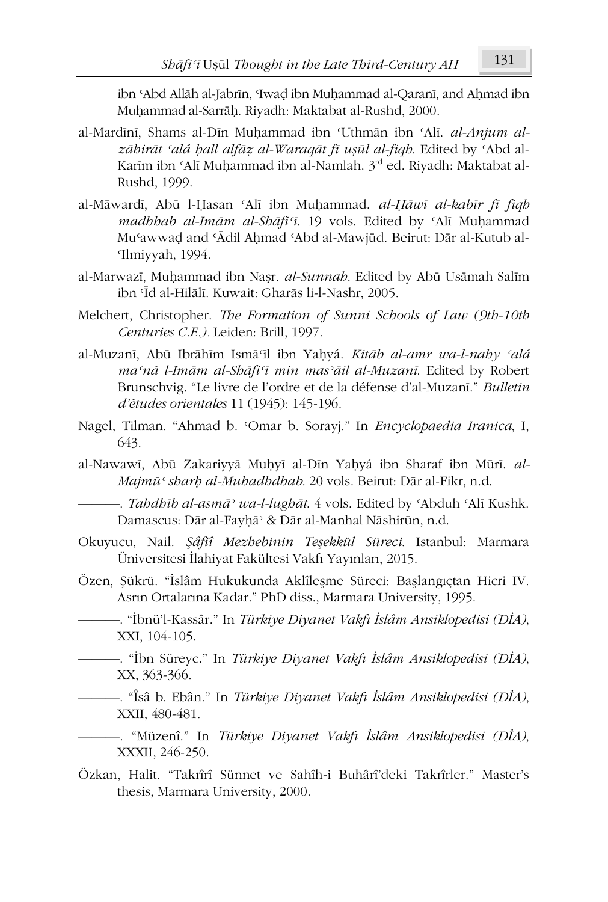ibn ʿAbd Allāh al-Jabrīn, ʿIwaḍ ibn Muḥammad al-Qaranī, and Aḥmad ibn Muḥammad al-Sarrāḥ. Riyadh: Maktabat al-Rushd, 2000.

al-Mardīnī, Shams al-Dīn Muḥammad ibn ʿUthmān ibn ʿAlī. *al-Anjum al-zāhirāt ʿalá ḥall alfāẓ al-Waraqāt fī uṣūl al-fiqh*. Edited by ʿAbd al-Karīm ibn ʿAlī Muḥammad ibn al-Namlah. 3rd ed. Riyadh: Maktabat al-Rushd, 1999.

al-Māwardī, Abū l-Ḥasan ʿAlī ibn Muḥammad. *al-Ḥāwī al-kabīr fī fiqh madhhab al-Imām al-Shāfiʿī*. 19 vols. Edited by ʿAlī Muḥammad Muʿawwaḍ and ʿĀdil Aḥmad ʿAbd al-Mawjūd. Beirut: Dār al-Kutub al-ʿIlmiyyah, 1994.

al-Marwazī, Muḥammad ibn Naṣr. *al-Sunnah*. Edited by Abū Usāmah Salīm ibn ʿĪd al-Hilālī. Kuwait: Gharās li-l-Nashr, 2005.

Melchert, Christopher. *The Formation of Sunni Schools of Law (9th-10th Centuries C.E.)*. Leiden: Brill, 1997.

al-Muzanī, Abū Ibrāhīm Ismāʿīl ibn Yaḥyá. *Kitāb al-amr wa-l-nahy ʿalá maʿná l-Imām al-Shāfiʿī min masʾāil al-Muzanī*. Edited by Robert Brunschvig. "Le livre de l'ordre et de la défense d'al-Muzanī." *Bulletin d'études orientales* 11 (1945): 145-196.

Nagel, Tilman. "Ahmad b. ʿOmar b. Sorayj." In *Encyclopaedia Iranica*, I, 643.

al-Nawawī, Abū Zakariyyā Muḥyī al-Dīn Yaḥyá ibn Sharaf ibn Mūrī. *al-Majmūʿ sharḥ al-Muhadhdhab*. 20 vols. Beirut: Dār al-Fikr, n.d.

———. *Tahdhīb al-asmāʾ wa-l-lughāt*. 4 vols. Edited by ʿAbduh ʿAlī Kushk. Damascus: Dār al-Fayḥāʾ & Dār al-Manhal Nāshirūn, n.d.

Okuyucu, Nail. *Şâfiî Mezhebinin Teşekkül Süreci*. Istanbul: Marmara Üniversitesi İlahiyat Fakültesi Vakfı Yayınları, 2015.

Özen, Şükrü. "İslâm Hukukunda Aklîleşme Süreci: Başlangıçtan Hicri IV. Asrın Ortalarına Kadar." PhD diss., Marmara University, 1995.

———. "İbnü'l-Kassâr." In *Türkiye Diyanet Vakfı İslâm Ansiklopedisi (DİA)*, XXI, 104-105.

———. "İbn Süreyc." In *Türkiye Diyanet Vakfı İslâm Ansiklopedisi (DİA)*, XX, 363-366.

———. "Îsâ b. Ebân." In *Türkiye Diyanet Vakfı İslâm Ansiklopedisi (DİA)*, XXII, 480-481.

———. "Müzenî." In *Türkiye Diyanet Vakfı İslâm Ansiklopedisi (DİA)*, XXXII, 246-250.

Özkan, Halit. "Takrîrî Sünnet ve Sahîh-i Buhârî'deki Takrîrler." Master's thesis, Marmara University, 2000.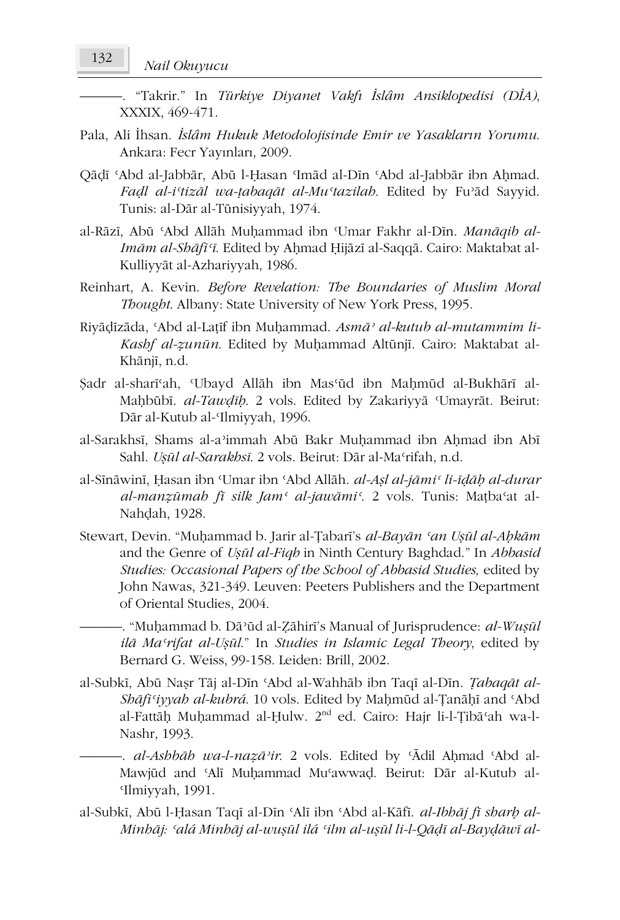———. "Takrir." In *Türkiye Diyanet Vakfı İslâm Ansiklopedisi (DİA)*, XXXIX, 469-471.

Pala, Ali İhsan. *İslâm Hukuk Metodolojisinde Emir ve Yasakların Yorumu.* Ankara: Fecr Yayınları, 2009.

Qāḍī ʿAbd al-Jabbār, Abū l-Ḥasan ʿImād al-Dīn ʿAbd al-Jabbār ibn Aḥmad. *Faḍl al-iʿtizāl wa-ṭabaqāt al-Muʿtazilah.* Edited by Fuʾād Sayyid. Tunis: al-Dār al-Tūnisiyyah, 1974.

al-Rāzī, Abū ʿAbd Allāh Muḥammad ibn ʿUmar Fakhr al-Dīn. *Manāqib al-Imām al-Shāfiʿī.* Edited by Aḥmad Ḥijāzī al-Saqqā. Cairo: Maktabat al-Kulliyyāt al-Azhariyyah, 1986.

Reinhart, A. Kevin. *Before Revelation: The Boundaries of Muslim Moral Thought.* Albany: State University of New York Press, 1995.

Riyāḍīzāda, ʿAbd al-Laṭīf ibn Muḥammad. *Asmāʾ al-kutub al-mutammim li-Kashf al-ẓunūn.* Edited by Muḥammad Altūnjī. Cairo: Maktabat al-Khānjī, n.d.

Ṣadr al-sharīʿah, ʿUbayd Allāh ibn Masʿūd ibn Maḥmūd al-Bukhārī al-Maḥbūbī. *al-Tawḍīḥ.* 2 vols. Edited by Zakariyyā ʿUmayrāt. Beirut: Dār al-Kutub al-ʿIlmiyyah, 1996.

al-Sarakhsī, Shams al-aʾimmah Abū Bakr Muḥammad ibn Aḥmad ibn Abī Sahl. *Uṣūl al-Sarakhsī.* 2 vols. Beirut: Dār al-Maʿrifah, n.d.

al-Sīnāwinī, Ḥasan ibn ʿUmar ibn ʿAbd Allāh. *al-Aṣl al-jāmiʿ li-īḍāḥ al-durar al-manẓūmah fī silk Jamʿ al-jawāmiʿ.* 2 vols. Tunis: Maṭbaʿat al-Nahḍah, 1928.

Stewart, Devin. "Muḥammad b. Jarir al-Ṭabarī's *al-Bayān ʿan Uṣūl al-Aḥkām* and the Genre of *Uṣūl al-Fiqh* in Ninth Century Baghdad." In *Abbasid Studies: Occasional Papers of the School of Abbasid Studies,* edited by John Nawas, 321-349. Leuven: Peeters Publishers and the Department of Oriental Studies, 2004.

———. "Muḥammad b. Dāʾūd al-Ẓāhirī's Manual of Jurisprudence: *al-Wuṣūl ilā Maʿrifat al-Uṣūl.*" In *Studies in Islamic Legal Theory*, edited by Bernard G. Weiss, 99-158. Leiden: Brill, 2002.

al-Subkī, Abū Naṣr Tāj al-Dīn ʿAbd al-Wahhāb ibn Taqī al-Dīn. *Ṭabaqāt al-Shāfiʿiyyah al-kubrá.* 10 vols. Edited by Maḥmūd al-Ṭanāḥī and ʿAbd al-Fattāḥ Muḥammad al-Ḥulw. 2nd ed. Cairo: Hajr li-l-Ṭibāʿah wa-l-Nashr, 1993.

———. *al-Ashbāh wa-l-naẓāʾir.* 2 vols. Edited by ʿĀdil Aḥmad ʿAbd al-Mawjūd and ʿAlī Muḥammad Muʿawwaḍ. Beirut: Dār al-Kutub al-ʿIlmiyyah, 1991.

al-Subkī, Abū l-Ḥasan Taqī al-Dīn ʿAlī ibn ʿAbd al-Kāfī. *al-Ibhāj fī sharḥ al-Minhāj: ʿalá Minhāj al-wuṣūl ilá ʿilm al-uṣūl li-l-Qāḍī al-Bayḍāwī al-*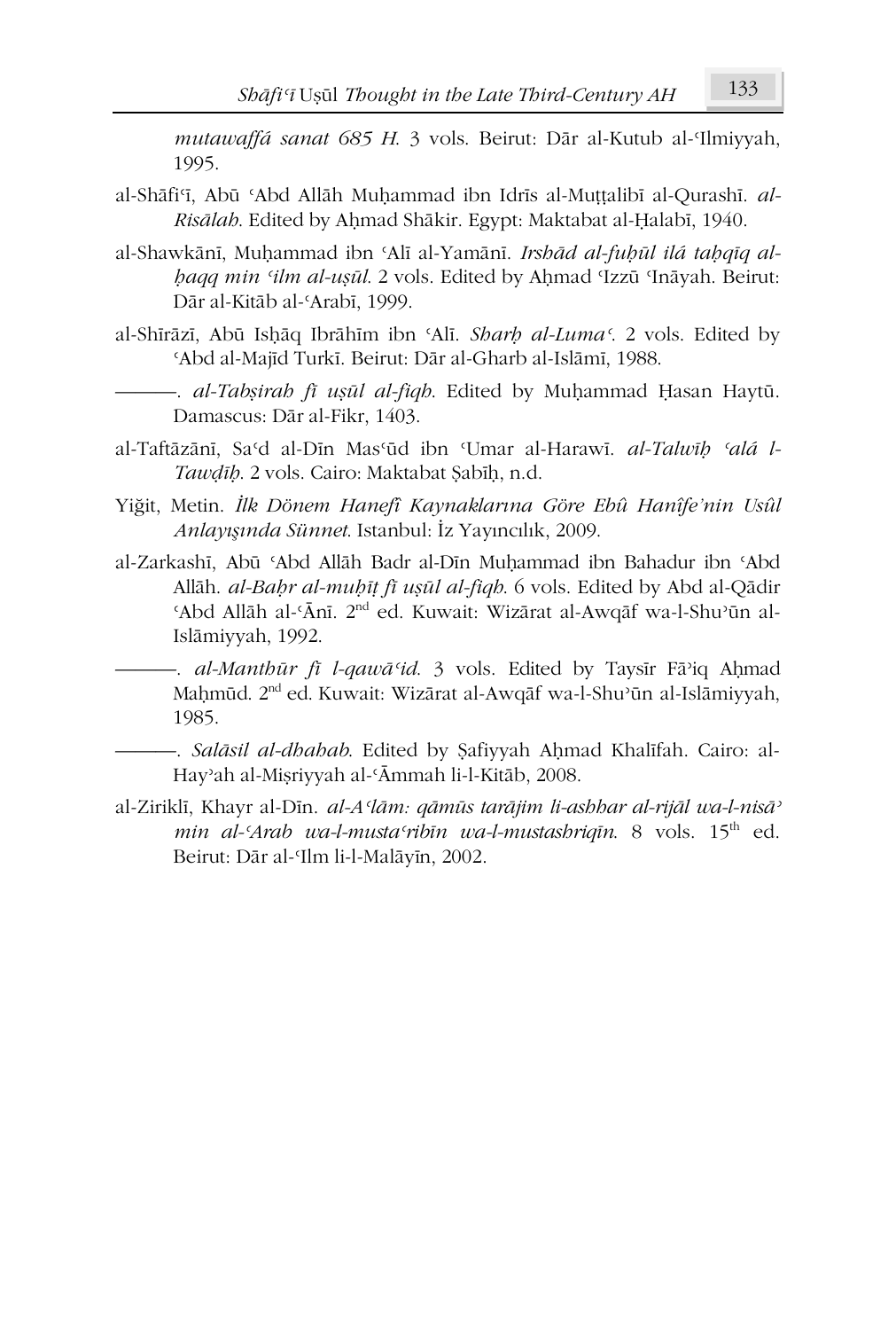*mutawaffá sanat 685 H.* 3 vols. Beirut: Dār al-Kutub al-ʿIlmiyyah, 1995.

al-Shāfiʿī, Abū ʿAbd Allāh Muḥammad ibn Idrīs al-Muṭṭalibī al-Qurashī. *al-Risālah*. Edited by Aḥmad Shākir. Egypt: Maktabat al-Ḥalabī, 1940.

al-Shawkānī, Muḥammad ibn ʿAlī al-Yamānī. *Irshād al-fuḥūl ilá taḥqīq al-ḥaqq min ʿilm al-uṣūl*. 2 vols. Edited by Aḥmad ʿIzzū ʿInāyah. Beirut: Dār al-Kitāb al-ʿArabī, 1999.

al-Shīrāzī, Abū Isḥāq Ibrāhīm ibn ʿAlī. *Sharḥ al-Lumaʿ*. 2 vols. Edited by ʿAbd al-Majīd Turkī. Beirut: Dār al-Gharb al-Islāmī, 1988.

———. *al-Tabṣirah fī uṣūl al-fiqh*. Edited by Muḥammad Ḥasan Haytū. Damascus: Dār al-Fikr, 1403.

al-Taftāzānī, Saʿd al-Dīn Masʿūd ibn ʿUmar al-Harawī. *al-Talwīḥ ʿalá l-Tawḍīḥ*. 2 vols. Cairo: Maktabat Ṣabīḥ, n.d.

Yiğit, Metin. *İlk Dönem Hanefî Kaynaklarına Göre Ebû Hanîfe'nin Usûl Anlayışında Sünnet*. Istanbul: İz Yayıncılık, 2009.

al-Zarkashī, Abū ʿAbd Allāh Badr al-Dīn Muḥammad ibn Bahadur ibn ʿAbd Allāh. *al-Baḥr al-muḥīṭ fī uṣūl al-fiqh*. 6 vols. Edited by Abd al-Qādir ʿAbd Allāh al-ʿĀnī. 2nd ed. Kuwait: Wizārat al-Awqāf wa-l-Shuʾūn al-Islāmiyyah, 1992.

———. *al-Manthūr fī l-qawāʿid*. 3 vols. Edited by Taysīr Fāʾiq Aḥmad Maḥmūd. 2nd ed. Kuwait: Wizārat al-Awqāf wa-l-Shuʾūn al-Islāmiyyah, 1985.

———. *Salāsil al-dhahab*. Edited by Ṣafiyyah Aḥmad Khalīfah. Cairo: al-Hayʾah al-Miṣriyyah al-ʿĀmmah li-l-Kitāb, 2008.

al-Ziriklī, Khayr al-Dīn. *al-Aʿlām: qāmūs tarājim li-ashhar al-rijāl wa-l-nisāʾ min al-ʿArab wa-l-mustaʿribīn wa-l-mustashriqīn*. 8 vols. 15th ed. Beirut: Dār al-ʿIlm li-l-Malāyīn, 2002.